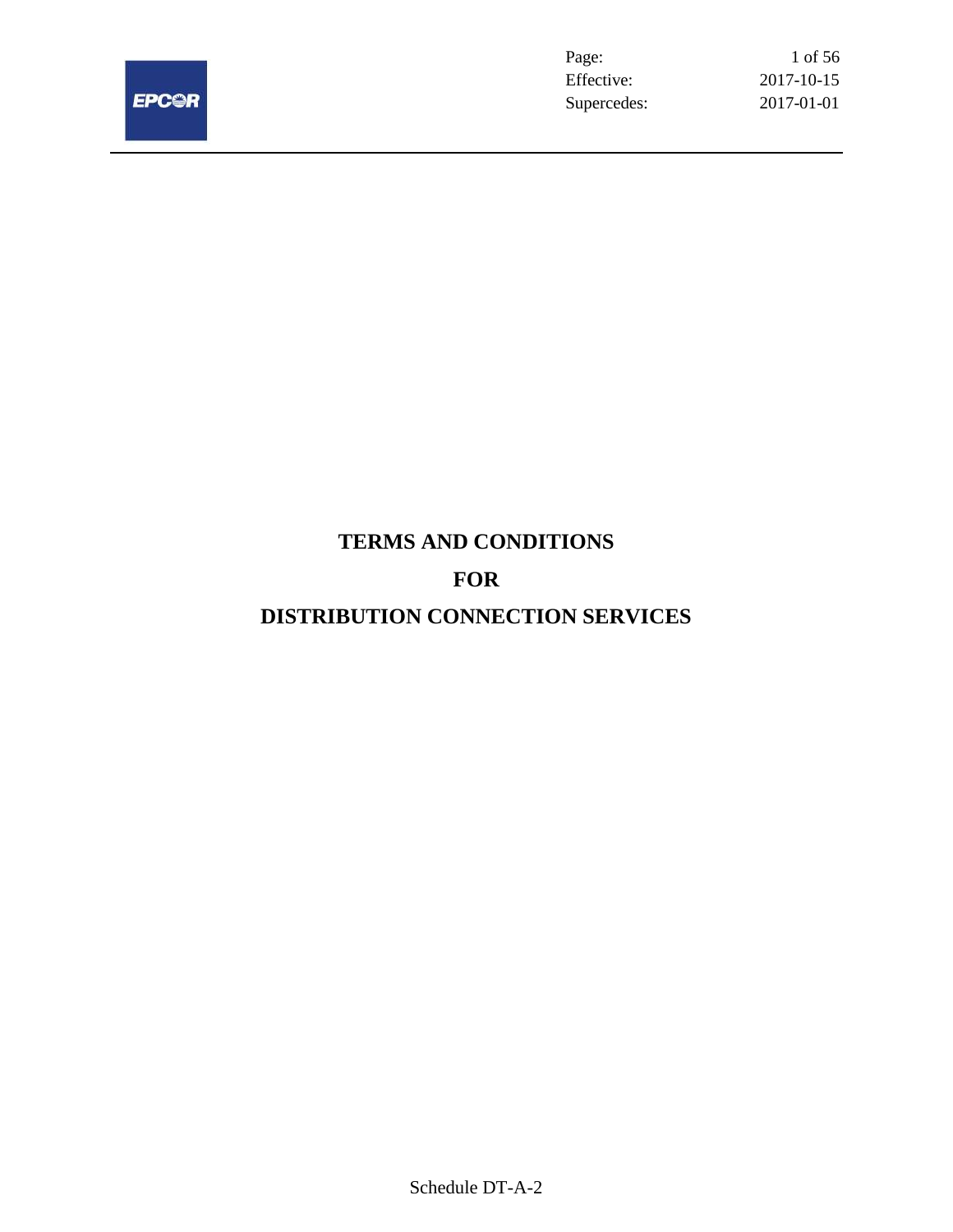# TERMS AND CONDITIONS

# FOR

# DISTRIBUTION CONNECTION SERVICES

Schedule DT-A-2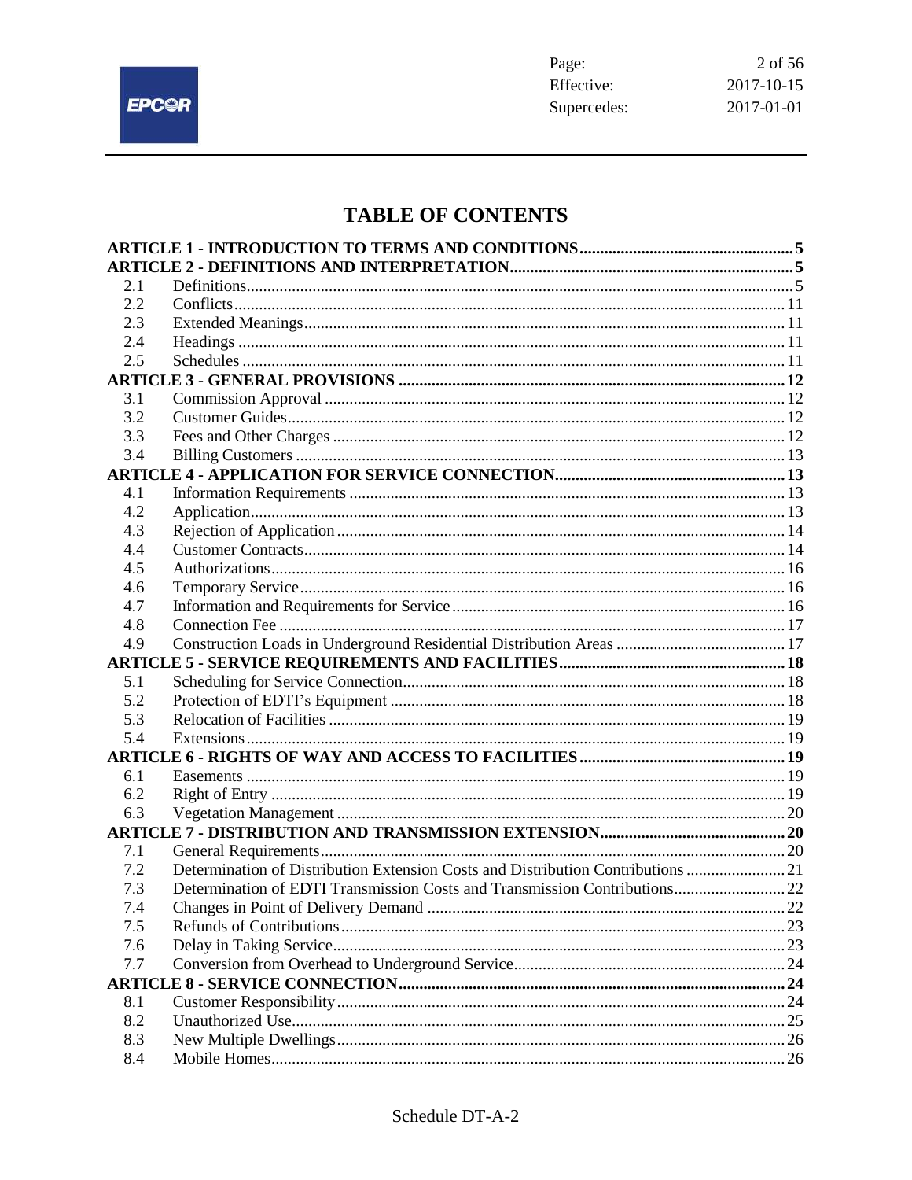# TABLE OF CONTENTS

| | | |
|---|---|---|
| **ARTICLE 1 - INTRODUCTION TO TERMS AND CONDITIONS** | | **5** |
| **ARTICLE 2 - DEFINITIONS AND INTERPRETATION** | | **5** |
| 2.1 | Definitions | 5 |
| 2.2 | Conflicts | 11 |
| 2.3 | Extended Meanings | 11 |
| 2.4 | Headings | 11 |
| 2.5 | Schedules | 11 |
| **ARTICLE 3 - GENERAL PROVISIONS** | | **12** |
| 3.1 | Commission Approval | 12 |
| 3.2 | Customer Guides | 12 |
| 3.3 | Fees and Other Charges | 12 |
| 3.4 | Billing Customers | 13 |
| **ARTICLE 4 - APPLICATION FOR SERVICE CONNECTION** | | **13** |
| 4.1 | Information Requirements | 13 |
| 4.2 | Application | 13 |
| 4.3 | Rejection of Application | 14 |
| 4.4 | Customer Contracts | 14 |
| 4.5 | Authorizations | 16 |
| 4.6 | Temporary Service | 16 |
| 4.7 | Information and Requirements for Service | 16 |
| 4.8 | Connection Fee | 17 |
| 4.9 | Construction Loads in Underground Residential Distribution Areas | 17 |
| **ARTICLE 5 - SERVICE REQUIREMENTS AND FACILITIES** | | **18** |
| 5.1 | Scheduling for Service Connection | 18 |
| 5.2 | Protection of EDTI's Equipment | 18 |
| 5.3 | Relocation of Facilities | 19 |
| 5.4 | Extensions | 19 |
| **ARTICLE 6 - RIGHTS OF WAY AND ACCESS TO FACILITIES** | | **19** |
| 6.1 | Easements | 19 |
| 6.2 | Right of Entry | 19 |
| 6.3 | Vegetation Management | 20 |
| **ARTICLE 7 - DISTRIBUTION AND TRANSMISSION EXTENSION** | | **20** |
| 7.1 | General Requirements | 20 |
| 7.2 | Determination of Distribution Extension Costs and Distribution Contributions | 21 |
| 7.3 | Determination of EDTI Transmission Costs and Transmission Contributions | 22 |
| 7.4 | Changes in Point of Delivery Demand | 22 |
| 7.5 | Refunds of Contributions | 23 |
| 7.6 | Delay in Taking Service | 23 |
| 7.7 | Conversion from Overhead to Underground Service | 24 |
| **ARTICLE 8 - SERVICE CONNECTION** | | **24** |
| 8.1 | Customer Responsibility | 24 |
| 8.2 | Unauthorized Use | 25 |
| 8.3 | New Multiple Dwellings | 26 |
| 8.4 | Mobile Homes | 26 |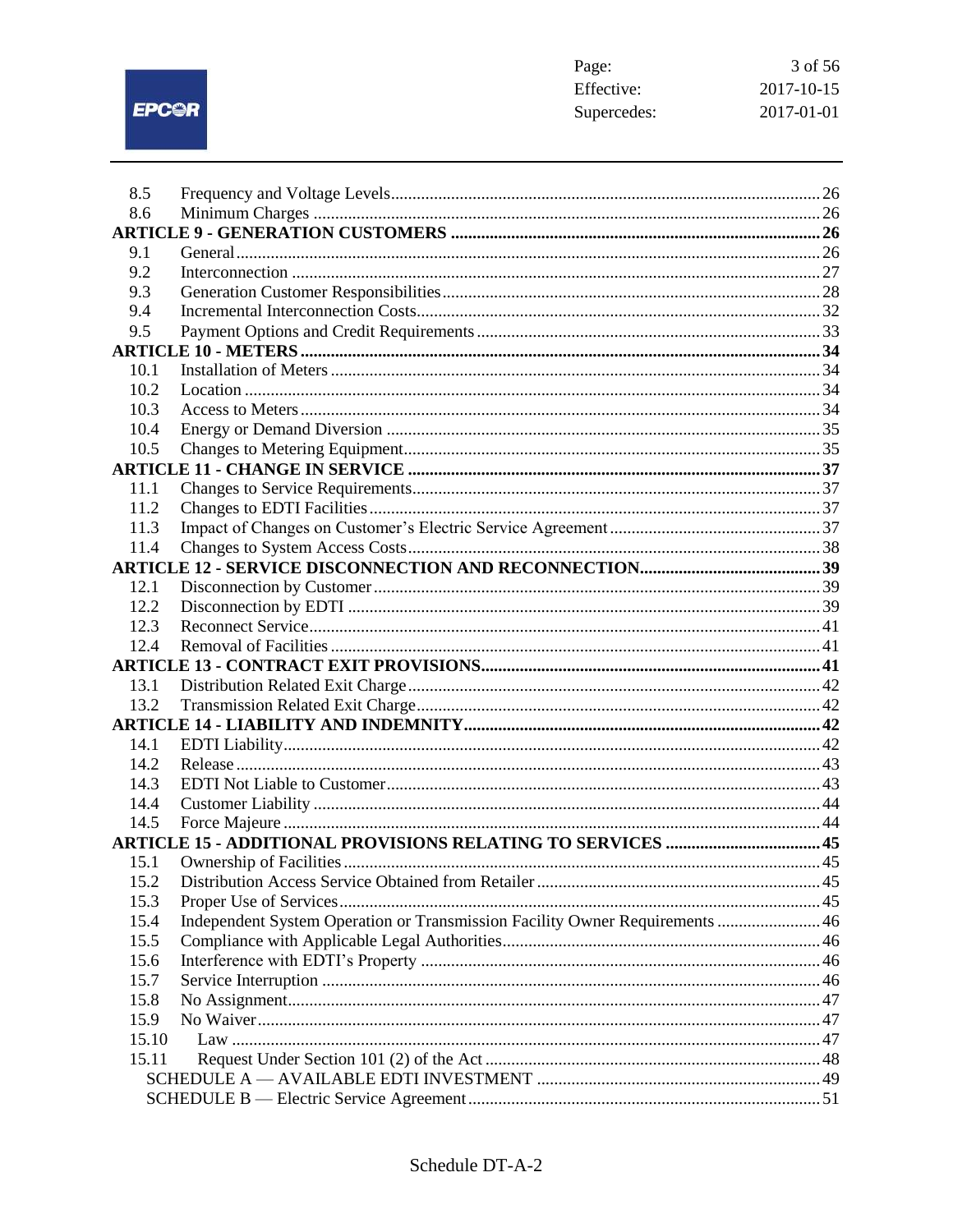| | | |
|---|---|---|
| 8.5 | Frequency and Voltage Levels | 26 |
| 8.6 | Minimum Charges | 26 |
| **ARTICLE 9 - GENERATION CUSTOMERS** | | **26** |
| 9.1 | General | 26 |
| 9.2 | Interconnection | 27 |
| 9.3 | Generation Customer Responsibilities | 28 |
| 9.4 | Incremental Interconnection Costs | 32 |
| 9.5 | Payment Options and Credit Requirements | 33 |
| **ARTICLE 10 - METERS** | | **34** |
| 10.1 | Installation of Meters | 34 |
| 10.2 | Location | 34 |
| 10.3 | Access to Meters | 34 |
| 10.4 | Energy or Demand Diversion | 35 |
| 10.5 | Changes to Metering Equipment | 35 |
| **ARTICLE 11 - CHANGE IN SERVICE** | | **37** |
| 11.1 | Changes to Service Requirements | 37 |
| 11.2 | Changes to EDTI Facilities | 37 |
| 11.3 | Impact of Changes on Customer's Electric Service Agreement | 37 |
| 11.4 | Changes to System Access Costs | 38 |
| **ARTICLE 12 - SERVICE DISCONNECTION AND RECONNECTION** | | **39** |
| 12.1 | Disconnection by Customer | 39 |
| 12.2 | Disconnection by EDTI | 39 |
| 12.3 | Reconnect Service | 41 |
| 12.4 | Removal of Facilities | 41 |
| **ARTICLE 13 - CONTRACT EXIT PROVISIONS** | | **41** |
| 13.1 | Distribution Related Exit Charge | 42 |
| 13.2 | Transmission Related Exit Charge | 42 |
| **ARTICLE 14 - LIABILITY AND INDEMNITY** | | **42** |
| 14.1 | EDTI Liability | 42 |
| 14.2 | Release | 43 |
| 14.3 | EDTI Not Liable to Customer | 43 |
| 14.4 | Customer Liability | 44 |
| 14.5 | Force Majeure | 44 |
| **ARTICLE 15 - ADDITIONAL PROVISIONS RELATING TO SERVICES** | | **45** |
| 15.1 | Ownership of Facilities | 45 |
| 15.2 | Distribution Access Service Obtained from Retailer | 45 |
| 15.3 | Proper Use of Services | 45 |
| 15.4 | Independent System Operation or Transmission Facility Owner Requirements | 46 |
| 15.5 | Compliance with Applicable Legal Authorities | 46 |
| 15.6 | Interference with EDTI's Property | 46 |
| 15.7 | Service Interruption | 46 |
| 15.8 | No Assignment | 47 |
| 15.9 | No Waiver | 47 |
| 15.10 | Law | 47 |
| 15.11 | Request Under Section 101 (2) of the Act | 48 |
| | SCHEDULE A — AVAILABLE EDTI INVESTMENT | 49 |
| | SCHEDULE B — Electric Service Agreement | 51 |

Schedule DT-A-2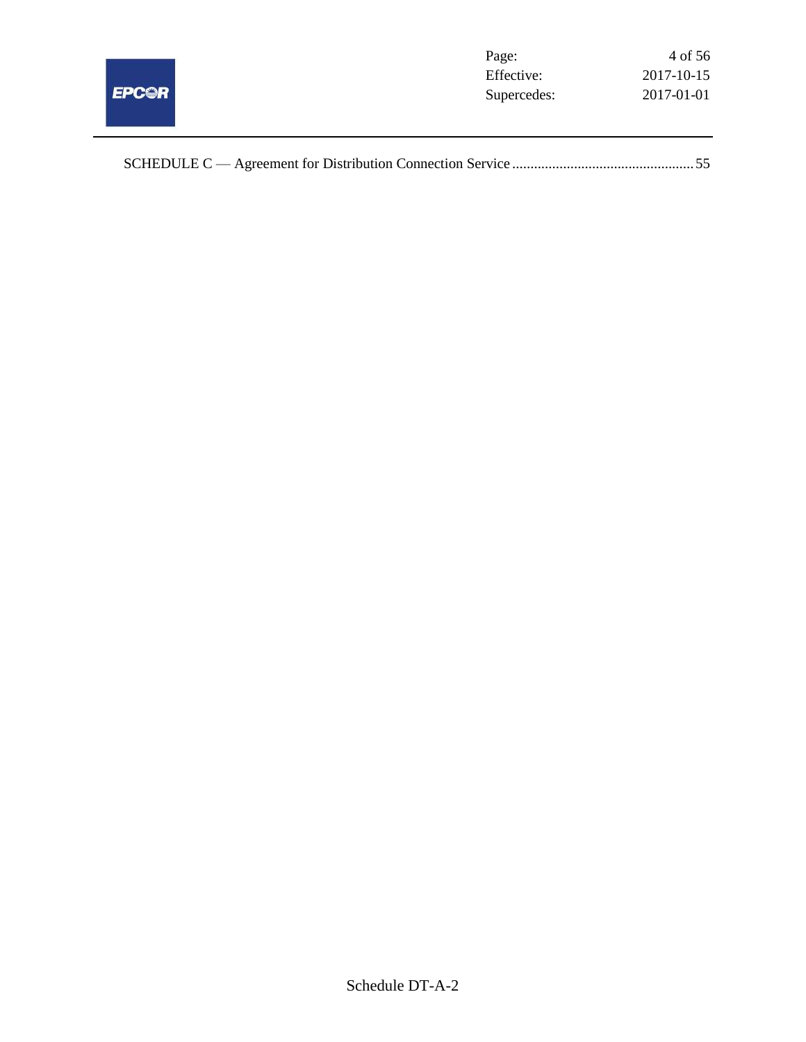SCHEDULE C — Agreement for Distribution Connection Service .................................................. 55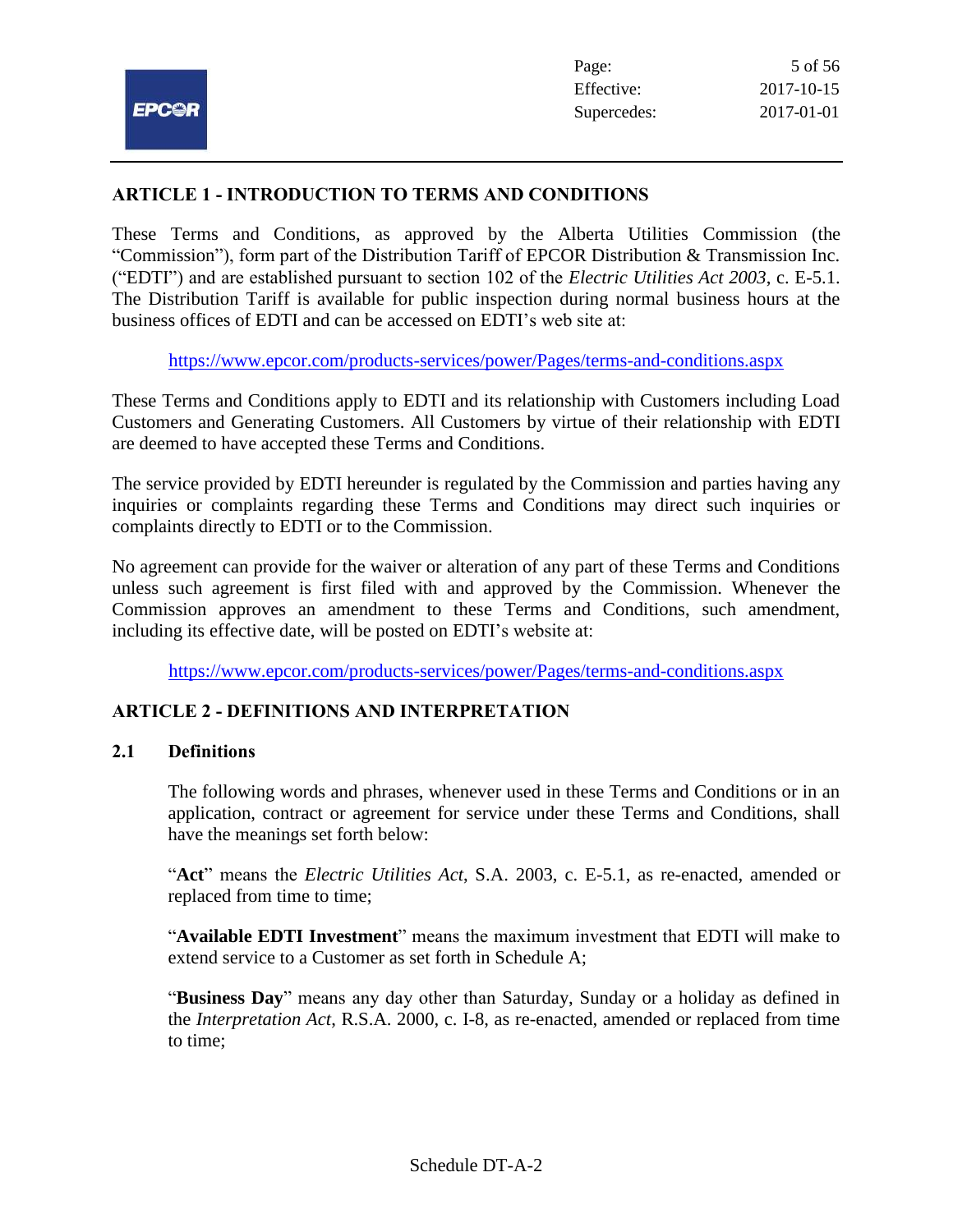## ARTICLE 1 - INTRODUCTION TO TERMS AND CONDITIONS

These Terms and Conditions, as approved by the Alberta Utilities Commission (the "Commission"), form part of the Distribution Tariff of EPCOR Distribution & Transmission Inc. ("EDTI") and are established pursuant to section 102 of the *Electric Utilities Act 2003*, c. E-5.1. The Distribution Tariff is available for public inspection during normal business hours at the business offices of EDTI and can be accessed on EDTI's web site at:

https://www.epcor.com/products-services/power/Pages/terms-and-conditions.aspx

These Terms and Conditions apply to EDTI and its relationship with Customers including Load Customers and Generating Customers. All Customers by virtue of their relationship with EDTI are deemed to have accepted these Terms and Conditions.

The service provided by EDTI hereunder is regulated by the Commission and parties having any inquiries or complaints regarding these Terms and Conditions may direct such inquiries or complaints directly to EDTI or to the Commission.

No agreement can provide for the waiver or alteration of any part of these Terms and Conditions unless such agreement is first filed with and approved by the Commission. Whenever the Commission approves an amendment to these Terms and Conditions, such amendment, including its effective date, will be posted on EDTI's website at:

https://www.epcor.com/products-services/power/Pages/terms-and-conditions.aspx

## ARTICLE 2 - DEFINITIONS AND INTERPRETATION

### 2.1 Definitions

The following words and phrases, whenever used in these Terms and Conditions or in an application, contract or agreement for service under these Terms and Conditions, shall have the meanings set forth below:

"**Act**" means the *Electric Utilities Act*, S.A. 2003, c. E-5.1, as re-enacted, amended or replaced from time to time;

"**Available EDTI Investment**" means the maximum investment that EDTI will make to extend service to a Customer as set forth in Schedule A;

"**Business Day**" means any day other than Saturday, Sunday or a holiday as defined in the *Interpretation Act*, R.S.A. 2000, c. I-8, as re-enacted, amended or replaced from time to time;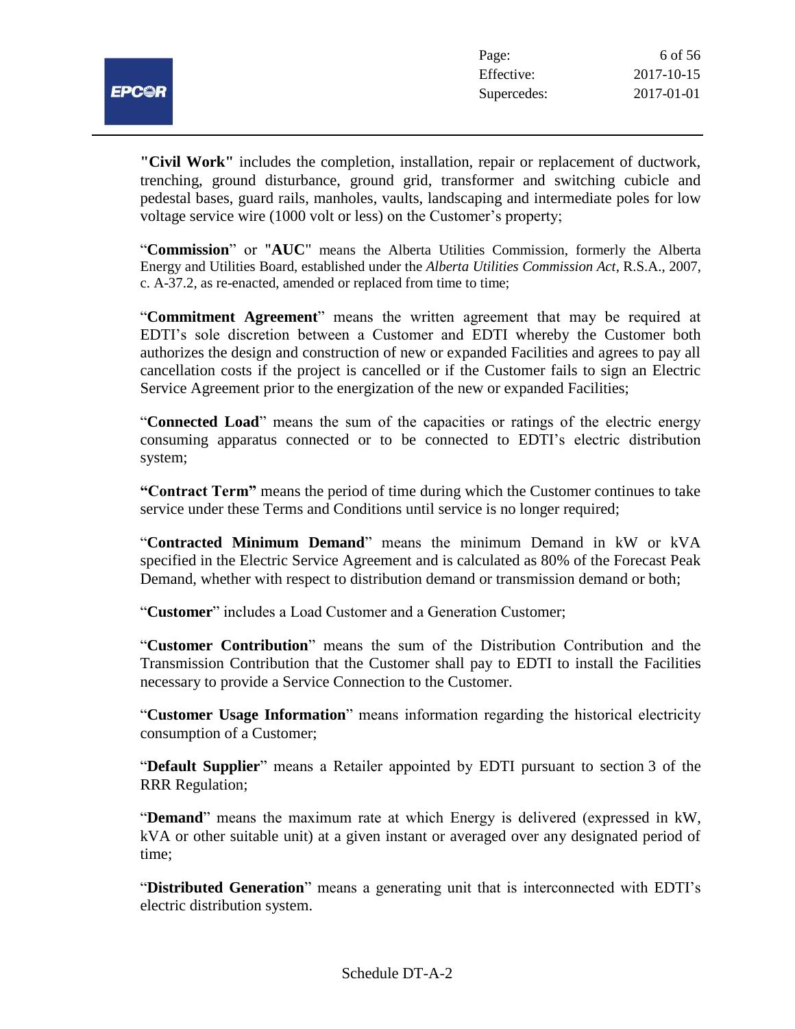**"Civil Work"** includes the completion, installation, repair or replacement of ductwork, trenching, ground disturbance, ground grid, transformer and switching cubicle and pedestal bases, guard rails, manholes, vaults, landscaping and intermediate poles for low voltage service wire (1000 volt or less) on the Customer's property;

"**Commission**" or "**AUC**" means the Alberta Utilities Commission, formerly the Alberta Energy and Utilities Board, established under the *Alberta Utilities Commission Act*, R.S.A., 2007, c. A-37.2, as re-enacted, amended or replaced from time to time;

"**Commitment Agreement**" means the written agreement that may be required at EDTI's sole discretion between a Customer and EDTI whereby the Customer both authorizes the design and construction of new or expanded Facilities and agrees to pay all cancellation costs if the project is cancelled or if the Customer fails to sign an Electric Service Agreement prior to the energization of the new or expanded Facilities;

"**Connected Load**" means the sum of the capacities or ratings of the electric energy consuming apparatus connected or to be connected to EDTI's electric distribution system;

**"Contract Term"** means the period of time during which the Customer continues to take service under these Terms and Conditions until service is no longer required;

"**Contracted Minimum Demand**" means the minimum Demand in kW or kVA specified in the Electric Service Agreement and is calculated as 80% of the Forecast Peak Demand, whether with respect to distribution demand or transmission demand or both;

"**Customer**" includes a Load Customer and a Generation Customer;

"**Customer Contribution**" means the sum of the Distribution Contribution and the Transmission Contribution that the Customer shall pay to EDTI to install the Facilities necessary to provide a Service Connection to the Customer.

"**Customer Usage Information**" means information regarding the historical electricity consumption of a Customer;

"**Default Supplier**" means a Retailer appointed by EDTI pursuant to section 3 of the RRR Regulation;

"**Demand**" means the maximum rate at which Energy is delivered (expressed in kW, kVA or other suitable unit) at a given instant or averaged over any designated period of time;

"**Distributed Generation**" means a generating unit that is interconnected with EDTI's electric distribution system.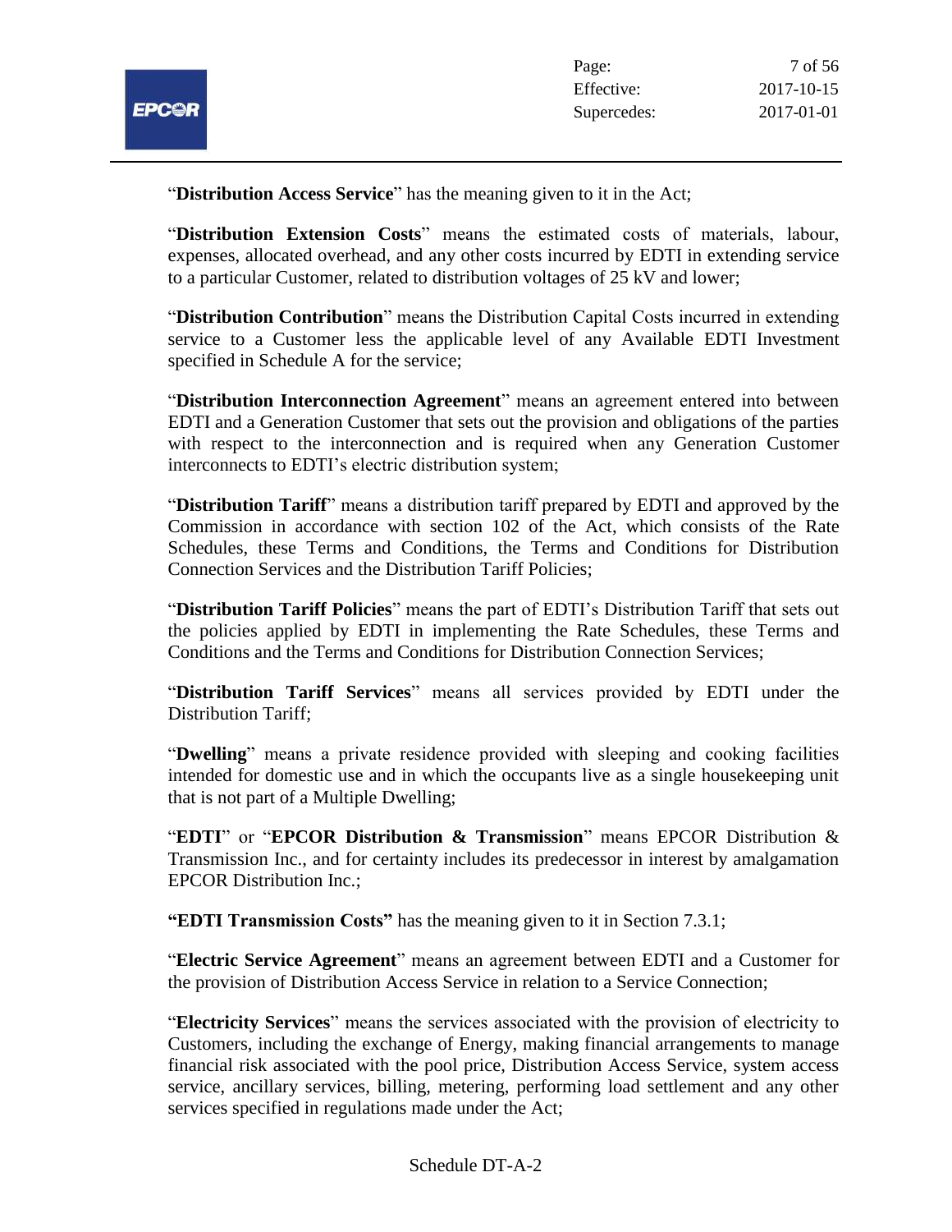"**Distribution Access Service**" has the meaning given to it in the Act;

"**Distribution Extension Costs**" means the estimated costs of materials, labour, expenses, allocated overhead, and any other costs incurred by EDTI in extending service to a particular Customer, related to distribution voltages of 25 kV and lower;

"**Distribution Contribution**" means the Distribution Capital Costs incurred in extending service to a Customer less the applicable level of any Available EDTI Investment specified in Schedule A for the service;

"**Distribution Interconnection Agreement**" means an agreement entered into between EDTI and a Generation Customer that sets out the provision and obligations of the parties with respect to the interconnection and is required when any Generation Customer interconnects to EDTI's electric distribution system;

"**Distribution Tariff**" means a distribution tariff prepared by EDTI and approved by the Commission in accordance with section 102 of the Act, which consists of the Rate Schedules, these Terms and Conditions, the Terms and Conditions for Distribution Connection Services and the Distribution Tariff Policies;

"**Distribution Tariff Policies**" means the part of EDTI's Distribution Tariff that sets out the policies applied by EDTI in implementing the Rate Schedules, these Terms and Conditions and the Terms and Conditions for Distribution Connection Services;

"**Distribution Tariff Services**" means all services provided by EDTI under the Distribution Tariff;

"**Dwelling**" means a private residence provided with sleeping and cooking facilities intended for domestic use and in which the occupants live as a single housekeeping unit that is not part of a Multiple Dwelling;

"**EDTI**" or "**EPCOR Distribution & Transmission**" means EPCOR Distribution & Transmission Inc., and for certainty includes its predecessor in interest by amalgamation EPCOR Distribution Inc.;

**"EDTI Transmission Costs"** has the meaning given to it in Section 7.3.1;

"**Electric Service Agreement**" means an agreement between EDTI and a Customer for the provision of Distribution Access Service in relation to a Service Connection;

"**Electricity Services**" means the services associated with the provision of electricity to Customers, including the exchange of Energy, making financial arrangements to manage financial risk associated with the pool price, Distribution Access Service, system access service, ancillary services, billing, metering, performing load settlement and any other services specified in regulations made under the Act;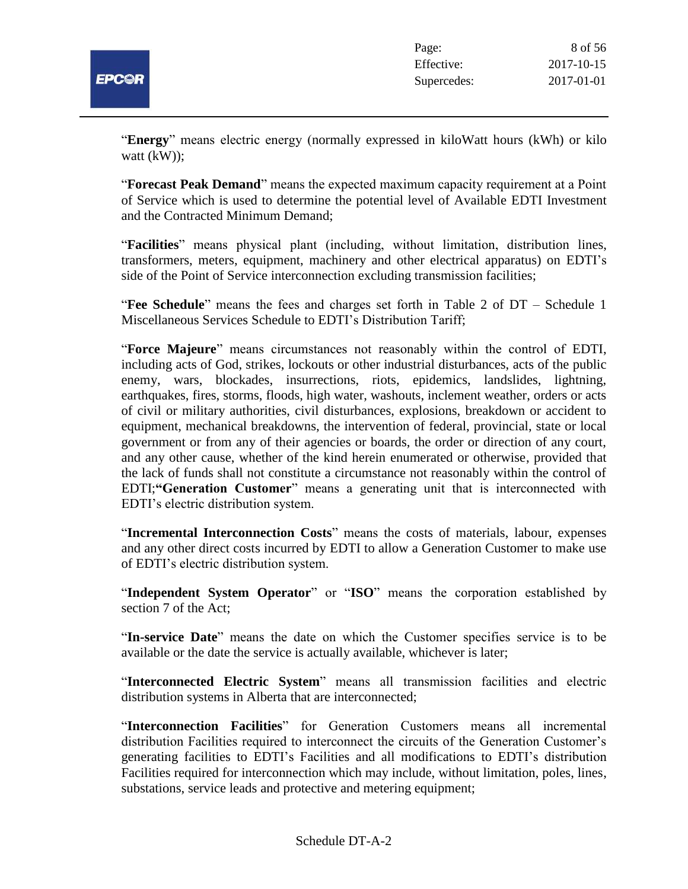"**Energy**" means electric energy (normally expressed in kiloWatt hours (kWh) or kilo watt (kW));

"**Forecast Peak Demand**" means the expected maximum capacity requirement at a Point of Service which is used to determine the potential level of Available EDTI Investment and the Contracted Minimum Demand;

"**Facilities**" means physical plant (including, without limitation, distribution lines, transformers, meters, equipment, machinery and other electrical apparatus) on EDTI's side of the Point of Service interconnection excluding transmission facilities;

"**Fee Schedule**" means the fees and charges set forth in Table 2 of DT – Schedule 1 Miscellaneous Services Schedule to EDTI's Distribution Tariff;

"**Force Majeure**" means circumstances not reasonably within the control of EDTI, including acts of God, strikes, lockouts or other industrial disturbances, acts of the public enemy, wars, blockades, insurrections, riots, epidemics, landslides, lightning, earthquakes, fires, storms, floods, high water, washouts, inclement weather, orders or acts of civil or military authorities, civil disturbances, explosions, breakdown or accident to equipment, mechanical breakdowns, the intervention of federal, provincial, state or local government or from any of their agencies or boards, the order or direction of any court, and any other cause, whether of the kind herein enumerated or otherwise, provided that the lack of funds shall not constitute a circumstance not reasonably within the control of EDTI;**"Generation Customer**" means a generating unit that is interconnected with EDTI's electric distribution system.

"**Incremental Interconnection Costs**" means the costs of materials, labour, expenses and any other direct costs incurred by EDTI to allow a Generation Customer to make use of EDTI's electric distribution system.

"**Independent System Operator**" or "**ISO**" means the corporation established by section 7 of the Act;

"**In-service Date**" means the date on which the Customer specifies service is to be available or the date the service is actually available, whichever is later;

"**Interconnected Electric System**" means all transmission facilities and electric distribution systems in Alberta that are interconnected;

"**Interconnection Facilities**" for Generation Customers means all incremental distribution Facilities required to interconnect the circuits of the Generation Customer's generating facilities to EDTI's Facilities and all modifications to EDTI's distribution Facilities required for interconnection which may include, without limitation, poles, lines, substations, service leads and protective and metering equipment;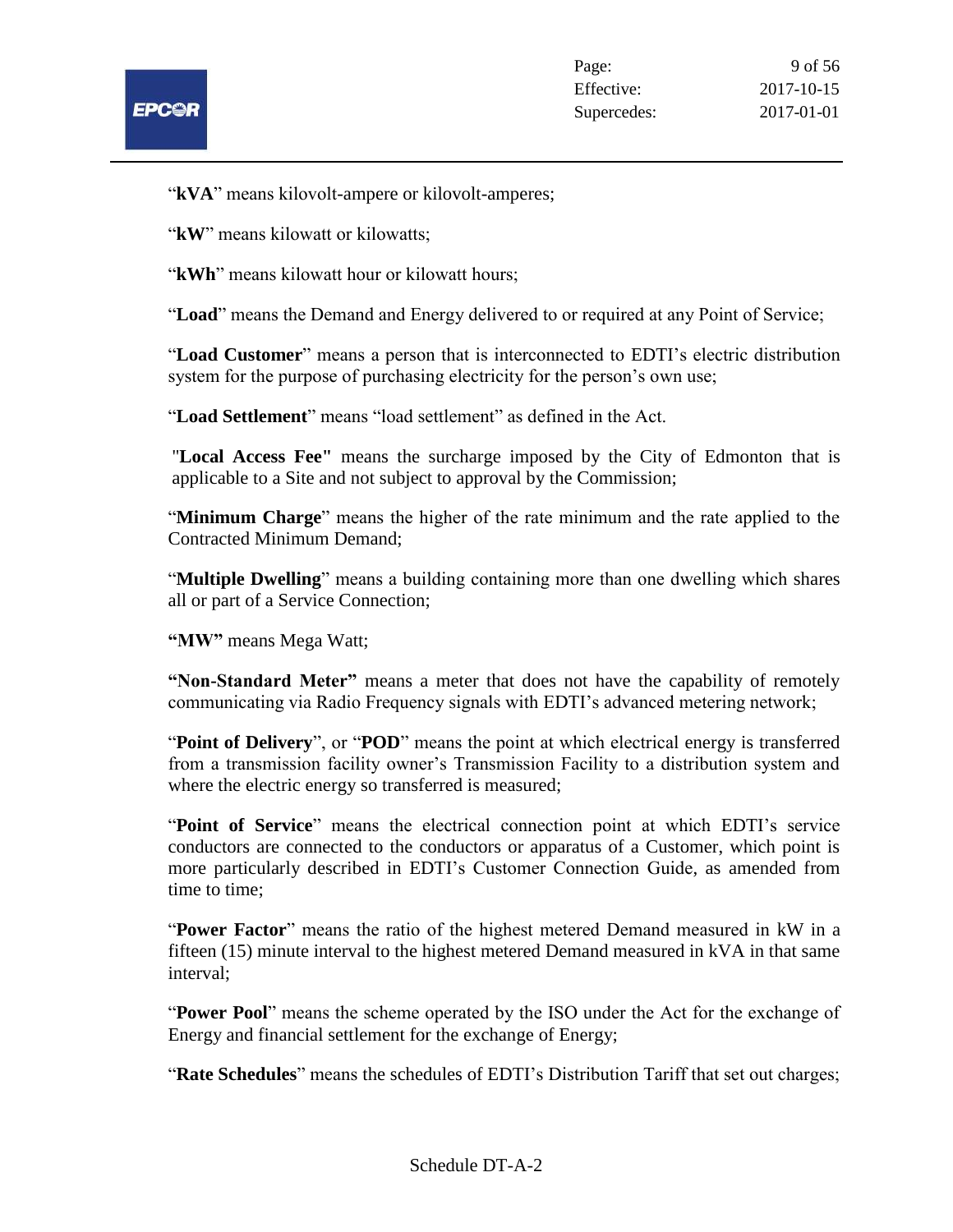"**kVA**" means kilovolt-ampere or kilovolt-amperes;

"**kW**" means kilowatt or kilowatts;

"**kWh**" means kilowatt hour or kilowatt hours;

"**Load**" means the Demand and Energy delivered to or required at any Point of Service;

"**Load Customer**" means a person that is interconnected to EDTI's electric distribution system for the purpose of purchasing electricity for the person's own use;

"**Load Settlement**" means "load settlement" as defined in the Act.

"**Local Access Fee"** means the surcharge imposed by the City of Edmonton that is applicable to a Site and not subject to approval by the Commission;

"**Minimum Charge**" means the higher of the rate minimum and the rate applied to the Contracted Minimum Demand;

"**Multiple Dwelling**" means a building containing more than one dwelling which shares all or part of a Service Connection;

**"MW"** means Mega Watt;

**"Non-Standard Meter"** means a meter that does not have the capability of remotely communicating via Radio Frequency signals with EDTI's advanced metering network;

"**Point of Delivery**", or "**POD**" means the point at which electrical energy is transferred from a transmission facility owner's Transmission Facility to a distribution system and where the electric energy so transferred is measured;

"**Point of Service**" means the electrical connection point at which EDTI's service conductors are connected to the conductors or apparatus of a Customer, which point is more particularly described in EDTI's Customer Connection Guide, as amended from time to time;

"**Power Factor**" means the ratio of the highest metered Demand measured in kW in a fifteen (15) minute interval to the highest metered Demand measured in kVA in that same interval;

"**Power Pool**" means the scheme operated by the ISO under the Act for the exchange of Energy and financial settlement for the exchange of Energy;

"**Rate Schedules**" means the schedules of EDTI's Distribution Tariff that set out charges;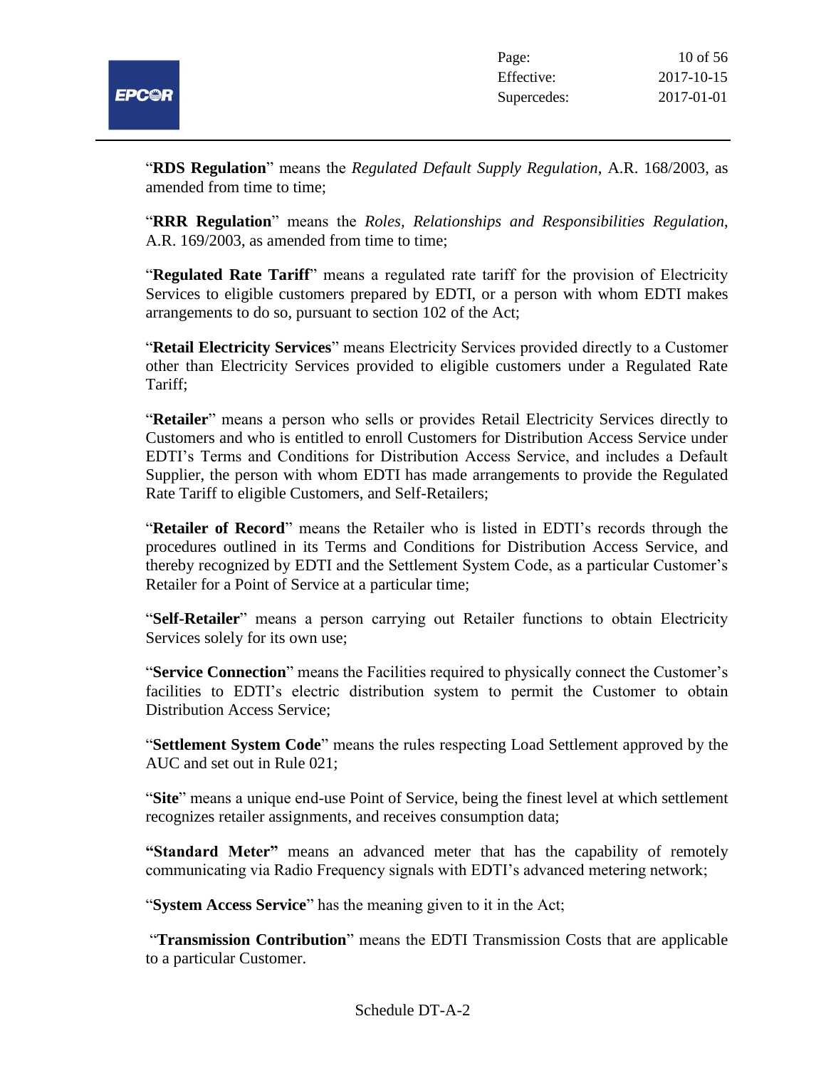"**RDS Regulation**" means the *Regulated Default Supply Regulation*, A.R. 168/2003, as amended from time to time;

"**RRR Regulation**" means the *Roles, Relationships and Responsibilities Regulation*, A.R. 169/2003, as amended from time to time;

"**Regulated Rate Tariff**" means a regulated rate tariff for the provision of Electricity Services to eligible customers prepared by EDTI, or a person with whom EDTI makes arrangements to do so, pursuant to section 102 of the Act;

"**Retail Electricity Services**" means Electricity Services provided directly to a Customer other than Electricity Services provided to eligible customers under a Regulated Rate Tariff;

"**Retailer**" means a person who sells or provides Retail Electricity Services directly to Customers and who is entitled to enroll Customers for Distribution Access Service under EDTI's Terms and Conditions for Distribution Access Service, and includes a Default Supplier, the person with whom EDTI has made arrangements to provide the Regulated Rate Tariff to eligible Customers, and Self-Retailers;

"**Retailer of Record**" means the Retailer who is listed in EDTI's records through the procedures outlined in its Terms and Conditions for Distribution Access Service, and thereby recognized by EDTI and the Settlement System Code, as a particular Customer's Retailer for a Point of Service at a particular time;

"**Self-Retailer**" means a person carrying out Retailer functions to obtain Electricity Services solely for its own use;

"**Service Connection**" means the Facilities required to physically connect the Customer's facilities to EDTI's electric distribution system to permit the Customer to obtain Distribution Access Service;

"**Settlement System Code**" means the rules respecting Load Settlement approved by the AUC and set out in Rule 021;

"**Site**" means a unique end-use Point of Service, being the finest level at which settlement recognizes retailer assignments, and receives consumption data;

**"Standard Meter"** means an advanced meter that has the capability of remotely communicating via Radio Frequency signals with EDTI's advanced metering network;

"**System Access Service**" has the meaning given to it in the Act;

"**Transmission Contribution**" means the EDTI Transmission Costs that are applicable to a particular Customer.

Schedule DT-A-2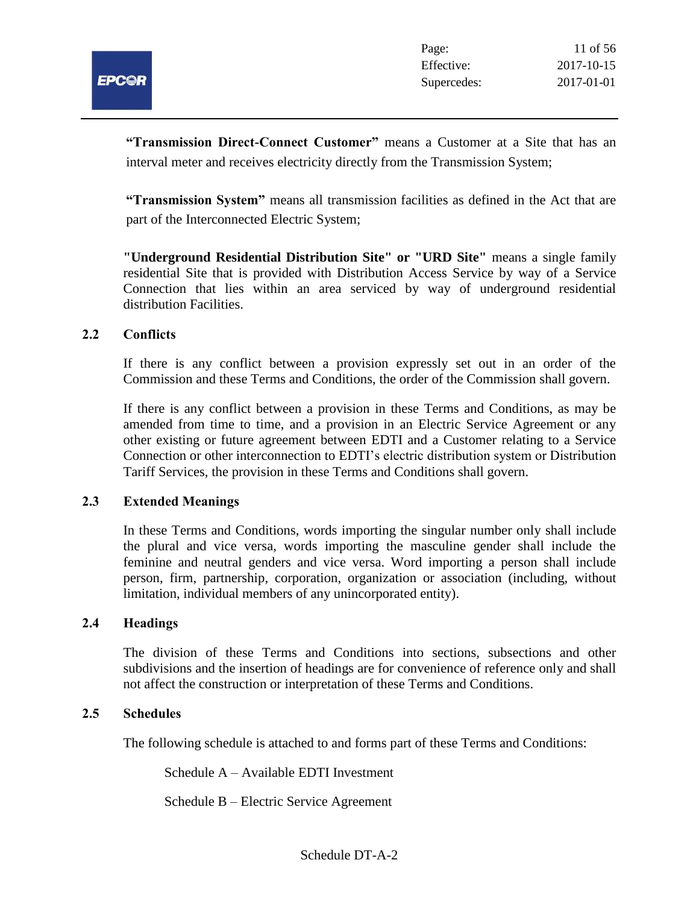**"Transmission Direct-Connect Customer"** means a Customer at a Site that has an interval meter and receives electricity directly from the Transmission System;

**"Transmission System"** means all transmission facilities as defined in the Act that are part of the Interconnected Electric System;

**"Underground Residential Distribution Site" or "URD Site"** means a single family residential Site that is provided with Distribution Access Service by way of a Service Connection that lies within an area serviced by way of underground residential distribution Facilities.

### 2.2 Conflicts

If there is any conflict between a provision expressly set out in an order of the Commission and these Terms and Conditions, the order of the Commission shall govern.

If there is any conflict between a provision in these Terms and Conditions, as may be amended from time to time, and a provision in an Electric Service Agreement or any other existing or future agreement between EDTI and a Customer relating to a Service Connection or other interconnection to EDTI's electric distribution system or Distribution Tariff Services, the provision in these Terms and Conditions shall govern.

### 2.3 Extended Meanings

In these Terms and Conditions, words importing the singular number only shall include the plural and vice versa, words importing the masculine gender shall include the feminine and neutral genders and vice versa. Word importing a person shall include person, firm, partnership, corporation, organization or association (including, without limitation, individual members of any unincorporated entity).

### 2.4 Headings

The division of these Terms and Conditions into sections, subsections and other subdivisions and the insertion of headings are for convenience of reference only and shall not affect the construction or interpretation of these Terms and Conditions.

### 2.5 Schedules

The following schedule is attached to and forms part of these Terms and Conditions:

Schedule A – Available EDTI Investment

Schedule B – Electric Service Agreement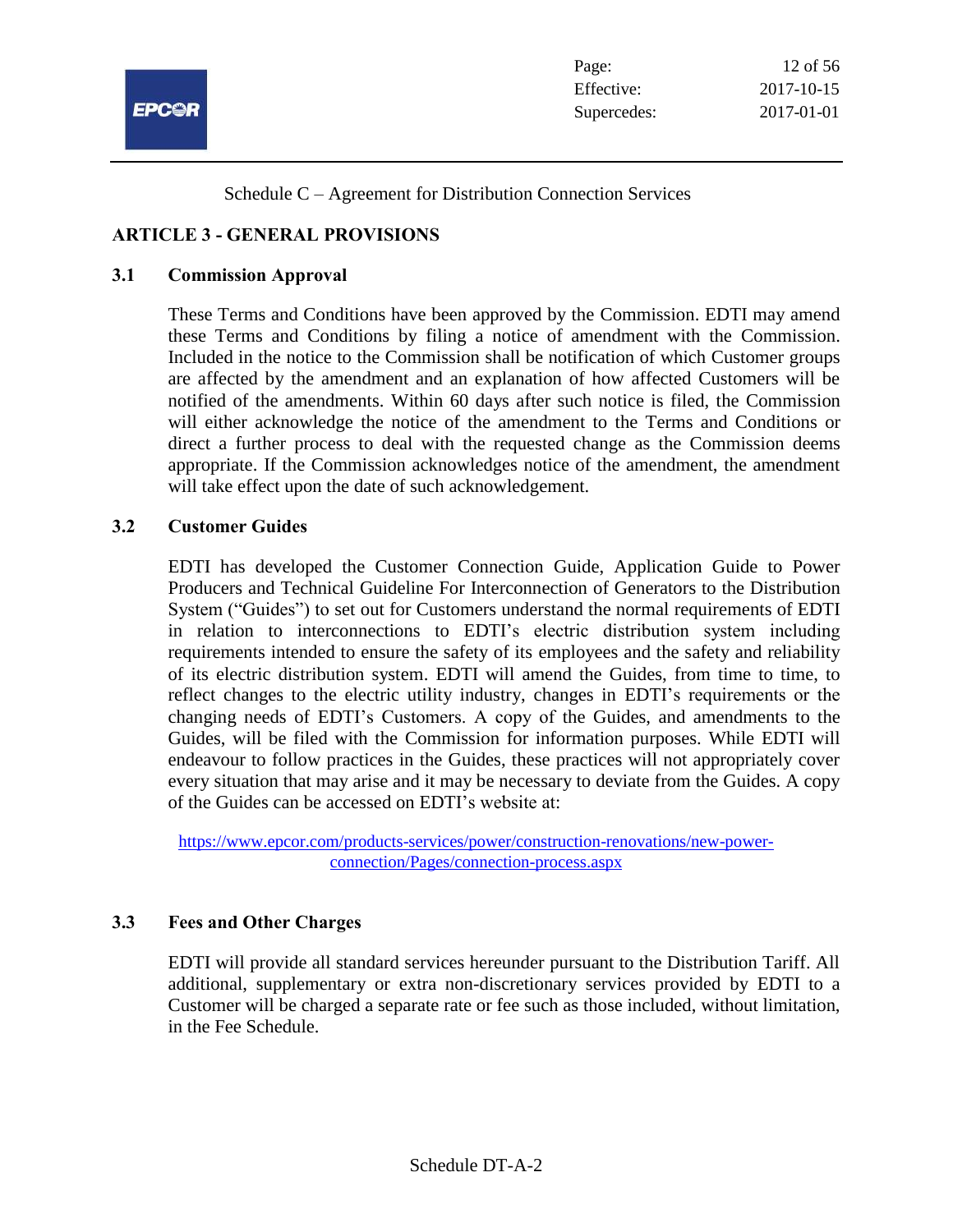Schedule C – Agreement for Distribution Connection Services

## ARTICLE 3 - GENERAL PROVISIONS

### 3.1 Commission Approval

These Terms and Conditions have been approved by the Commission. EDTI may amend these Terms and Conditions by filing a notice of amendment with the Commission. Included in the notice to the Commission shall be notification of which Customer groups are affected by the amendment and an explanation of how affected Customers will be notified of the amendments. Within 60 days after such notice is filed, the Commission will either acknowledge the notice of the amendment to the Terms and Conditions or direct a further process to deal with the requested change as the Commission deems appropriate. If the Commission acknowledges notice of the amendment, the amendment will take effect upon the date of such acknowledgement.

### 3.2 Customer Guides

EDTI has developed the Customer Connection Guide, Application Guide to Power Producers and Technical Guideline For Interconnection of Generators to the Distribution System ("Guides") to set out for Customers understand the normal requirements of EDTI in relation to interconnections to EDTI's electric distribution system including requirements intended to ensure the safety of its employees and the safety and reliability of its electric distribution system. EDTI will amend the Guides, from time to time, to reflect changes to the electric utility industry, changes in EDTI's requirements or the changing needs of EDTI's Customers. A copy of the Guides, and amendments to the Guides, will be filed with the Commission for information purposes. While EDTI will endeavour to follow practices in the Guides, these practices will not appropriately cover every situation that may arise and it may be necessary to deviate from the Guides. A copy of the Guides can be accessed on EDTI's website at:

https://www.epcor.com/products-services/power/construction-renovations/new-power-connection/Pages/connection-process.aspx

### 3.3 Fees and Other Charges

EDTI will provide all standard services hereunder pursuant to the Distribution Tariff. All additional, supplementary or extra non-discretionary services provided by EDTI to a Customer will be charged a separate rate or fee such as those included, without limitation, in the Fee Schedule.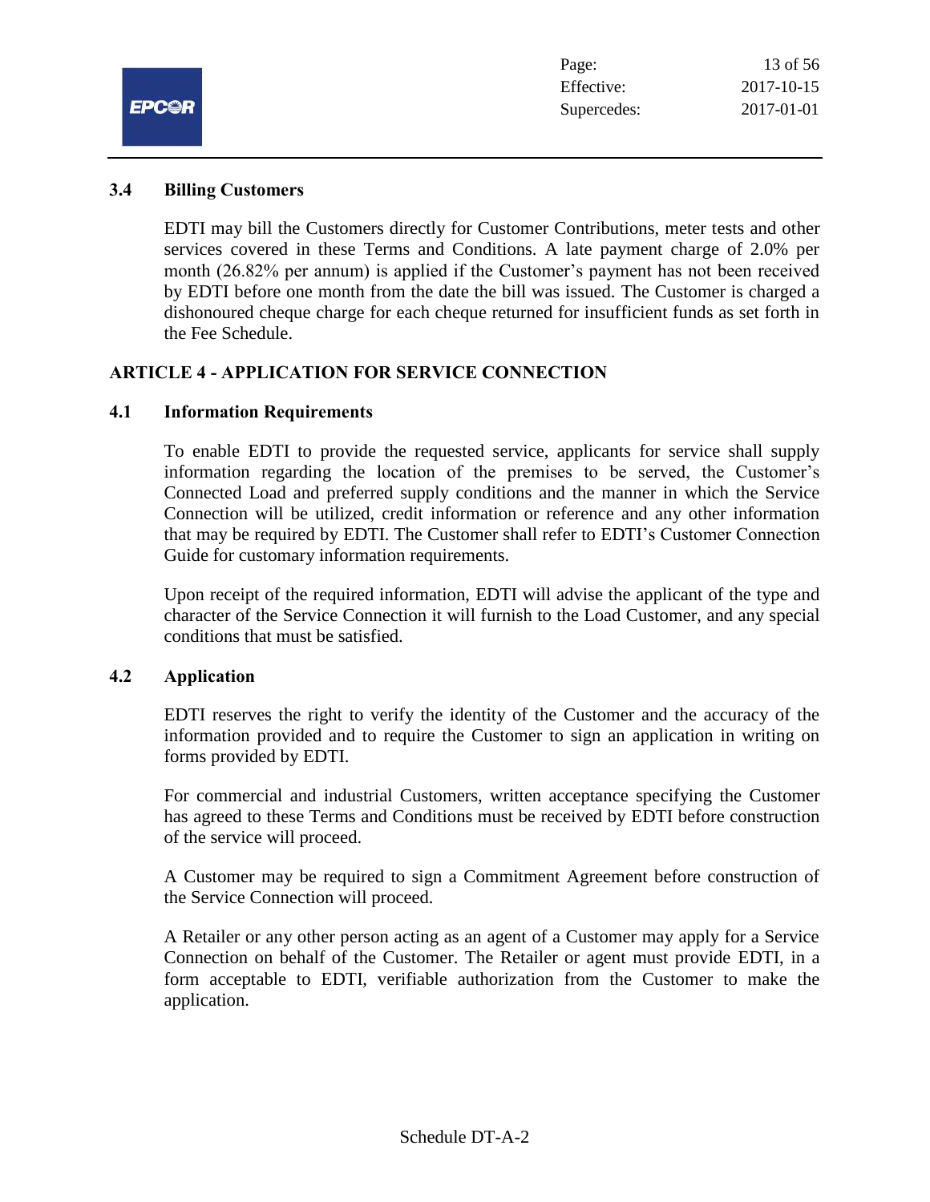### 3.4 Billing Customers

EDTI may bill the Customers directly for Customer Contributions, meter tests and other services covered in these Terms and Conditions. A late payment charge of 2.0% per month (26.82% per annum) is applied if the Customer's payment has not been received by EDTI before one month from the date the bill was issued. The Customer is charged a dishonoured cheque charge for each cheque returned for insufficient funds as set forth in the Fee Schedule.

## ARTICLE 4 - APPLICATION FOR SERVICE CONNECTION

### 4.1 Information Requirements

To enable EDTI to provide the requested service, applicants for service shall supply information regarding the location of the premises to be served, the Customer's Connected Load and preferred supply conditions and the manner in which the Service Connection will be utilized, credit information or reference and any other information that may be required by EDTI. The Customer shall refer to EDTI's Customer Connection Guide for customary information requirements.

Upon receipt of the required information, EDTI will advise the applicant of the type and character of the Service Connection it will furnish to the Load Customer, and any special conditions that must be satisfied.

### 4.2 Application

EDTI reserves the right to verify the identity of the Customer and the accuracy of the information provided and to require the Customer to sign an application in writing on forms provided by EDTI.

For commercial and industrial Customers, written acceptance specifying the Customer has agreed to these Terms and Conditions must be received by EDTI before construction of the service will proceed.

A Customer may be required to sign a Commitment Agreement before construction of the Service Connection will proceed.

A Retailer or any other person acting as an agent of a Customer may apply for a Service Connection on behalf of the Customer. The Retailer or agent must provide EDTI, in a form acceptable to EDTI, verifiable authorization from the Customer to make the application.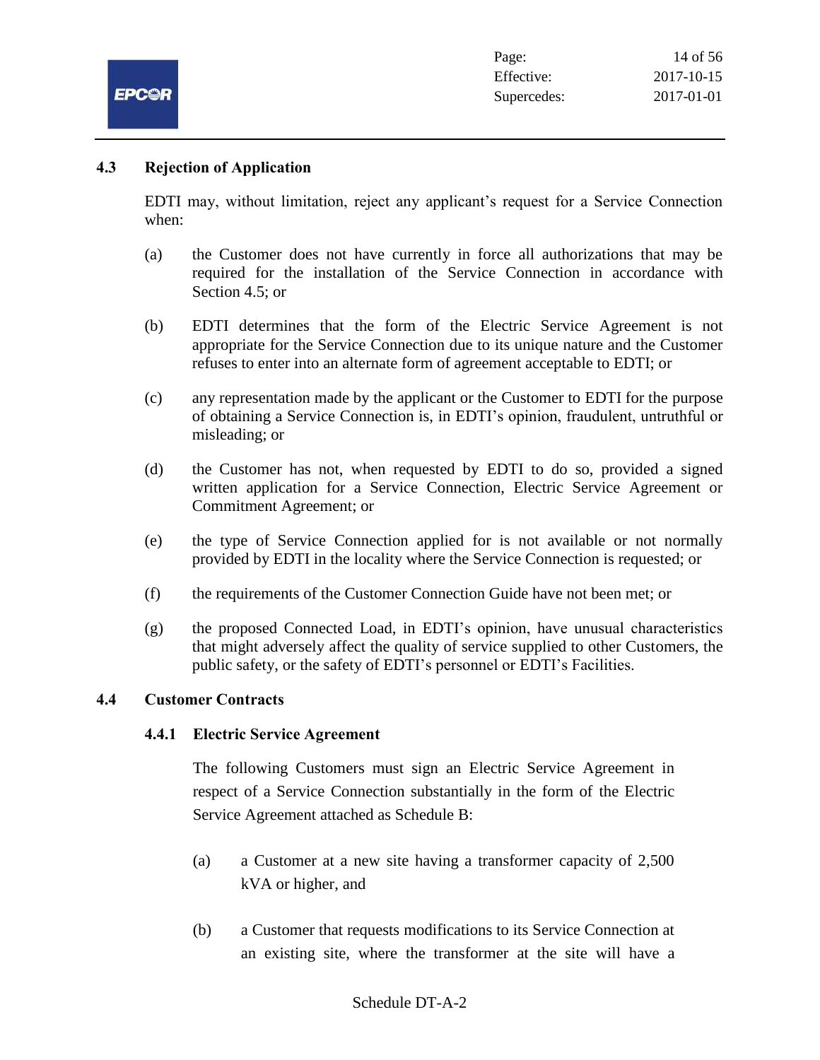### 4.3 Rejection of Application

EDTI may, without limitation, reject any applicant's request for a Service Connection when:

(a) the Customer does not have currently in force all authorizations that may be required for the installation of the Service Connection in accordance with Section 4.5; or

(b) EDTI determines that the form of the Electric Service Agreement is not appropriate for the Service Connection due to its unique nature and the Customer refuses to enter into an alternate form of agreement acceptable to EDTI; or

(c) any representation made by the applicant or the Customer to EDTI for the purpose of obtaining a Service Connection is, in EDTI's opinion, fraudulent, untruthful or misleading; or

(d) the Customer has not, when requested by EDTI to do so, provided a signed written application for a Service Connection, Electric Service Agreement or Commitment Agreement; or

(e) the type of Service Connection applied for is not available or not normally provided by EDTI in the locality where the Service Connection is requested; or

(f) the requirements of the Customer Connection Guide have not been met; or

(g) the proposed Connected Load, in EDTI's opinion, have unusual characteristics that might adversely affect the quality of service supplied to other Customers, the public safety, or the safety of EDTI's personnel or EDTI's Facilities.

### 4.4 Customer Contracts

#### 4.4.1 Electric Service Agreement

The following Customers must sign an Electric Service Agreement in respect of a Service Connection substantially in the form of the Electric Service Agreement attached as Schedule B:

(a) a Customer at a new site having a transformer capacity of 2,500 kVA or higher, and

(b) a Customer that requests modifications to its Service Connection at an existing site, where the transformer at the site will have a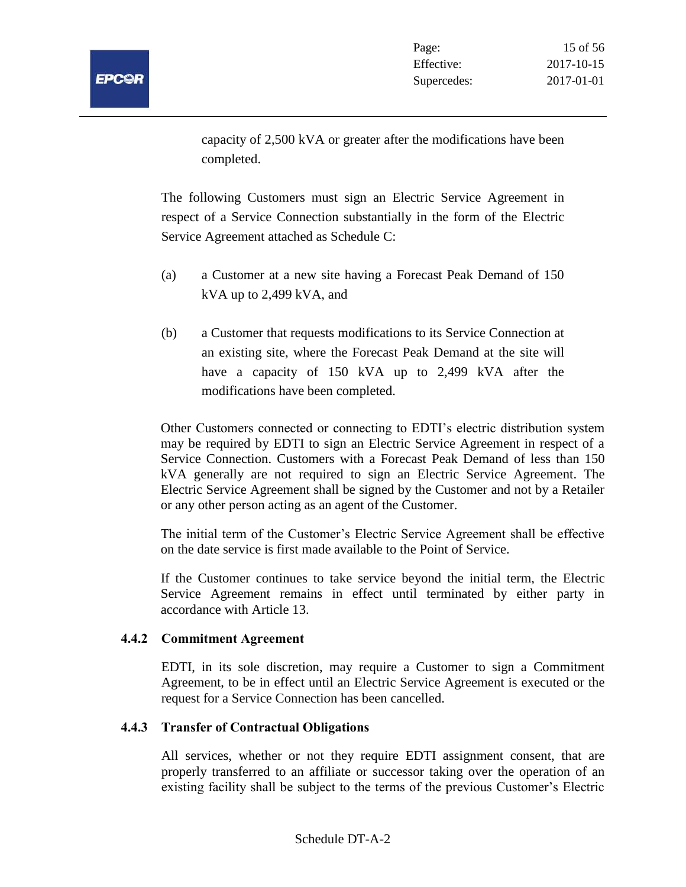capacity of 2,500 kVA or greater after the modifications have been completed.

The following Customers must sign an Electric Service Agreement in respect of a Service Connection substantially in the form of the Electric Service Agreement attached as Schedule C:

(a) a Customer at a new site having a Forecast Peak Demand of 150 kVA up to 2,499 kVA, and

(b) a Customer that requests modifications to its Service Connection at an existing site, where the Forecast Peak Demand at the site will have a capacity of 150 kVA up to 2,499 kVA after the modifications have been completed.

Other Customers connected or connecting to EDTI's electric distribution system may be required by EDTI to sign an Electric Service Agreement in respect of a Service Connection. Customers with a Forecast Peak Demand of less than 150 kVA generally are not required to sign an Electric Service Agreement. The Electric Service Agreement shall be signed by the Customer and not by a Retailer or any other person acting as an agent of the Customer.

The initial term of the Customer's Electric Service Agreement shall be effective on the date service is first made available to the Point of Service.

If the Customer continues to take service beyond the initial term, the Electric Service Agreement remains in effect until terminated by either party in accordance with Article 13.

### 4.4.2 Commitment Agreement

EDTI, in its sole discretion, may require a Customer to sign a Commitment Agreement, to be in effect until an Electric Service Agreement is executed or the request for a Service Connection has been cancelled.

### 4.4.3 Transfer of Contractual Obligations

All services, whether or not they require EDTI assignment consent, that are properly transferred to an affiliate or successor taking over the operation of an existing facility shall be subject to the terms of the previous Customer's Electric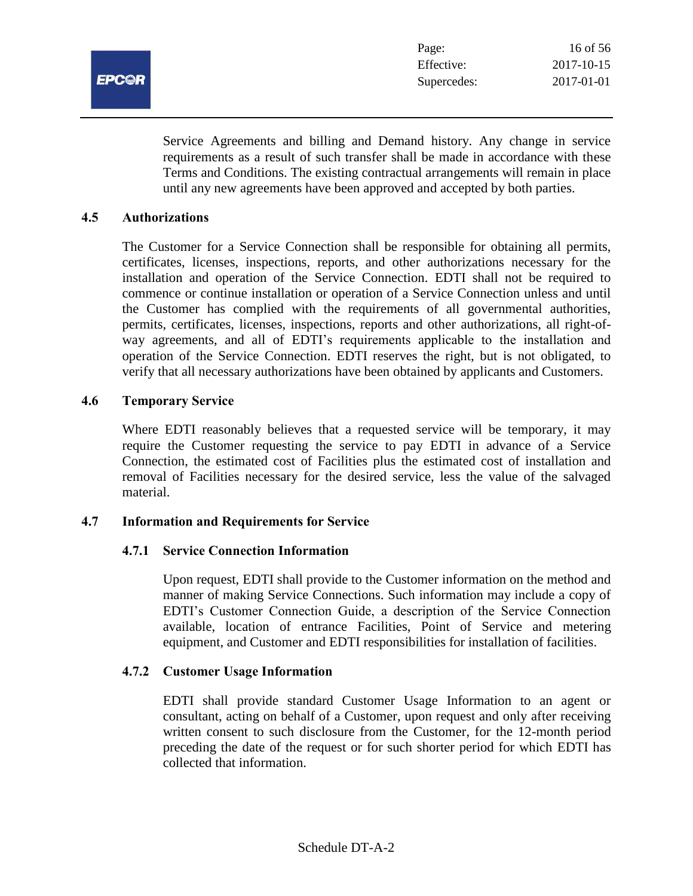Service Agreements and billing and Demand history. Any change in service requirements as a result of such transfer shall be made in accordance with these Terms and Conditions. The existing contractual arrangements will remain in place until any new agreements have been approved and accepted by both parties.

## 4.5 Authorizations

The Customer for a Service Connection shall be responsible for obtaining all permits, certificates, licenses, inspections, reports, and other authorizations necessary for the installation and operation of the Service Connection. EDTI shall not be required to commence or continue installation or operation of a Service Connection unless and until the Customer has complied with the requirements of all governmental authorities, permits, certificates, licenses, inspections, reports and other authorizations, all right-of-way agreements, and all of EDTI's requirements applicable to the installation and operation of the Service Connection. EDTI reserves the right, but is not obligated, to verify that all necessary authorizations have been obtained by applicants and Customers.

## 4.6 Temporary Service

Where EDTI reasonably believes that a requested service will be temporary, it may require the Customer requesting the service to pay EDTI in advance of a Service Connection, the estimated cost of Facilities plus the estimated cost of installation and removal of Facilities necessary for the desired service, less the value of the salvaged material.

## 4.7 Information and Requirements for Service

### 4.7.1 Service Connection Information

Upon request, EDTI shall provide to the Customer information on the method and manner of making Service Connections. Such information may include a copy of EDTI's Customer Connection Guide, a description of the Service Connection available, location of entrance Facilities, Point of Service and metering equipment, and Customer and EDTI responsibilities for installation of facilities.

### 4.7.2 Customer Usage Information

EDTI shall provide standard Customer Usage Information to an agent or consultant, acting on behalf of a Customer, upon request and only after receiving written consent to such disclosure from the Customer, for the 12-month period preceding the date of the request or for such shorter period for which EDTI has collected that information.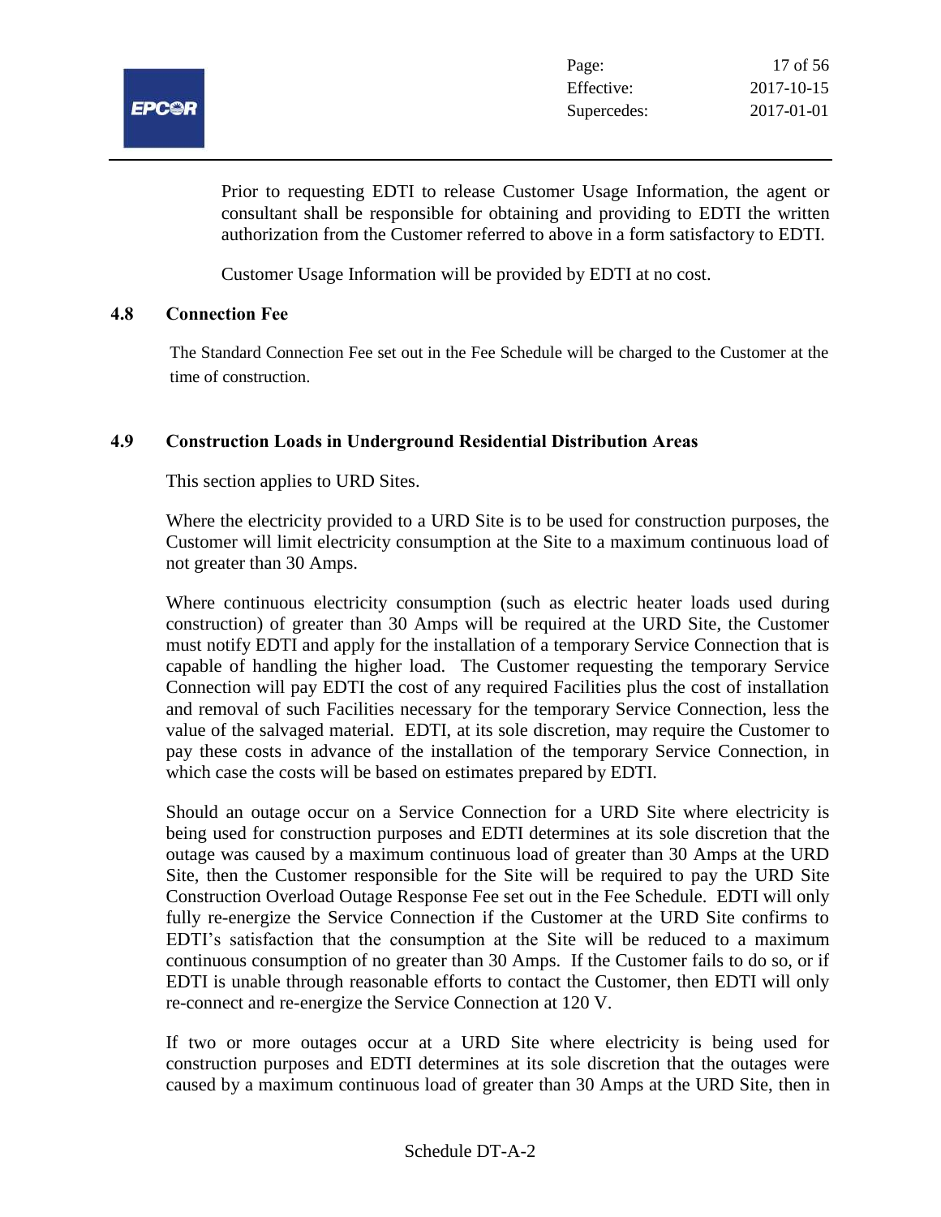Prior to requesting EDTI to release Customer Usage Information, the agent or consultant shall be responsible for obtaining and providing to EDTI the written authorization from the Customer referred to above in a form satisfactory to EDTI.

Customer Usage Information will be provided by EDTI at no cost.

### 4.8 Connection Fee

The Standard Connection Fee set out in the Fee Schedule will be charged to the Customer at the time of construction.

### 4.9 Construction Loads in Underground Residential Distribution Areas

This section applies to URD Sites.

Where the electricity provided to a URD Site is to be used for construction purposes, the Customer will limit electricity consumption at the Site to a maximum continuous load of not greater than 30 Amps.

Where continuous electricity consumption (such as electric heater loads used during construction) of greater than 30 Amps will be required at the URD Site, the Customer must notify EDTI and apply for the installation of a temporary Service Connection that is capable of handling the higher load. The Customer requesting the temporary Service Connection will pay EDTI the cost of any required Facilities plus the cost of installation and removal of such Facilities necessary for the temporary Service Connection, less the value of the salvaged material. EDTI, at its sole discretion, may require the Customer to pay these costs in advance of the installation of the temporary Service Connection, in which case the costs will be based on estimates prepared by EDTI.

Should an outage occur on a Service Connection for a URD Site where electricity is being used for construction purposes and EDTI determines at its sole discretion that the outage was caused by a maximum continuous load of greater than 30 Amps at the URD Site, then the Customer responsible for the Site will be required to pay the URD Site Construction Overload Outage Response Fee set out in the Fee Schedule. EDTI will only fully re-energize the Service Connection if the Customer at the URD Site confirms to EDTI's satisfaction that the consumption at the Site will be reduced to a maximum continuous consumption of no greater than 30 Amps. If the Customer fails to do so, or if EDTI is unable through reasonable efforts to contact the Customer, then EDTI will only re-connect and re-energize the Service Connection at 120 V.

If two or more outages occur at a URD Site where electricity is being used for construction purposes and EDTI determines at its sole discretion that the outages were caused by a maximum continuous load of greater than 30 Amps at the URD Site, then in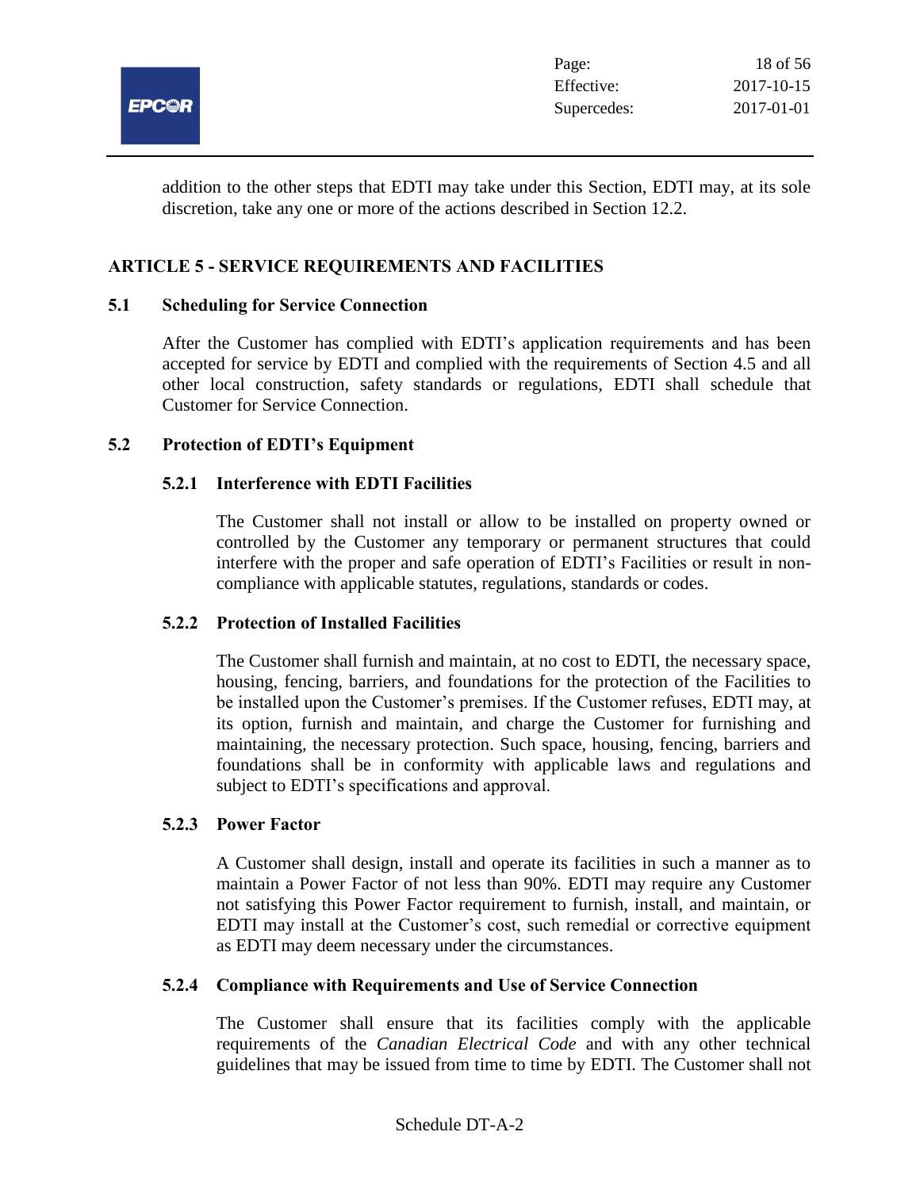addition to the other steps that EDTI may take under this Section, EDTI may, at its sole discretion, take any one or more of the actions described in Section 12.2.

## ARTICLE 5 - SERVICE REQUIREMENTS AND FACILITIES

### 5.1 Scheduling for Service Connection

After the Customer has complied with EDTI's application requirements and has been accepted for service by EDTI and complied with the requirements of Section 4.5 and all other local construction, safety standards or regulations, EDTI shall schedule that Customer for Service Connection.

### 5.2 Protection of EDTI's Equipment

#### 5.2.1 Interference with EDTI Facilities

The Customer shall not install or allow to be installed on property owned or controlled by the Customer any temporary or permanent structures that could interfere with the proper and safe operation of EDTI's Facilities or result in non-compliance with applicable statutes, regulations, standards or codes.

#### 5.2.2 Protection of Installed Facilities

The Customer shall furnish and maintain, at no cost to EDTI, the necessary space, housing, fencing, barriers, and foundations for the protection of the Facilities to be installed upon the Customer's premises. If the Customer refuses, EDTI may, at its option, furnish and maintain, and charge the Customer for furnishing and maintaining, the necessary protection. Such space, housing, fencing, barriers and foundations shall be in conformity with applicable laws and regulations and subject to EDTI's specifications and approval.

#### 5.2.3 Power Factor

A Customer shall design, install and operate its facilities in such a manner as to maintain a Power Factor of not less than 90%. EDTI may require any Customer not satisfying this Power Factor requirement to furnish, install, and maintain, or EDTI may install at the Customer's cost, such remedial or corrective equipment as EDTI may deem necessary under the circumstances.

#### 5.2.4 Compliance with Requirements and Use of Service Connection

The Customer shall ensure that its facilities comply with the applicable requirements of the *Canadian Electrical Code* and with any other technical guidelines that may be issued from time to time by EDTI. The Customer shall not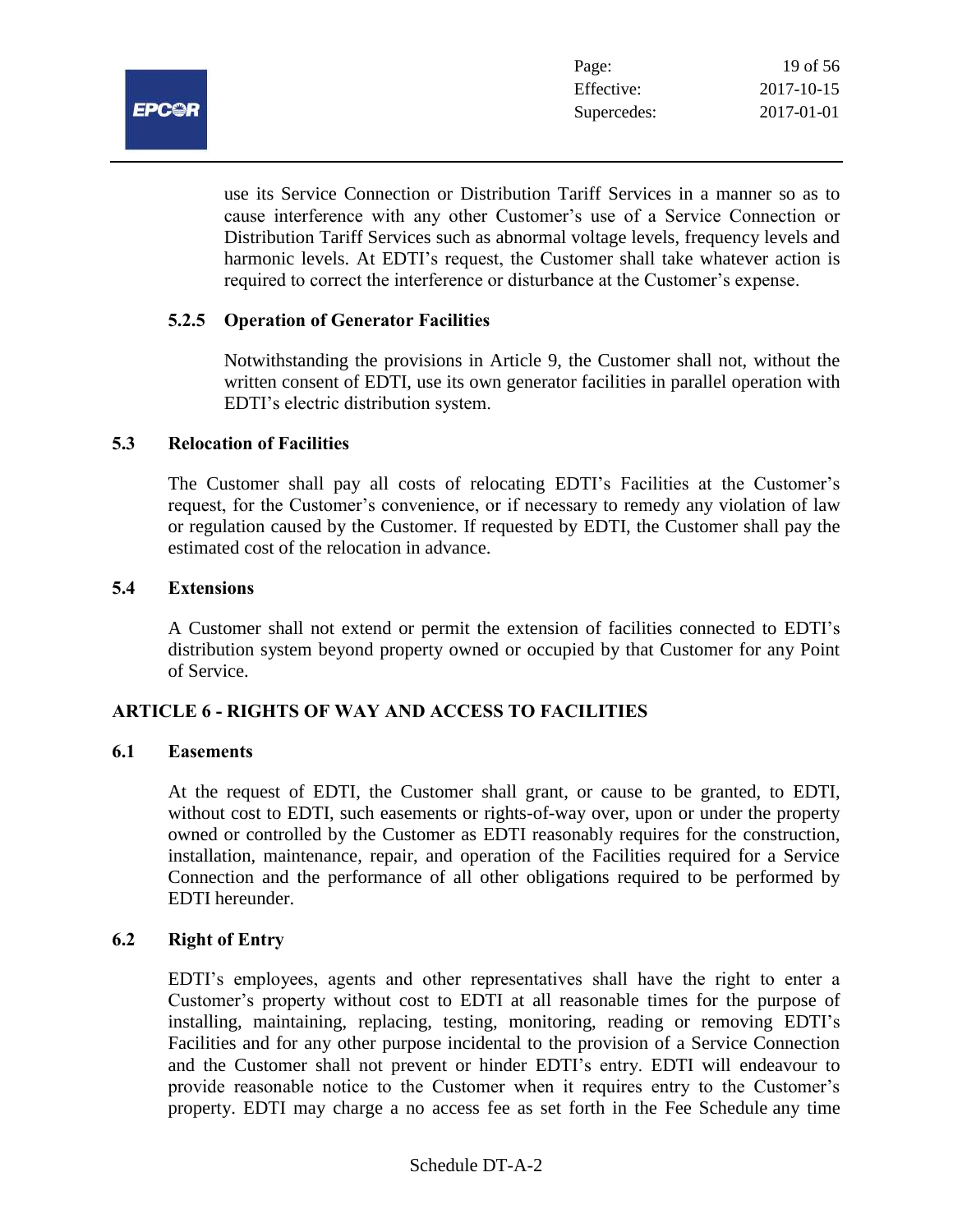use its Service Connection or Distribution Tariff Services in a manner so as to cause interference with any other Customer's use of a Service Connection or Distribution Tariff Services such as abnormal voltage levels, frequency levels and harmonic levels. At EDTI's request, the Customer shall take whatever action is required to correct the interference or disturbance at the Customer's expense.

#### 5.2.5 Operation of Generator Facilities

Notwithstanding the provisions in Article 9, the Customer shall not, without the written consent of EDTI, use its own generator facilities in parallel operation with EDTI's electric distribution system.

### 5.3 Relocation of Facilities

The Customer shall pay all costs of relocating EDTI's Facilities at the Customer's request, for the Customer's convenience, or if necessary to remedy any violation of law or regulation caused by the Customer. If requested by EDTI, the Customer shall pay the estimated cost of the relocation in advance.

### 5.4 Extensions

A Customer shall not extend or permit the extension of facilities connected to EDTI's distribution system beyond property owned or occupied by that Customer for any Point of Service.

## ARTICLE 6 - RIGHTS OF WAY AND ACCESS TO FACILITIES

### 6.1 Easements

At the request of EDTI, the Customer shall grant, or cause to be granted, to EDTI, without cost to EDTI, such easements or rights-of-way over, upon or under the property owned or controlled by the Customer as EDTI reasonably requires for the construction, installation, maintenance, repair, and operation of the Facilities required for a Service Connection and the performance of all other obligations required to be performed by EDTI hereunder.

### 6.2 Right of Entry

EDTI's employees, agents and other representatives shall have the right to enter a Customer's property without cost to EDTI at all reasonable times for the purpose of installing, maintaining, replacing, testing, monitoring, reading or removing EDTI's Facilities and for any other purpose incidental to the provision of a Service Connection and the Customer shall not prevent or hinder EDTI's entry. EDTI will endeavour to provide reasonable notice to the Customer when it requires entry to the Customer's property. EDTI may charge a no access fee as set forth in the Fee Schedule any time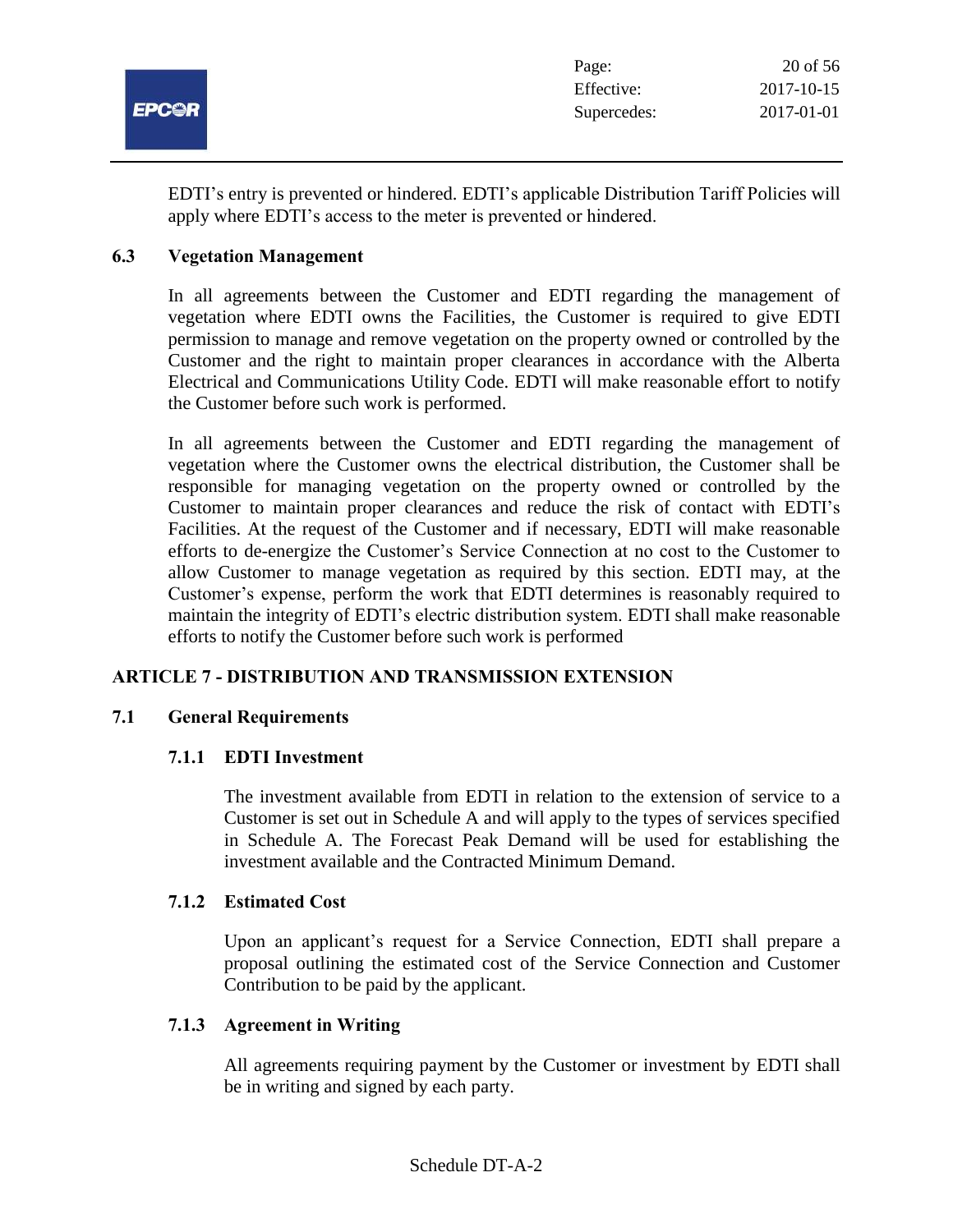EDTI's entry is prevented or hindered. EDTI's applicable Distribution Tariff Policies will apply where EDTI's access to the meter is prevented or hindered.

### 6.3 Vegetation Management

In all agreements between the Customer and EDTI regarding the management of vegetation where EDTI owns the Facilities, the Customer is required to give EDTI permission to manage and remove vegetation on the property owned or controlled by the Customer and the right to maintain proper clearances in accordance with the Alberta Electrical and Communications Utility Code. EDTI will make reasonable effort to notify the Customer before such work is performed.

In all agreements between the Customer and EDTI regarding the management of vegetation where the Customer owns the electrical distribution, the Customer shall be responsible for managing vegetation on the property owned or controlled by the Customer to maintain proper clearances and reduce the risk of contact with EDTI's Facilities. At the request of the Customer and if necessary, EDTI will make reasonable efforts to de-energize the Customer's Service Connection at no cost to the Customer to allow Customer to manage vegetation as required by this section. EDTI may, at the Customer's expense, perform the work that EDTI determines is reasonably required to maintain the integrity of EDTI's electric distribution system. EDTI shall make reasonable efforts to notify the Customer before such work is performed

## ARTICLE 7 - DISTRIBUTION AND TRANSMISSION EXTENSION

### 7.1 General Requirements

#### 7.1.1 EDTI Investment

The investment available from EDTI in relation to the extension of service to a Customer is set out in Schedule A and will apply to the types of services specified in Schedule A. The Forecast Peak Demand will be used for establishing the investment available and the Contracted Minimum Demand.

#### 7.1.2 Estimated Cost

Upon an applicant's request for a Service Connection, EDTI shall prepare a proposal outlining the estimated cost of the Service Connection and Customer Contribution to be paid by the applicant.

#### 7.1.3 Agreement in Writing

All agreements requiring payment by the Customer or investment by EDTI shall be in writing and signed by each party.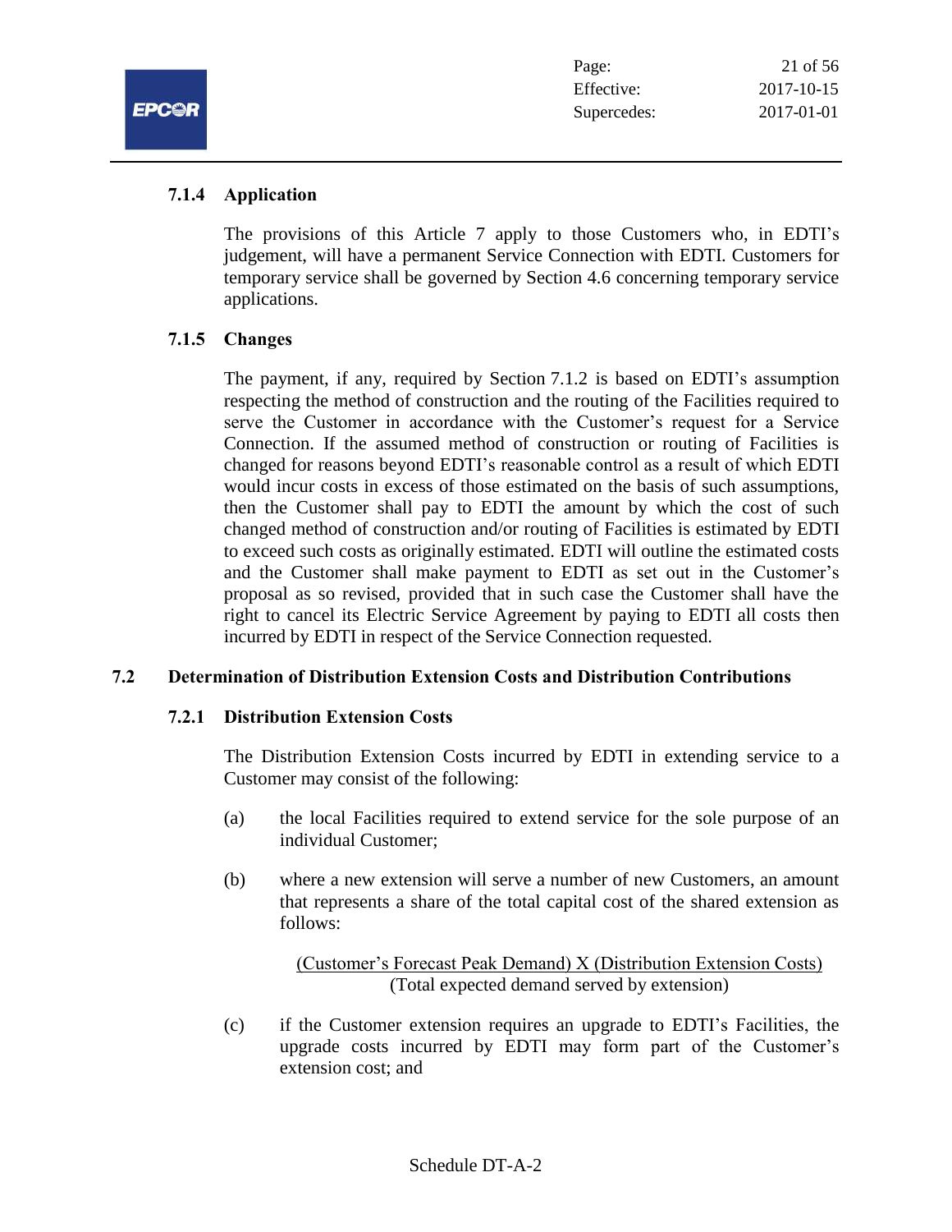### 7.1.4 Application

The provisions of this Article 7 apply to those Customers who, in EDTI's judgement, will have a permanent Service Connection with EDTI. Customers for temporary service shall be governed by Section 4.6 concerning temporary service applications.

### 7.1.5 Changes

The payment, if any, required by Section 7.1.2 is based on EDTI's assumption respecting the method of construction and the routing of the Facilities required to serve the Customer in accordance with the Customer's request for a Service Connection. If the assumed method of construction or routing of Facilities is changed for reasons beyond EDTI's reasonable control as a result of which EDTI would incur costs in excess of those estimated on the basis of such assumptions, then the Customer shall pay to EDTI the amount by which the cost of such changed method of construction and/or routing of Facilities is estimated by EDTI to exceed such costs as originally estimated. EDTI will outline the estimated costs and the Customer shall make payment to EDTI as set out in the Customer's proposal as so revised, provided that in such case the Customer shall have the right to cancel its Electric Service Agreement by paying to EDTI all costs then incurred by EDTI in respect of the Service Connection requested.

## 7.2 Determination of Distribution Extension Costs and Distribution Contributions

### 7.2.1 Distribution Extension Costs

The Distribution Extension Costs incurred by EDTI in extending service to a Customer may consist of the following:

(a) the local Facilities required to extend service for the sole purpose of an individual Customer;

(b) where a new extension will serve a number of new Customers, an amount that represents a share of the total capital cost of the shared extension as follows:

$$\frac{\text{(Customer's Forecast Peak Demand) X (Distribution Extension Costs)}}{\text{(Total expected demand served by extension)}}$$

(c) if the Customer extension requires an upgrade to EDTI's Facilities, the upgrade costs incurred by EDTI may form part of the Customer's extension cost; and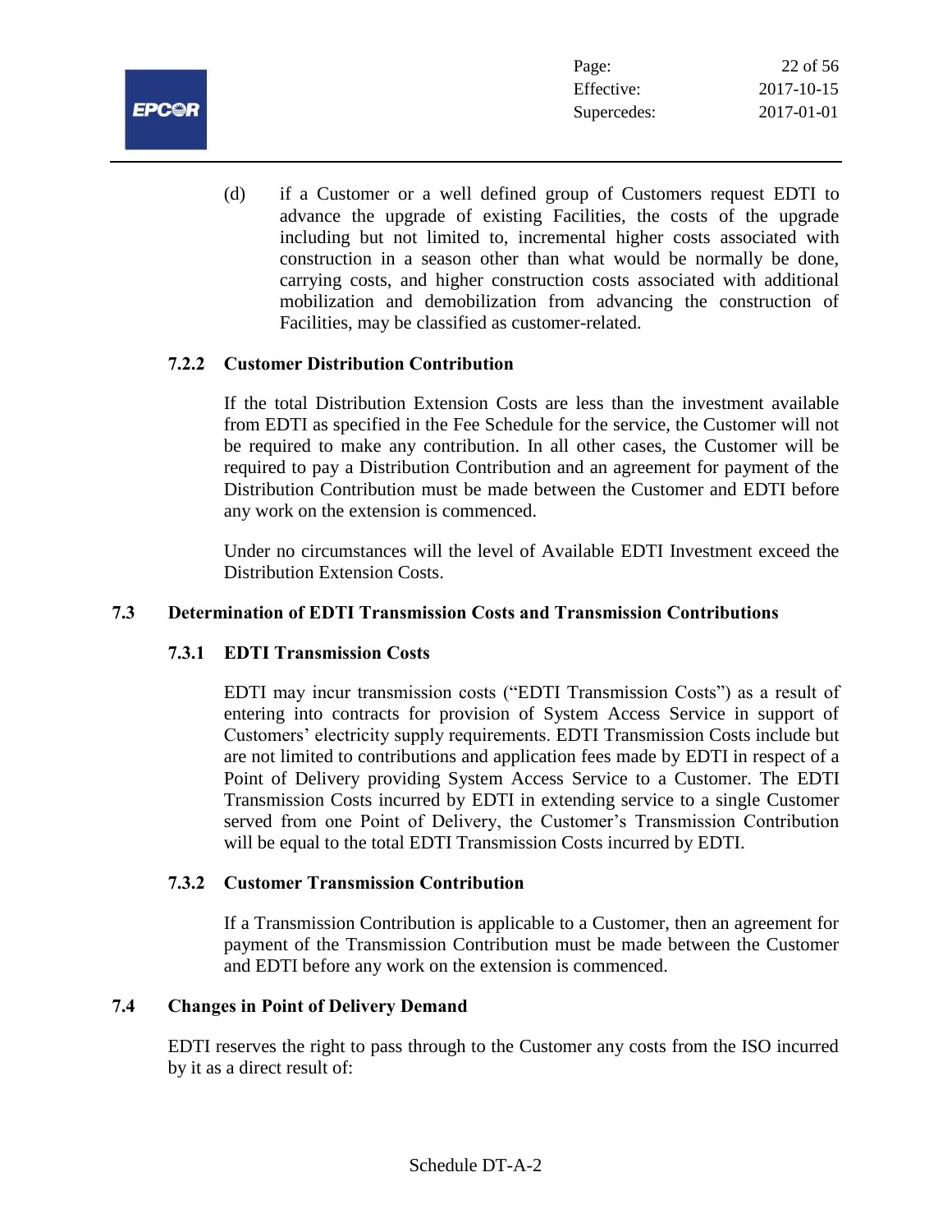(d) if a Customer or a well defined group of Customers request EDTI to advance the upgrade of existing Facilities, the costs of the upgrade including but not limited to, incremental higher costs associated with construction in a season other than what would be normally be done, carrying costs, and higher construction costs associated with additional mobilization and demobilization from advancing the construction of Facilities, may be classified as customer-related.

### 7.2.2 Customer Distribution Contribution

If the total Distribution Extension Costs are less than the investment available from EDTI as specified in the Fee Schedule for the service, the Customer will not be required to make any contribution. In all other cases, the Customer will be required to pay a Distribution Contribution and an agreement for payment of the Distribution Contribution must be made between the Customer and EDTI before any work on the extension is commenced.

Under no circumstances will the level of Available EDTI Investment exceed the Distribution Extension Costs.

## 7.3 Determination of EDTI Transmission Costs and Transmission Contributions

### 7.3.1 EDTI Transmission Costs

EDTI may incur transmission costs ("EDTI Transmission Costs") as a result of entering into contracts for provision of System Access Service in support of Customers' electricity supply requirements. EDTI Transmission Costs include but are not limited to contributions and application fees made by EDTI in respect of a Point of Delivery providing System Access Service to a Customer. The EDTI Transmission Costs incurred by EDTI in extending service to a single Customer served from one Point of Delivery, the Customer's Transmission Contribution will be equal to the total EDTI Transmission Costs incurred by EDTI.

### 7.3.2 Customer Transmission Contribution

If a Transmission Contribution is applicable to a Customer, then an agreement for payment of the Transmission Contribution must be made between the Customer and EDTI before any work on the extension is commenced.

## 7.4 Changes in Point of Delivery Demand

EDTI reserves the right to pass through to the Customer any costs from the ISO incurred by it as a direct result of: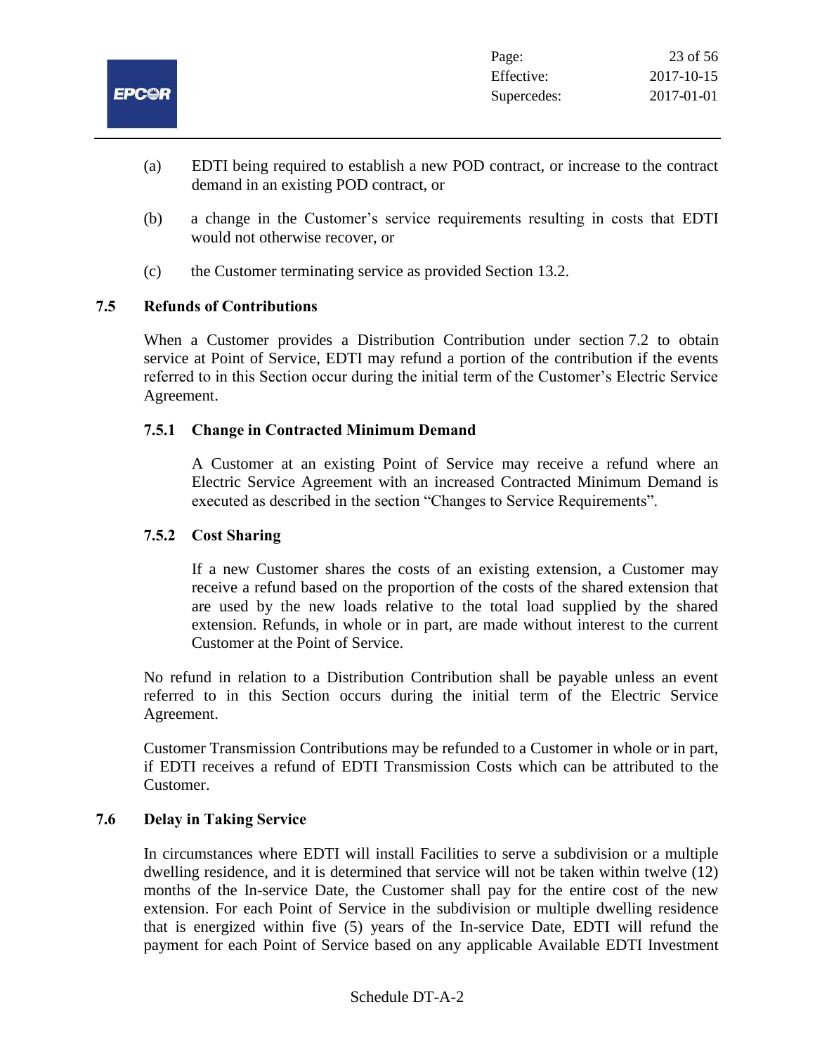(a) EDTI being required to establish a new POD contract, or increase to the contract demand in an existing POD contract, or

(b) a change in the Customer's service requirements resulting in costs that EDTI would not otherwise recover, or

(c) the Customer terminating service as provided Section 13.2.

## 7.5 Refunds of Contributions

When a Customer provides a Distribution Contribution under section 7.2 to obtain service at Point of Service, EDTI may refund a portion of the contribution if the events referred to in this Section occur during the initial term of the Customer's Electric Service Agreement.

### 7.5.1 Change in Contracted Minimum Demand

A Customer at an existing Point of Service may receive a refund where an Electric Service Agreement with an increased Contracted Minimum Demand is executed as described in the section "Changes to Service Requirements".

### 7.5.2 Cost Sharing

If a new Customer shares the costs of an existing extension, a Customer may receive a refund based on the proportion of the costs of the shared extension that are used by the new loads relative to the total load supplied by the shared extension. Refunds, in whole or in part, are made without interest to the current Customer at the Point of Service.

No refund in relation to a Distribution Contribution shall be payable unless an event referred to in this Section occurs during the initial term of the Electric Service Agreement.

Customer Transmission Contributions may be refunded to a Customer in whole or in part, if EDTI receives a refund of EDTI Transmission Costs which can be attributed to the Customer.

## 7.6 Delay in Taking Service

In circumstances where EDTI will install Facilities to serve a subdivision or a multiple dwelling residence, and it is determined that service will not be taken within twelve (12) months of the In-service Date, the Customer shall pay for the entire cost of the new extension. For each Point of Service in the subdivision or multiple dwelling residence that is energized within five (5) years of the In-service Date, EDTI will refund the payment for each Point of Service based on any applicable Available EDTI Investment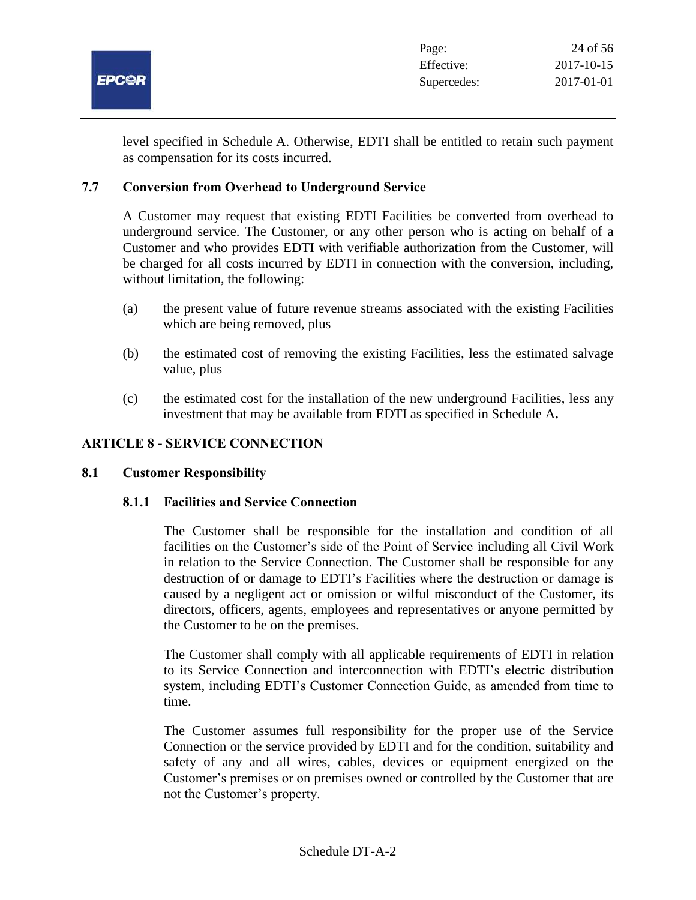level specified in Schedule A. Otherwise, EDTI shall be entitled to retain such payment as compensation for its costs incurred.

### 7.7 Conversion from Overhead to Underground Service

A Customer may request that existing EDTI Facilities be converted from overhead to underground service. The Customer, or any other person who is acting on behalf of a Customer and who provides EDTI with verifiable authorization from the Customer, will be charged for all costs incurred by EDTI in connection with the conversion, including, without limitation, the following:

(a) the present value of future revenue streams associated with the existing Facilities which are being removed, plus

(b) the estimated cost of removing the existing Facilities, less the estimated salvage value, plus

(c) the estimated cost for the installation of the new underground Facilities, less any investment that may be available from EDTI as specified in Schedule A**.**

## ARTICLE 8 - SERVICE CONNECTION

### 8.1 Customer Responsibility

#### 8.1.1 Facilities and Service Connection

The Customer shall be responsible for the installation and condition of all facilities on the Customer's side of the Point of Service including all Civil Work in relation to the Service Connection. The Customer shall be responsible for any destruction of or damage to EDTI's Facilities where the destruction or damage is caused by a negligent act or omission or wilful misconduct of the Customer, its directors, officers, agents, employees and representatives or anyone permitted by the Customer to be on the premises.

The Customer shall comply with all applicable requirements of EDTI in relation to its Service Connection and interconnection with EDTI's electric distribution system, including EDTI's Customer Connection Guide, as amended from time to time.

The Customer assumes full responsibility for the proper use of the Service Connection or the service provided by EDTI and for the condition, suitability and safety of any and all wires, cables, devices or equipment energized on the Customer's premises or on premises owned or controlled by the Customer that are not the Customer's property.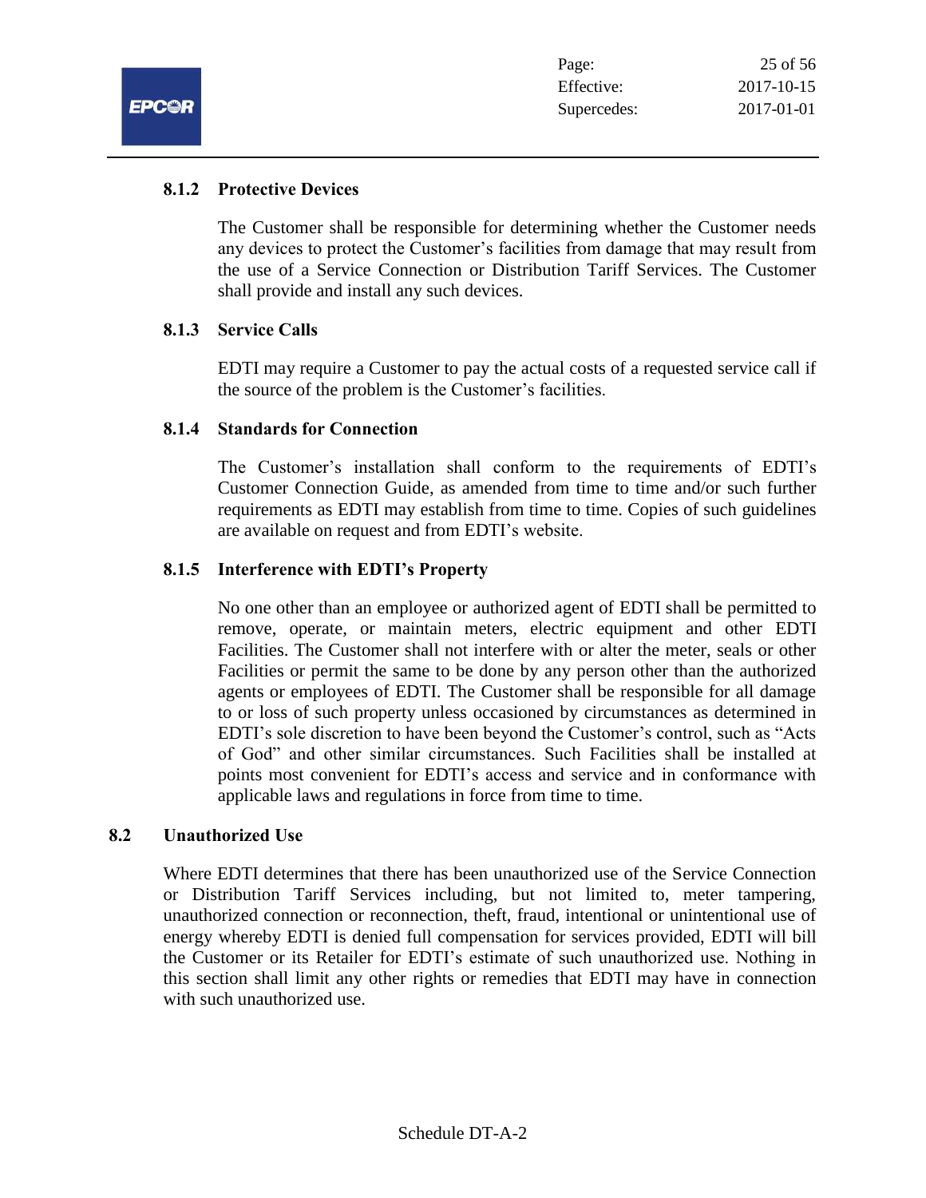#### 8.1.2 Protective Devices

The Customer shall be responsible for determining whether the Customer needs any devices to protect the Customer's facilities from damage that may result from the use of a Service Connection or Distribution Tariff Services. The Customer shall provide and install any such devices.

#### 8.1.3 Service Calls

EDTI may require a Customer to pay the actual costs of a requested service call if the source of the problem is the Customer's facilities.

#### 8.1.4 Standards for Connection

The Customer's installation shall conform to the requirements of EDTI's Customer Connection Guide, as amended from time to time and/or such further requirements as EDTI may establish from time to time. Copies of such guidelines are available on request and from EDTI's website.

#### 8.1.5 Interference with EDTI's Property

No one other than an employee or authorized agent of EDTI shall be permitted to remove, operate, or maintain meters, electric equipment and other EDTI Facilities. The Customer shall not interfere with or alter the meter, seals or other Facilities or permit the same to be done by any person other than the authorized agents or employees of EDTI. The Customer shall be responsible for all damage to or loss of such property unless occasioned by circumstances as determined in EDTI's sole discretion to have been beyond the Customer's control, such as "Acts of God" and other similar circumstances. Such Facilities shall be installed at points most convenient for EDTI's access and service and in conformance with applicable laws and regulations in force from time to time.

### 8.2 Unauthorized Use

Where EDTI determines that there has been unauthorized use of the Service Connection or Distribution Tariff Services including, but not limited to, meter tampering, unauthorized connection or reconnection, theft, fraud, intentional or unintentional use of energy whereby EDTI is denied full compensation for services provided, EDTI will bill the Customer or its Retailer for EDTI's estimate of such unauthorized use. Nothing in this section shall limit any other rights or remedies that EDTI may have in connection with such unauthorized use.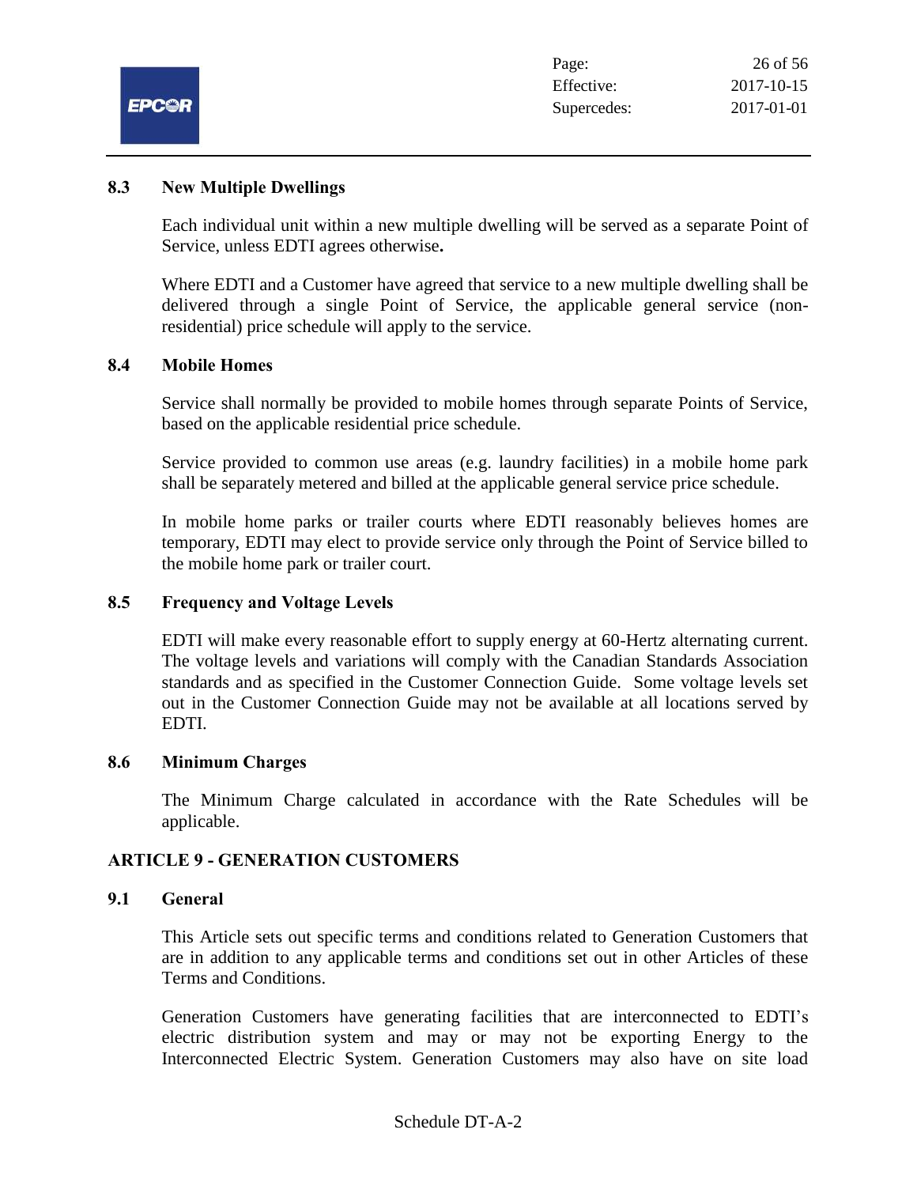### 8.3 New Multiple Dwellings

Each individual unit within a new multiple dwelling will be served as a separate Point of Service, unless EDTI agrees otherwise**.**

Where EDTI and a Customer have agreed that service to a new multiple dwelling shall be delivered through a single Point of Service, the applicable general service (non-residential) price schedule will apply to the service.

### 8.4 Mobile Homes

Service shall normally be provided to mobile homes through separate Points of Service, based on the applicable residential price schedule.

Service provided to common use areas (e.g. laundry facilities) in a mobile home park shall be separately metered and billed at the applicable general service price schedule.

In mobile home parks or trailer courts where EDTI reasonably believes homes are temporary, EDTI may elect to provide service only through the Point of Service billed to the mobile home park or trailer court.

### 8.5 Frequency and Voltage Levels

EDTI will make every reasonable effort to supply energy at 60-Hertz alternating current. The voltage levels and variations will comply with the Canadian Standards Association standards and as specified in the Customer Connection Guide. Some voltage levels set out in the Customer Connection Guide may not be available at all locations served by EDTI.

### 8.6 Minimum Charges

The Minimum Charge calculated in accordance with the Rate Schedules will be applicable.

## ARTICLE 9 - GENERATION CUSTOMERS

### 9.1 General

This Article sets out specific terms and conditions related to Generation Customers that are in addition to any applicable terms and conditions set out in other Articles of these Terms and Conditions.

Generation Customers have generating facilities that are interconnected to EDTI's electric distribution system and may or may not be exporting Energy to the Interconnected Electric System. Generation Customers may also have on site load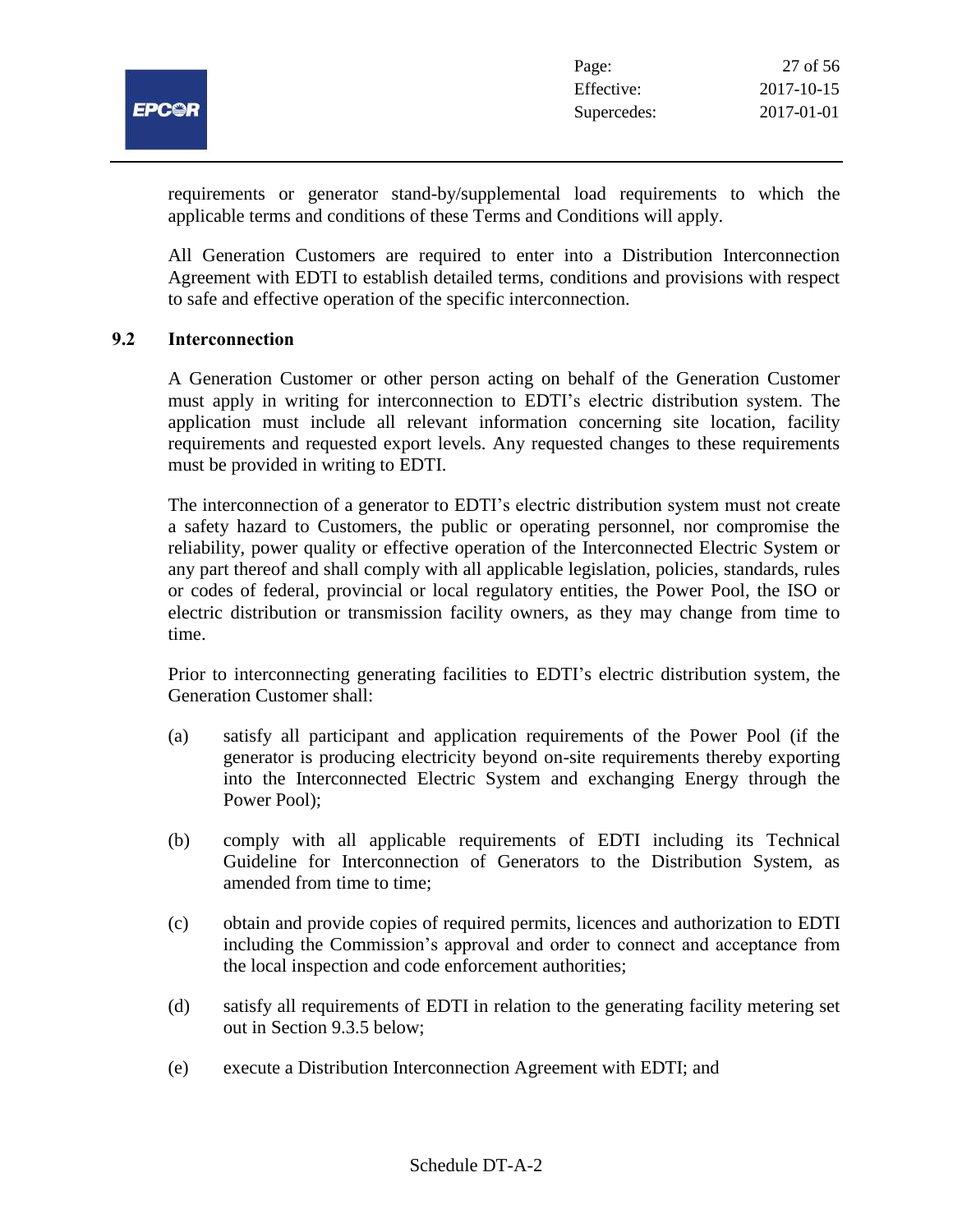requirements or generator stand-by/supplemental load requirements to which the applicable terms and conditions of these Terms and Conditions will apply.

All Generation Customers are required to enter into a Distribution Interconnection Agreement with EDTI to establish detailed terms, conditions and provisions with respect to safe and effective operation of the specific interconnection.

### 9.2 Interconnection

A Generation Customer or other person acting on behalf of the Generation Customer must apply in writing for interconnection to EDTI's electric distribution system. The application must include all relevant information concerning site location, facility requirements and requested export levels. Any requested changes to these requirements must be provided in writing to EDTI.

The interconnection of a generator to EDTI's electric distribution system must not create a safety hazard to Customers, the public or operating personnel, nor compromise the reliability, power quality or effective operation of the Interconnected Electric System or any part thereof and shall comply with all applicable legislation, policies, standards, rules or codes of federal, provincial or local regulatory entities, the Power Pool, the ISO or electric distribution or transmission facility owners, as they may change from time to time.

Prior to interconnecting generating facilities to EDTI's electric distribution system, the Generation Customer shall:

(a) satisfy all participant and application requirements of the Power Pool (if the generator is producing electricity beyond on-site requirements thereby exporting into the Interconnected Electric System and exchanging Energy through the Power Pool);

(b) comply with all applicable requirements of EDTI including its Technical Guideline for Interconnection of Generators to the Distribution System, as amended from time to time;

(c) obtain and provide copies of required permits, licences and authorization to EDTI including the Commission's approval and order to connect and acceptance from the local inspection and code enforcement authorities;

(d) satisfy all requirements of EDTI in relation to the generating facility metering set out in Section 9.3.5 below;

(e) execute a Distribution Interconnection Agreement with EDTI; and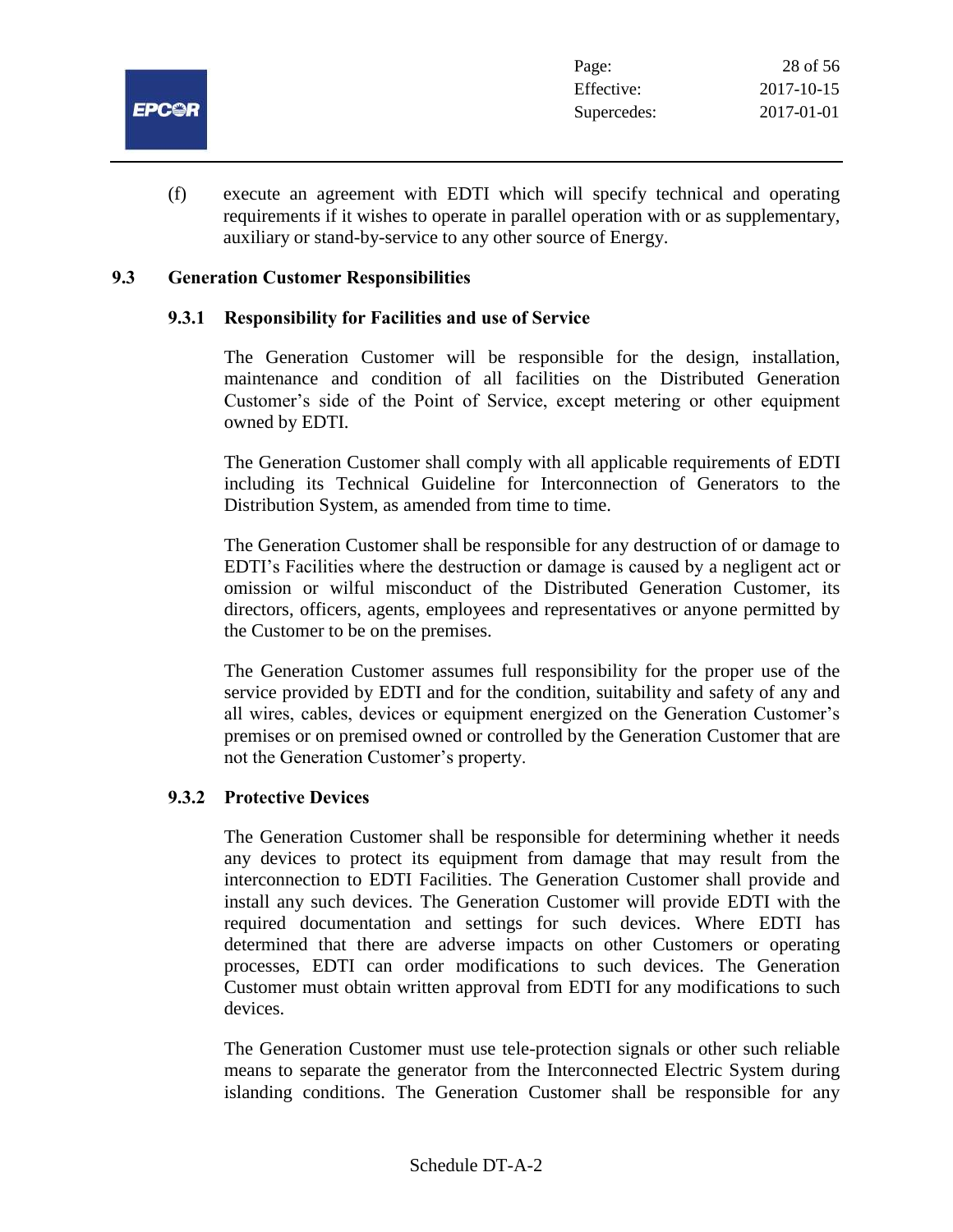(f) execute an agreement with EDTI which will specify technical and operating requirements if it wishes to operate in parallel operation with or as supplementary, auxiliary or stand-by-service to any other source of Energy.

## 9.3 Generation Customer Responsibilities

### 9.3.1 Responsibility for Facilities and use of Service

The Generation Customer will be responsible for the design, installation, maintenance and condition of all facilities on the Distributed Generation Customer's side of the Point of Service, except metering or other equipment owned by EDTI.

The Generation Customer shall comply with all applicable requirements of EDTI including its Technical Guideline for Interconnection of Generators to the Distribution System, as amended from time to time.

The Generation Customer shall be responsible for any destruction of or damage to EDTI's Facilities where the destruction or damage is caused by a negligent act or omission or wilful misconduct of the Distributed Generation Customer, its directors, officers, agents, employees and representatives or anyone permitted by the Customer to be on the premises.

The Generation Customer assumes full responsibility for the proper use of the service provided by EDTI and for the condition, suitability and safety of any and all wires, cables, devices or equipment energized on the Generation Customer's premises or on premised owned or controlled by the Generation Customer that are not the Generation Customer's property.

### 9.3.2 Protective Devices

The Generation Customer shall be responsible for determining whether it needs any devices to protect its equipment from damage that may result from the interconnection to EDTI Facilities. The Generation Customer shall provide and install any such devices. The Generation Customer will provide EDTI with the required documentation and settings for such devices. Where EDTI has determined that there are adverse impacts on other Customers or operating processes, EDTI can order modifications to such devices. The Generation Customer must obtain written approval from EDTI for any modifications to such devices.

The Generation Customer must use tele-protection signals or other such reliable means to separate the generator from the Interconnected Electric System during islanding conditions. The Generation Customer shall be responsible for any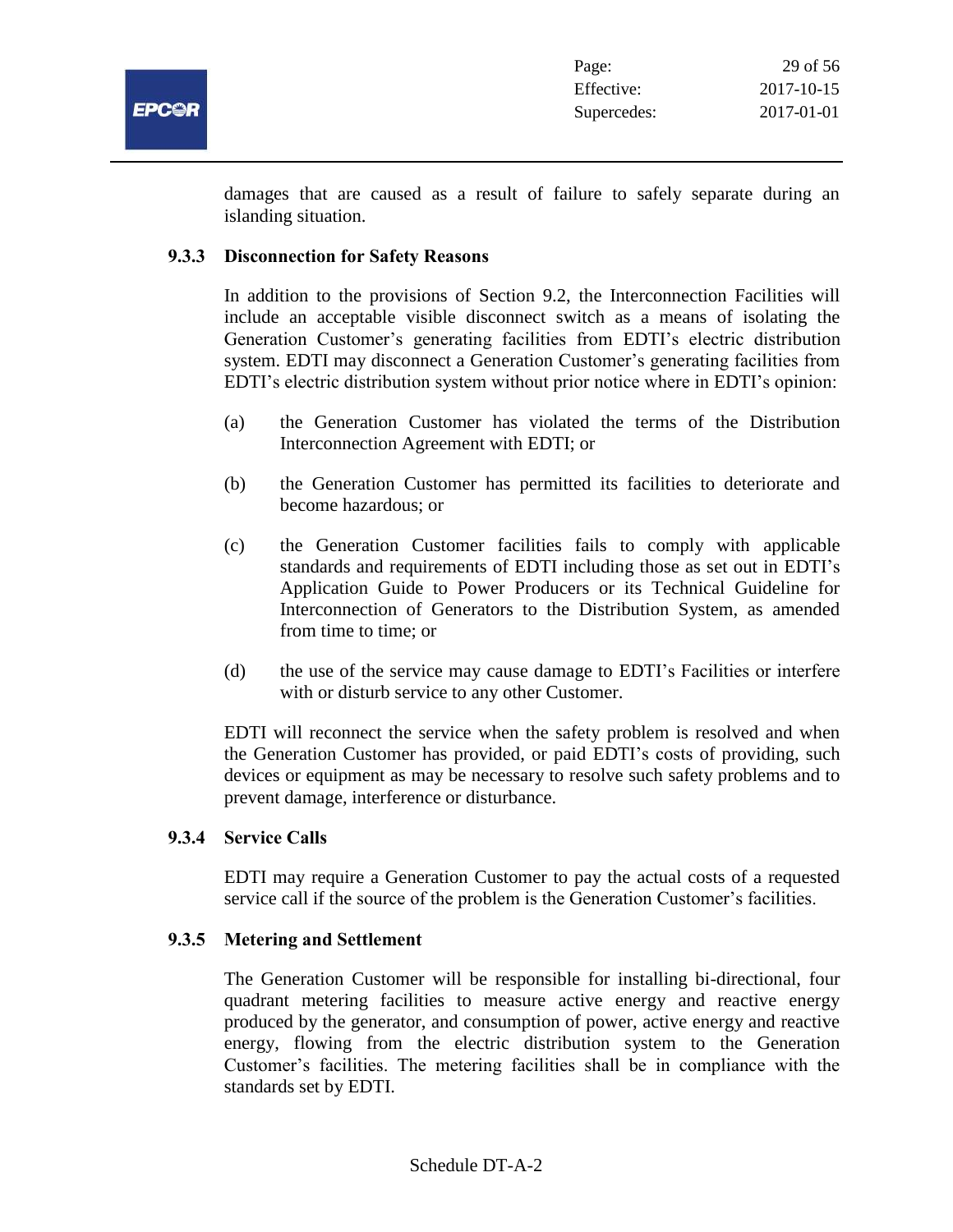damages that are caused as a result of failure to safely separate during an islanding situation.

#### 9.3.3 Disconnection for Safety Reasons

In addition to the provisions of Section 9.2, the Interconnection Facilities will include an acceptable visible disconnect switch as a means of isolating the Generation Customer's generating facilities from EDTI's electric distribution system. EDTI may disconnect a Generation Customer's generating facilities from EDTI's electric distribution system without prior notice where in EDTI's opinion:

(a) the Generation Customer has violated the terms of the Distribution Interconnection Agreement with EDTI; or

(b) the Generation Customer has permitted its facilities to deteriorate and become hazardous; or

(c) the Generation Customer facilities fails to comply with applicable standards and requirements of EDTI including those as set out in EDTI's Application Guide to Power Producers or its Technical Guideline for Interconnection of Generators to the Distribution System, as amended from time to time; or

(d) the use of the service may cause damage to EDTI's Facilities or interfere with or disturb service to any other Customer.

EDTI will reconnect the service when the safety problem is resolved and when the Generation Customer has provided, or paid EDTI's costs of providing, such devices or equipment as may be necessary to resolve such safety problems and to prevent damage, interference or disturbance.

#### 9.3.4 Service Calls

EDTI may require a Generation Customer to pay the actual costs of a requested service call if the source of the problem is the Generation Customer's facilities.

#### 9.3.5 Metering and Settlement

The Generation Customer will be responsible for installing bi-directional, four quadrant metering facilities to measure active energy and reactive energy produced by the generator, and consumption of power, active energy and reactive energy, flowing from the electric distribution system to the Generation Customer's facilities. The metering facilities shall be in compliance with the standards set by EDTI.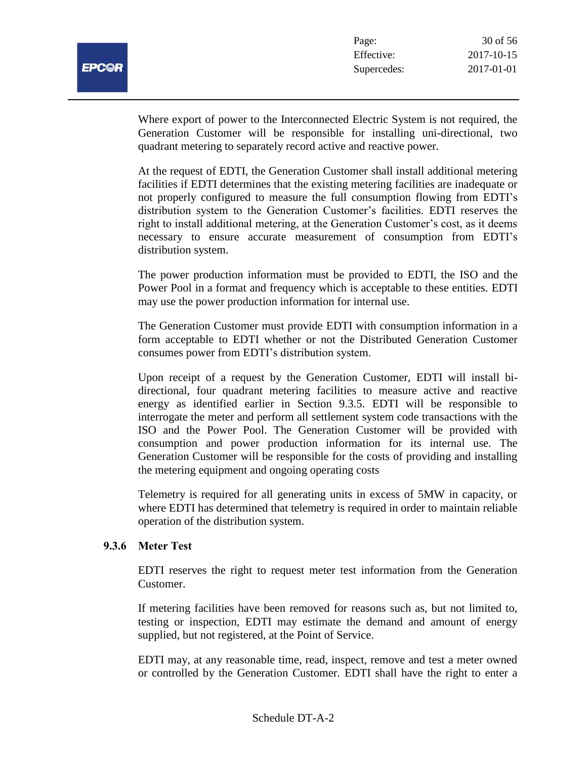Where export of power to the Interconnected Electric System is not required, the Generation Customer will be responsible for installing uni-directional, two quadrant metering to separately record active and reactive power.

At the request of EDTI, the Generation Customer shall install additional metering facilities if EDTI determines that the existing metering facilities are inadequate or not properly configured to measure the full consumption flowing from EDTI's distribution system to the Generation Customer's facilities. EDTI reserves the right to install additional metering, at the Generation Customer's cost, as it deems necessary to ensure accurate measurement of consumption from EDTI's distribution system.

The power production information must be provided to EDTI, the ISO and the Power Pool in a format and frequency which is acceptable to these entities. EDTI may use the power production information for internal use.

The Generation Customer must provide EDTI with consumption information in a form acceptable to EDTI whether or not the Distributed Generation Customer consumes power from EDTI's distribution system.

Upon receipt of a request by the Generation Customer, EDTI will install bi-directional, four quadrant metering facilities to measure active and reactive energy as identified earlier in Section 9.3.5. EDTI will be responsible to interrogate the meter and perform all settlement system code transactions with the ISO and the Power Pool. The Generation Customer will be provided with consumption and power production information for its internal use. The Generation Customer will be responsible for the costs of providing and installing the metering equipment and ongoing operating costs

Telemetry is required for all generating units in excess of 5MW in capacity, or where EDTI has determined that telemetry is required in order to maintain reliable operation of the distribution system.

### 9.3.6 Meter Test

EDTI reserves the right to request meter test information from the Generation Customer.

If metering facilities have been removed for reasons such as, but not limited to, testing or inspection, EDTI may estimate the demand and amount of energy supplied, but not registered, at the Point of Service.

EDTI may, at any reasonable time, read, inspect, remove and test a meter owned or controlled by the Generation Customer. EDTI shall have the right to enter a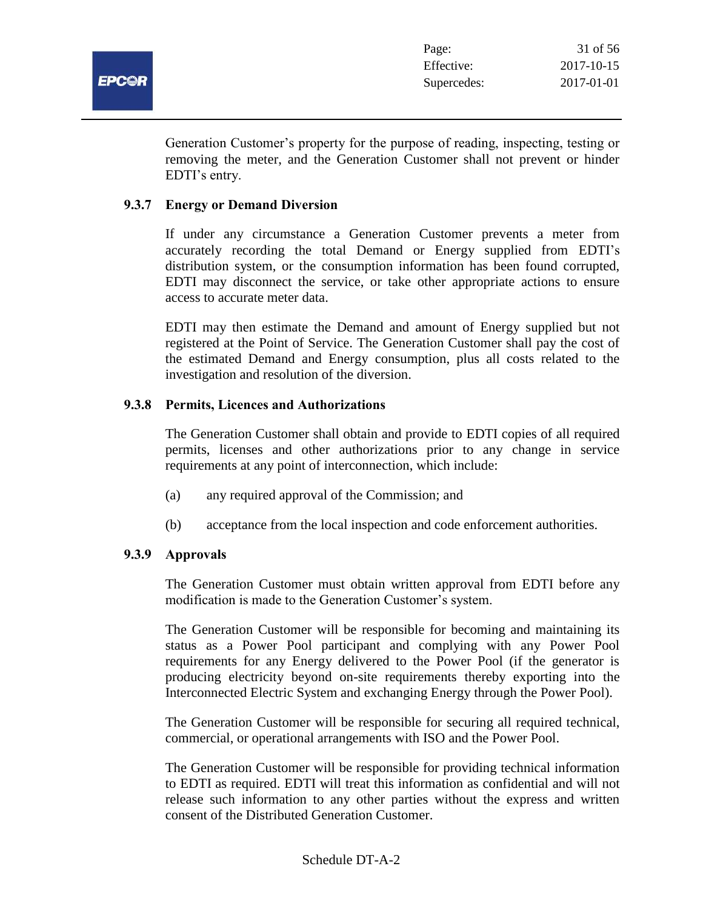Generation Customer's property for the purpose of reading, inspecting, testing or removing the meter, and the Generation Customer shall not prevent or hinder EDTI's entry.

### 9.3.7 Energy or Demand Diversion

If under any circumstance a Generation Customer prevents a meter from accurately recording the total Demand or Energy supplied from EDTI's distribution system, or the consumption information has been found corrupted, EDTI may disconnect the service, or take other appropriate actions to ensure access to accurate meter data.

EDTI may then estimate the Demand and amount of Energy supplied but not registered at the Point of Service. The Generation Customer shall pay the cost of the estimated Demand and Energy consumption, plus all costs related to the investigation and resolution of the diversion.

### 9.3.8 Permits, Licences and Authorizations

The Generation Customer shall obtain and provide to EDTI copies of all required permits, licenses and other authorizations prior to any change in service requirements at any point of interconnection, which include:

(a) any required approval of the Commission; and

(b) acceptance from the local inspection and code enforcement authorities.

### 9.3.9 Approvals

The Generation Customer must obtain written approval from EDTI before any modification is made to the Generation Customer's system.

The Generation Customer will be responsible for becoming and maintaining its status as a Power Pool participant and complying with any Power Pool requirements for any Energy delivered to the Power Pool (if the generator is producing electricity beyond on-site requirements thereby exporting into the Interconnected Electric System and exchanging Energy through the Power Pool).

The Generation Customer will be responsible for securing all required technical, commercial, or operational arrangements with ISO and the Power Pool.

The Generation Customer will be responsible for providing technical information to EDTI as required. EDTI will treat this information as confidential and will not release such information to any other parties without the express and written consent of the Distributed Generation Customer.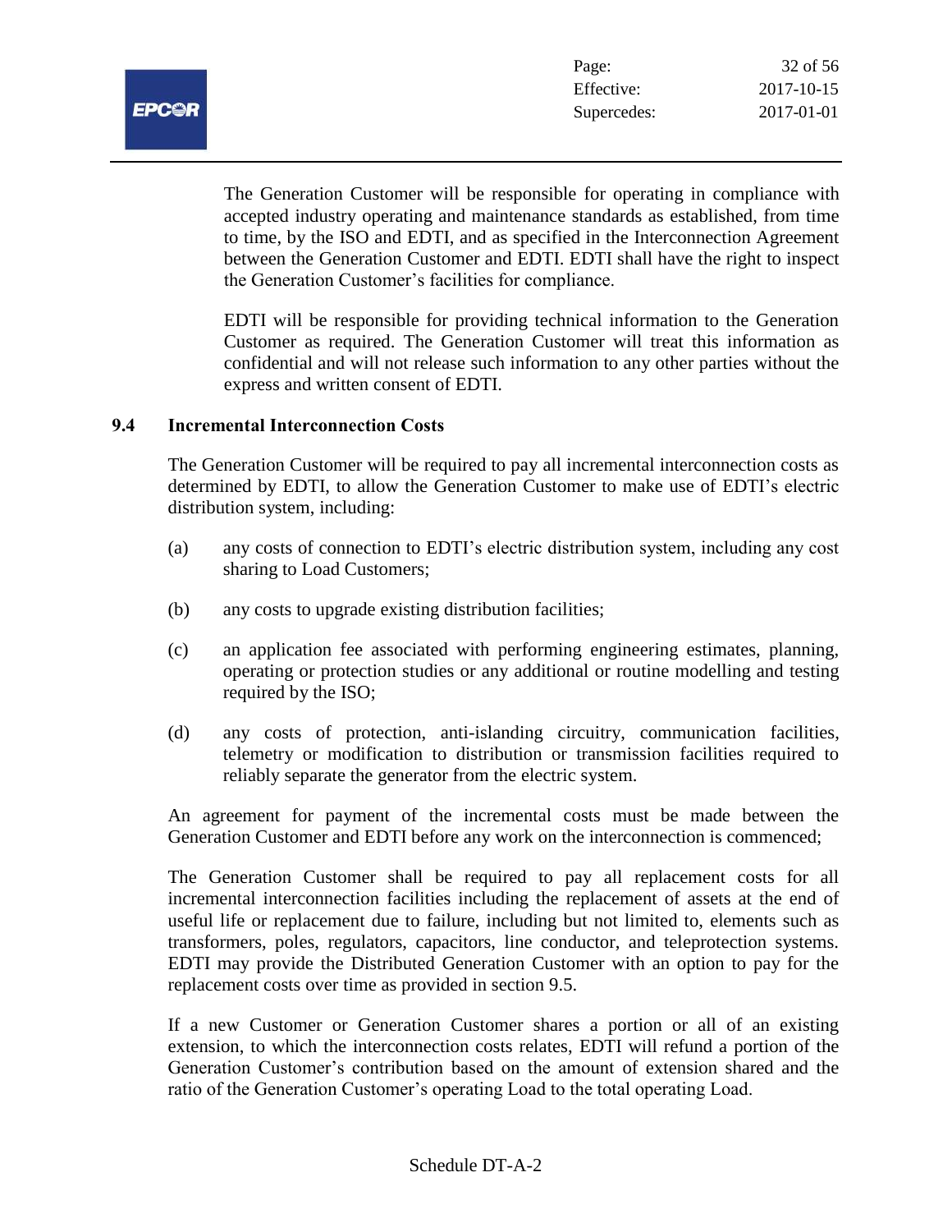The Generation Customer will be responsible for operating in compliance with accepted industry operating and maintenance standards as established, from time to time, by the ISO and EDTI, and as specified in the Interconnection Agreement between the Generation Customer and EDTI. EDTI shall have the right to inspect the Generation Customer's facilities for compliance.

EDTI will be responsible for providing technical information to the Generation Customer as required. The Generation Customer will treat this information as confidential and will not release such information to any other parties without the express and written consent of EDTI.

### 9.4 Incremental Interconnection Costs

The Generation Customer will be required to pay all incremental interconnection costs as determined by EDTI, to allow the Generation Customer to make use of EDTI's electric distribution system, including:

(a) any costs of connection to EDTI's electric distribution system, including any cost sharing to Load Customers;

(b) any costs to upgrade existing distribution facilities;

(c) an application fee associated with performing engineering estimates, planning, operating or protection studies or any additional or routine modelling and testing required by the ISO;

(d) any costs of protection, anti-islanding circuitry, communication facilities, telemetry or modification to distribution or transmission facilities required to reliably separate the generator from the electric system.

An agreement for payment of the incremental costs must be made between the Generation Customer and EDTI before any work on the interconnection is commenced;

The Generation Customer shall be required to pay all replacement costs for all incremental interconnection facilities including the replacement of assets at the end of useful life or replacement due to failure, including but not limited to, elements such as transformers, poles, regulators, capacitors, line conductor, and teleprotection systems. EDTI may provide the Distributed Generation Customer with an option to pay for the replacement costs over time as provided in section 9.5.

If a new Customer or Generation Customer shares a portion or all of an existing extension, to which the interconnection costs relates, EDTI will refund a portion of the Generation Customer's contribution based on the amount of extension shared and the ratio of the Generation Customer's operating Load to the total operating Load.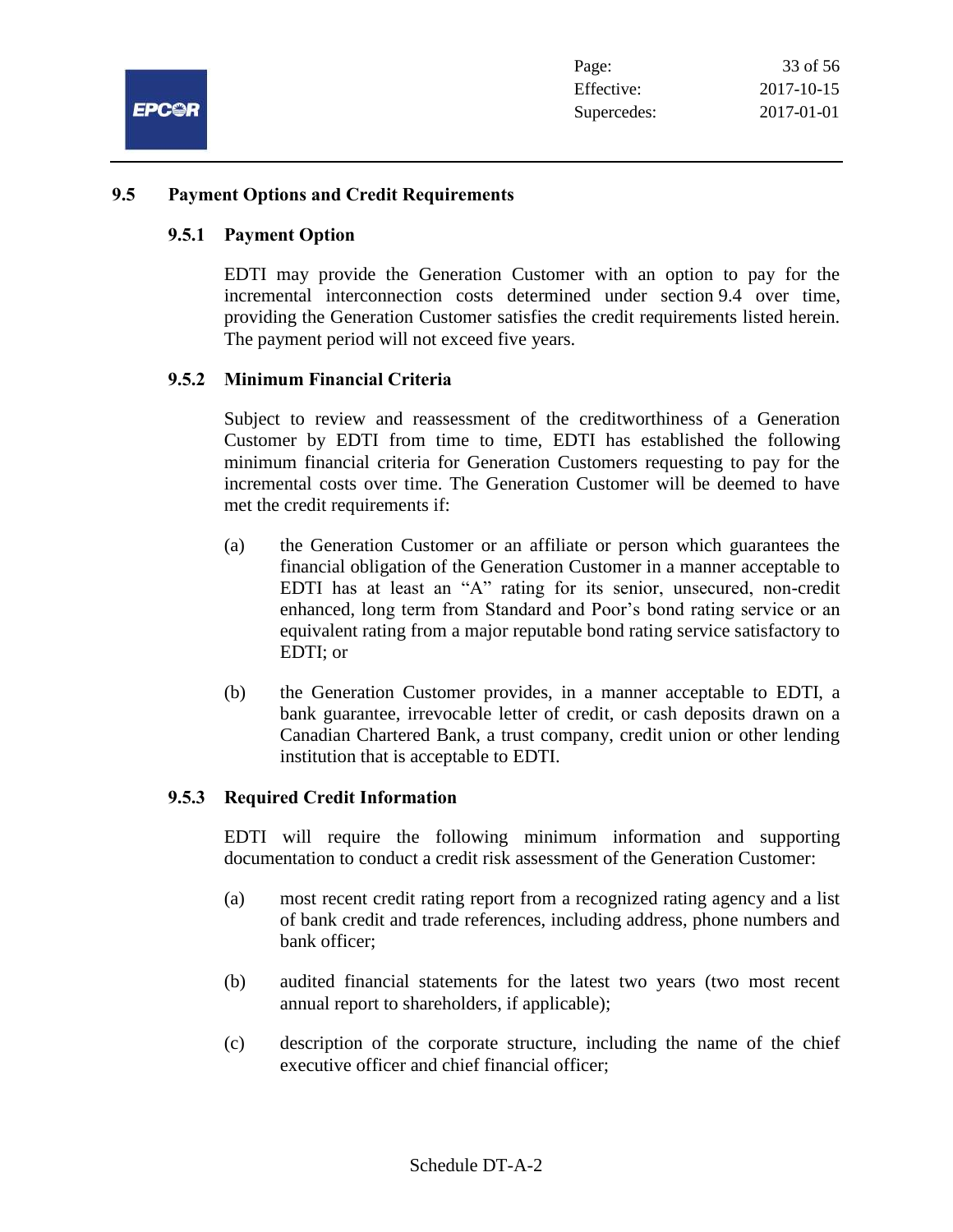## 9.5 Payment Options and Credit Requirements

### 9.5.1 Payment Option

EDTI may provide the Generation Customer with an option to pay for the incremental interconnection costs determined under section 9.4 over time, providing the Generation Customer satisfies the credit requirements listed herein. The payment period will not exceed five years.

### 9.5.2 Minimum Financial Criteria

Subject to review and reassessment of the creditworthiness of a Generation Customer by EDTI from time to time, EDTI has established the following minimum financial criteria for Generation Customers requesting to pay for the incremental costs over time. The Generation Customer will be deemed to have met the credit requirements if:

(a) the Generation Customer or an affiliate or person which guarantees the financial obligation of the Generation Customer in a manner acceptable to EDTI has at least an "A" rating for its senior, unsecured, non-credit enhanced, long term from Standard and Poor's bond rating service or an equivalent rating from a major reputable bond rating service satisfactory to EDTI; or

(b) the Generation Customer provides, in a manner acceptable to EDTI, a bank guarantee, irrevocable letter of credit, or cash deposits drawn on a Canadian Chartered Bank, a trust company, credit union or other lending institution that is acceptable to EDTI.

### 9.5.3 Required Credit Information

EDTI will require the following minimum information and supporting documentation to conduct a credit risk assessment of the Generation Customer:

(a) most recent credit rating report from a recognized rating agency and a list of bank credit and trade references, including address, phone numbers and bank officer;

(b) audited financial statements for the latest two years (two most recent annual report to shareholders, if applicable);

(c) description of the corporate structure, including the name of the chief executive officer and chief financial officer;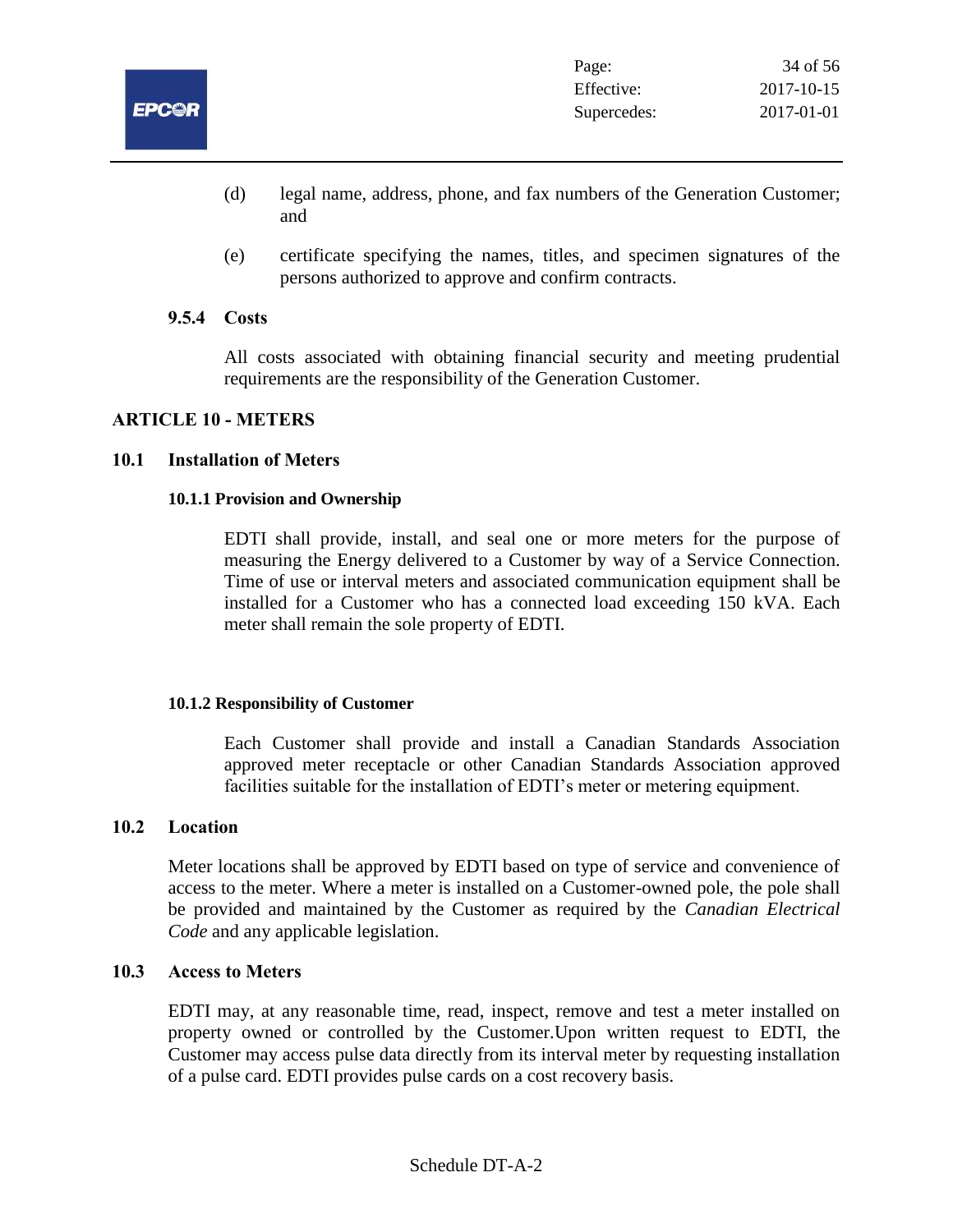(d) legal name, address, phone, and fax numbers of the Generation Customer; and

(e) certificate specifying the names, titles, and specimen signatures of the persons authorized to approve and confirm contracts.

#### 9.5.4 Costs

All costs associated with obtaining financial security and meeting prudential requirements are the responsibility of the Generation Customer.

## ARTICLE 10 - METERS

### 10.1 Installation of Meters

#### 10.1.1 Provision and Ownership

EDTI shall provide, install, and seal one or more meters for the purpose of measuring the Energy delivered to a Customer by way of a Service Connection. Time of use or interval meters and associated communication equipment shall be installed for a Customer who has a connected load exceeding 150 kVA. Each meter shall remain the sole property of EDTI.

#### 10.1.2 Responsibility of Customer

Each Customer shall provide and install a Canadian Standards Association approved meter receptacle or other Canadian Standards Association approved facilities suitable for the installation of EDTI's meter or metering equipment.

### 10.2 Location

Meter locations shall be approved by EDTI based on type of service and convenience of access to the meter. Where a meter is installed on a Customer-owned pole, the pole shall be provided and maintained by the Customer as required by the *Canadian Electrical Code* and any applicable legislation.

### 10.3 Access to Meters

EDTI may, at any reasonable time, read, inspect, remove and test a meter installed on property owned or controlled by the Customer.Upon written request to EDTI, the Customer may access pulse data directly from its interval meter by requesting installation of a pulse card. EDTI provides pulse cards on a cost recovery basis.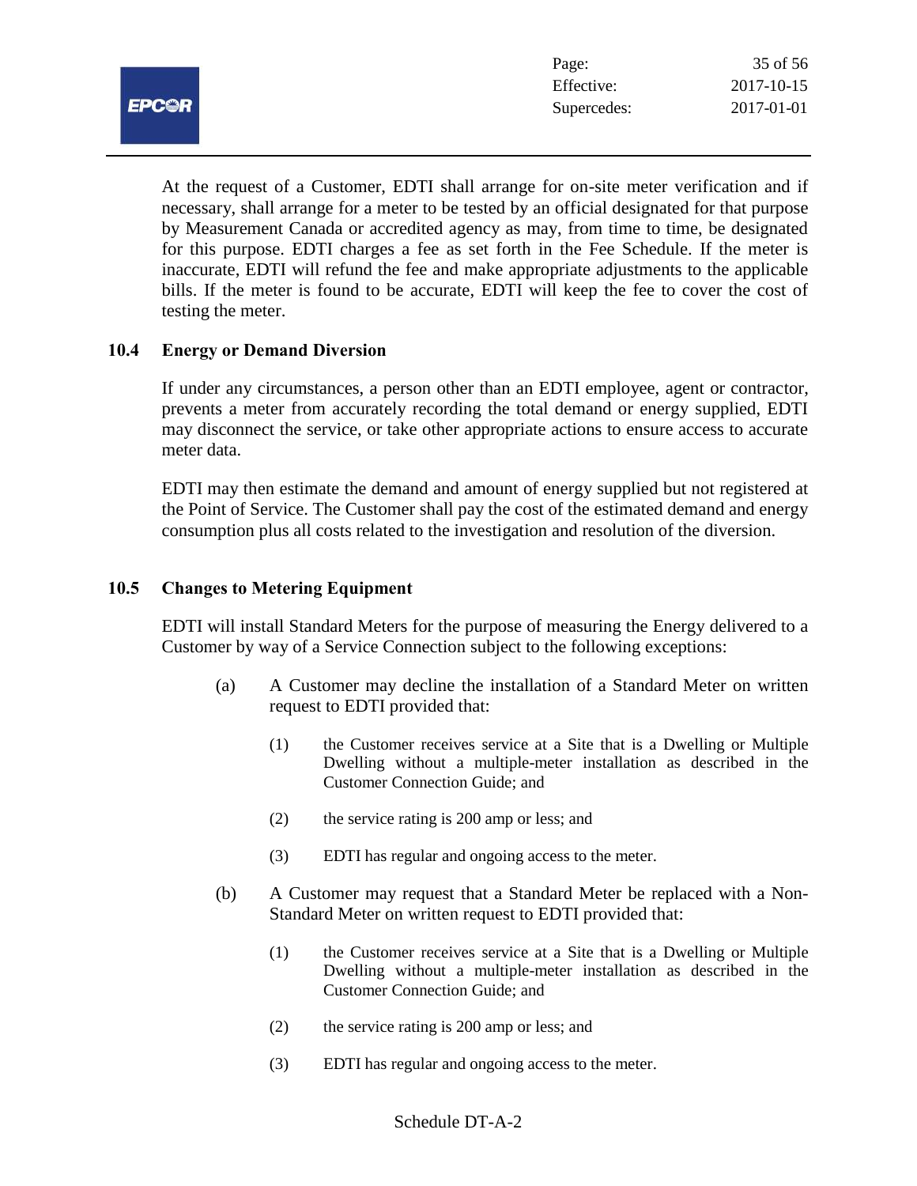At the request of a Customer, EDTI shall arrange for on-site meter verification and if necessary, shall arrange for a meter to be tested by an official designated for that purpose by Measurement Canada or accredited agency as may, from time to time, be designated for this purpose. EDTI charges a fee as set forth in the Fee Schedule. If the meter is inaccurate, EDTI will refund the fee and make appropriate adjustments to the applicable bills. If the meter is found to be accurate, EDTI will keep the fee to cover the cost of testing the meter.

### 10.4 Energy or Demand Diversion

If under any circumstances, a person other than an EDTI employee, agent or contractor, prevents a meter from accurately recording the total demand or energy supplied, EDTI may disconnect the service, or take other appropriate actions to ensure access to accurate meter data.

EDTI may then estimate the demand and amount of energy supplied but not registered at the Point of Service. The Customer shall pay the cost of the estimated demand and energy consumption plus all costs related to the investigation and resolution of the diversion.

### 10.5 Changes to Metering Equipment

EDTI will install Standard Meters for the purpose of measuring the Energy delivered to a Customer by way of a Service Connection subject to the following exceptions:

(a) A Customer may decline the installation of a Standard Meter on written request to EDTI provided that:

(1) the Customer receives service at a Site that is a Dwelling or Multiple Dwelling without a multiple-meter installation as described in the Customer Connection Guide; and

(2) the service rating is 200 amp or less; and

(3) EDTI has regular and ongoing access to the meter.

(b) A Customer may request that a Standard Meter be replaced with a Non-Standard Meter on written request to EDTI provided that:

(1) the Customer receives service at a Site that is a Dwelling or Multiple Dwelling without a multiple-meter installation as described in the Customer Connection Guide; and

(2) the service rating is 200 amp or less; and

(3) EDTI has regular and ongoing access to the meter.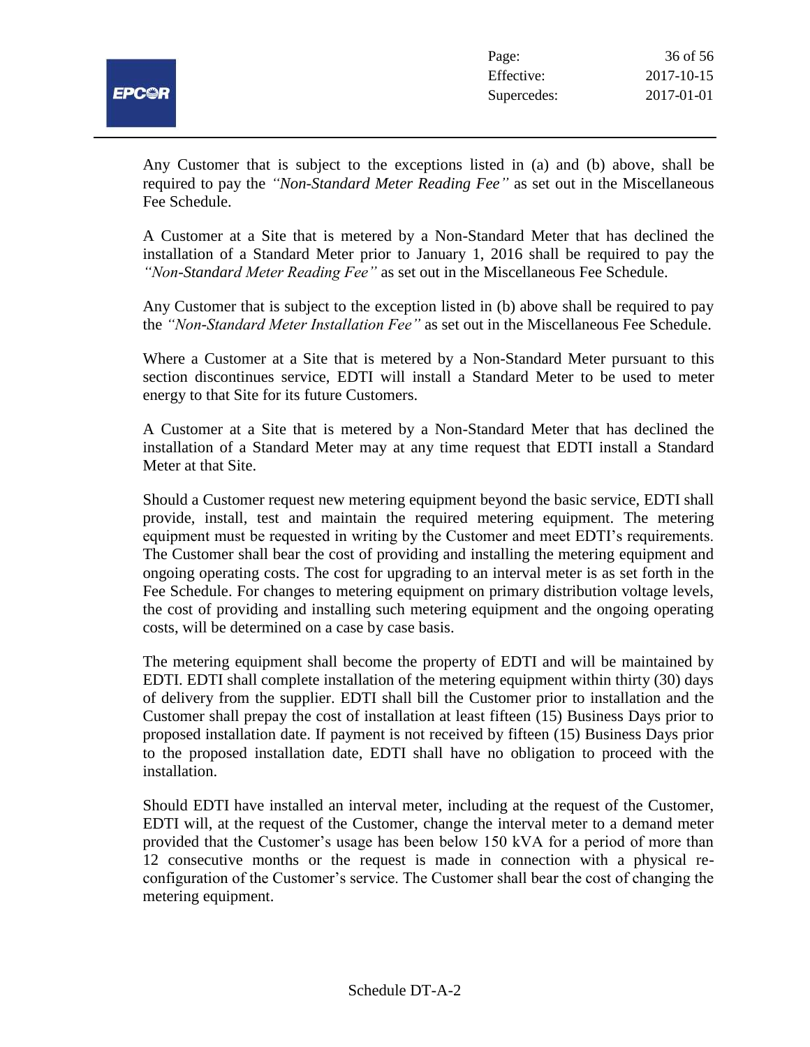Any Customer that is subject to the exceptions listed in (a) and (b) above, shall be required to pay the *"Non-Standard Meter Reading Fee"* as set out in the Miscellaneous Fee Schedule.

A Customer at a Site that is metered by a Non-Standard Meter that has declined the installation of a Standard Meter prior to January 1, 2016 shall be required to pay the *"Non-Standard Meter Reading Fee"* as set out in the Miscellaneous Fee Schedule.

Any Customer that is subject to the exception listed in (b) above shall be required to pay the *"Non-Standard Meter Installation Fee"* as set out in the Miscellaneous Fee Schedule.

Where a Customer at a Site that is metered by a Non-Standard Meter pursuant to this section discontinues service, EDTI will install a Standard Meter to be used to meter energy to that Site for its future Customers.

A Customer at a Site that is metered by a Non-Standard Meter that has declined the installation of a Standard Meter may at any time request that EDTI install a Standard Meter at that Site.

Should a Customer request new metering equipment beyond the basic service, EDTI shall provide, install, test and maintain the required metering equipment. The metering equipment must be requested in writing by the Customer and meet EDTI's requirements. The Customer shall bear the cost of providing and installing the metering equipment and ongoing operating costs. The cost for upgrading to an interval meter is as set forth in the Fee Schedule. For changes to metering equipment on primary distribution voltage levels, the cost of providing and installing such metering equipment and the ongoing operating costs, will be determined on a case by case basis.

The metering equipment shall become the property of EDTI and will be maintained by EDTI. EDTI shall complete installation of the metering equipment within thirty (30) days of delivery from the supplier. EDTI shall bill the Customer prior to installation and the Customer shall prepay the cost of installation at least fifteen (15) Business Days prior to proposed installation date. If payment is not received by fifteen (15) Business Days prior to the proposed installation date, EDTI shall have no obligation to proceed with the installation.

Should EDTI have installed an interval meter, including at the request of the Customer, EDTI will, at the request of the Customer, change the interval meter to a demand meter provided that the Customer's usage has been below 150 kVA for a period of more than 12 consecutive months or the request is made in connection with a physical re-configuration of the Customer's service. The Customer shall bear the cost of changing the metering equipment.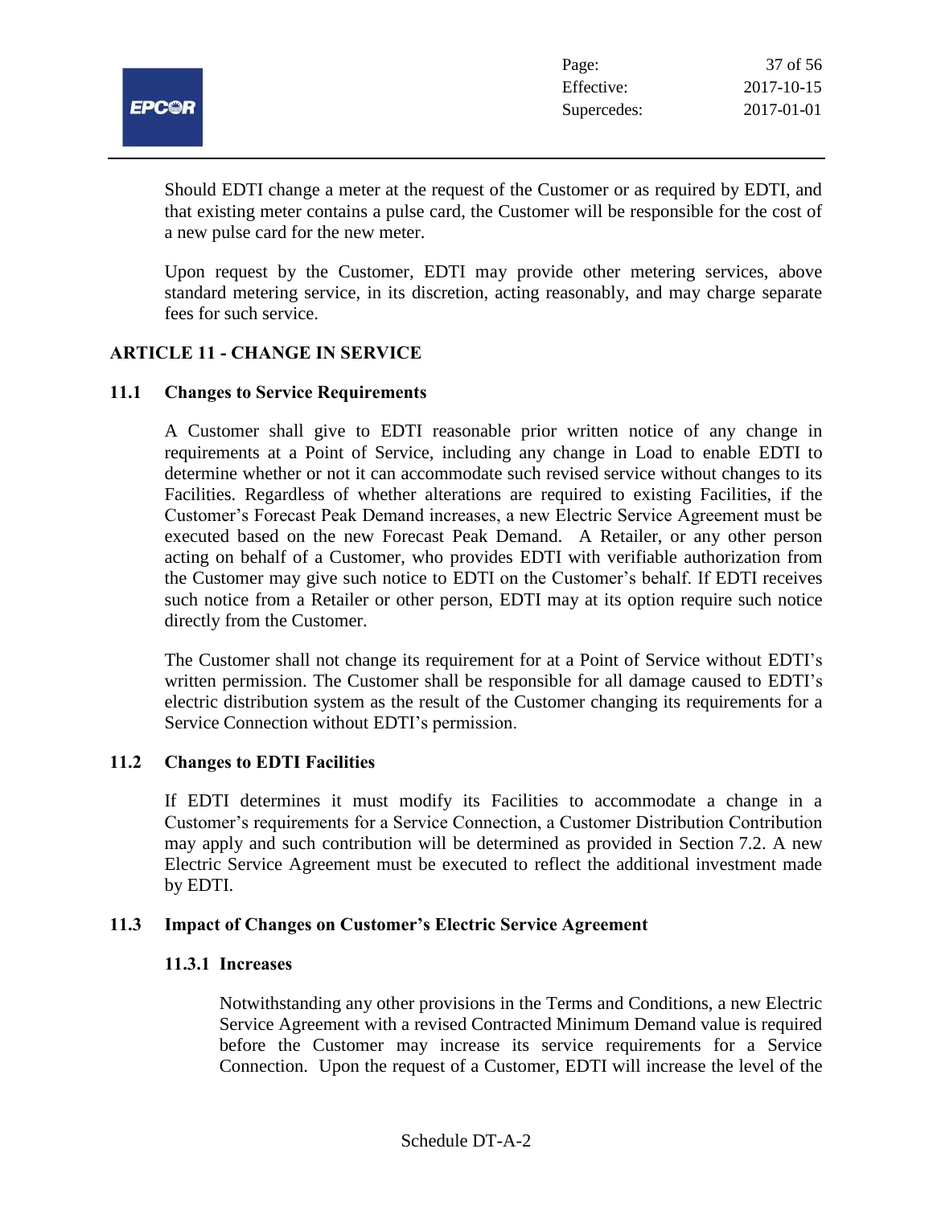Should EDTI change a meter at the request of the Customer or as required by EDTI, and that existing meter contains a pulse card, the Customer will be responsible for the cost of a new pulse card for the new meter.

Upon request by the Customer, EDTI may provide other metering services, above standard metering service, in its discretion, acting reasonably, and may charge separate fees for such service.

## ARTICLE 11 - CHANGE IN SERVICE

### 11.1 Changes to Service Requirements

A Customer shall give to EDTI reasonable prior written notice of any change in requirements at a Point of Service, including any change in Load to enable EDTI to determine whether or not it can accommodate such revised service without changes to its Facilities. Regardless of whether alterations are required to existing Facilities, if the Customer's Forecast Peak Demand increases, a new Electric Service Agreement must be executed based on the new Forecast Peak Demand. A Retailer, or any other person acting on behalf of a Customer, who provides EDTI with verifiable authorization from the Customer may give such notice to EDTI on the Customer's behalf. If EDTI receives such notice from a Retailer or other person, EDTI may at its option require such notice directly from the Customer.

The Customer shall not change its requirement for at a Point of Service without EDTI's written permission. The Customer shall be responsible for all damage caused to EDTI's electric distribution system as the result of the Customer changing its requirements for a Service Connection without EDTI's permission.

### 11.2 Changes to EDTI Facilities

If EDTI determines it must modify its Facilities to accommodate a change in a Customer's requirements for a Service Connection, a Customer Distribution Contribution may apply and such contribution will be determined as provided in Section 7.2. A new Electric Service Agreement must be executed to reflect the additional investment made by EDTI.

### 11.3 Impact of Changes on Customer's Electric Service Agreement

#### 11.3.1 Increases

Notwithstanding any other provisions in the Terms and Conditions, a new Electric Service Agreement with a revised Contracted Minimum Demand value is required before the Customer may increase its service requirements for a Service Connection. Upon the request of a Customer, EDTI will increase the level of the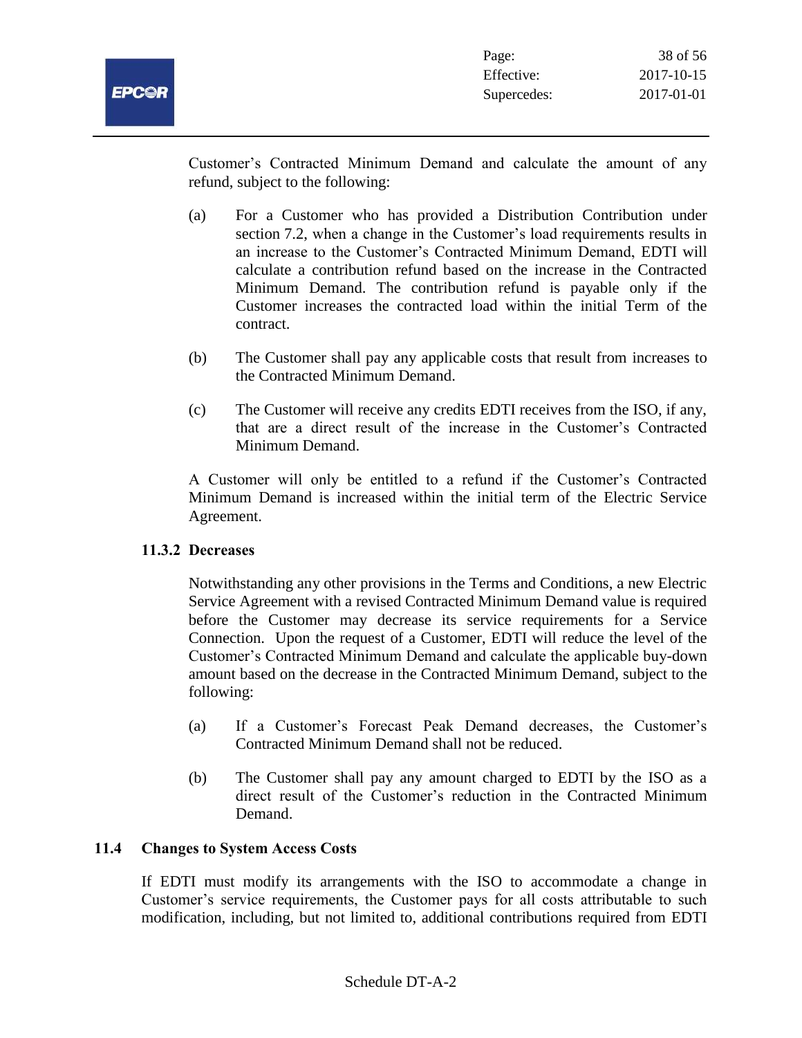Customer's Contracted Minimum Demand and calculate the amount of any refund, subject to the following:

(a) For a Customer who has provided a Distribution Contribution under section 7.2, when a change in the Customer's load requirements results in an increase to the Customer's Contracted Minimum Demand, EDTI will calculate a contribution refund based on the increase in the Contracted Minimum Demand. The contribution refund is payable only if the Customer increases the contracted load within the initial Term of the contract.

(b) The Customer shall pay any applicable costs that result from increases to the Contracted Minimum Demand.

(c) The Customer will receive any credits EDTI receives from the ISO, if any, that are a direct result of the increase in the Customer's Contracted Minimum Demand.

A Customer will only be entitled to a refund if the Customer's Contracted Minimum Demand is increased within the initial term of the Electric Service Agreement.

#### 11.3.2 Decreases

Notwithstanding any other provisions in the Terms and Conditions, a new Electric Service Agreement with a revised Contracted Minimum Demand value is required before the Customer may decrease its service requirements for a Service Connection. Upon the request of a Customer, EDTI will reduce the level of the Customer's Contracted Minimum Demand and calculate the applicable buy-down amount based on the decrease in the Contracted Minimum Demand, subject to the following:

(a) If a Customer's Forecast Peak Demand decreases, the Customer's Contracted Minimum Demand shall not be reduced.

(b) The Customer shall pay any amount charged to EDTI by the ISO as a direct result of the Customer's reduction in the Contracted Minimum Demand.

### 11.4 Changes to System Access Costs

If EDTI must modify its arrangements with the ISO to accommodate a change in Customer's service requirements, the Customer pays for all costs attributable to such modification, including, but not limited to, additional contributions required from EDTI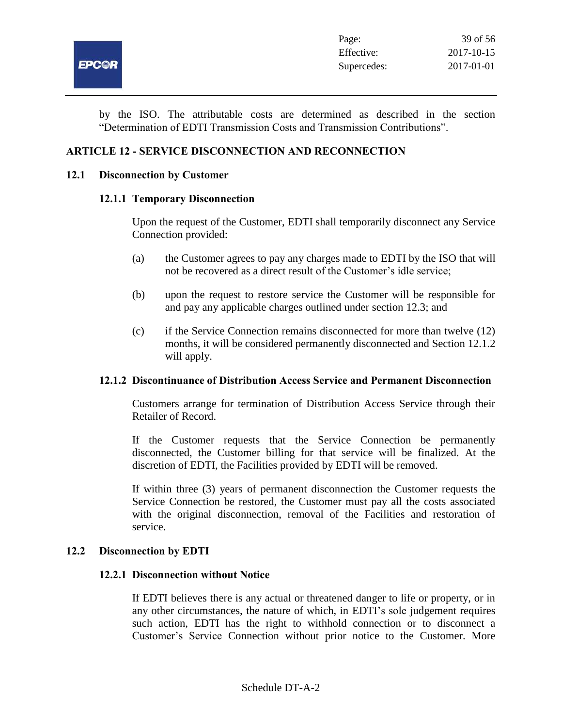by the ISO. The attributable costs are determined as described in the section "Determination of EDTI Transmission Costs and Transmission Contributions".

## ARTICLE 12 - SERVICE DISCONNECTION AND RECONNECTION

### 12.1 Disconnection by Customer

#### 12.1.1 Temporary Disconnection

Upon the request of the Customer, EDTI shall temporarily disconnect any Service Connection provided:

(a) the Customer agrees to pay any charges made to EDTI by the ISO that will not be recovered as a direct result of the Customer's idle service;

(b) upon the request to restore service the Customer will be responsible for and pay any applicable charges outlined under section 12.3; and

(c) if the Service Connection remains disconnected for more than twelve (12) months, it will be considered permanently disconnected and Section 12.1.2 will apply.

#### 12.1.2 Discontinuance of Distribution Access Service and Permanent Disconnection

Customers arrange for termination of Distribution Access Service through their Retailer of Record.

If the Customer requests that the Service Connection be permanently disconnected, the Customer billing for that service will be finalized. At the discretion of EDTI, the Facilities provided by EDTI will be removed.

If within three (3) years of permanent disconnection the Customer requests the Service Connection be restored, the Customer must pay all the costs associated with the original disconnection, removal of the Facilities and restoration of service.

### 12.2 Disconnection by EDTI

#### 12.2.1 Disconnection without Notice

If EDTI believes there is any actual or threatened danger to life or property, or in any other circumstances, the nature of which, in EDTI's sole judgement requires such action, EDTI has the right to withhold connection or to disconnect a Customer's Service Connection without prior notice to the Customer. More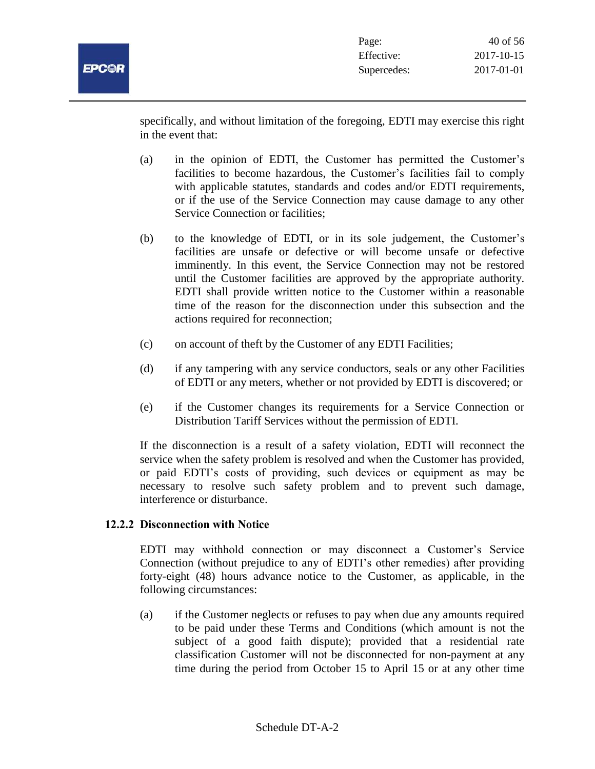specifically, and without limitation of the foregoing, EDTI may exercise this right in the event that:

(a) in the opinion of EDTI, the Customer has permitted the Customer's facilities to become hazardous, the Customer's facilities fail to comply with applicable statutes, standards and codes and/or EDTI requirements, or if the use of the Service Connection may cause damage to any other Service Connection or facilities;

(b) to the knowledge of EDTI, or in its sole judgement, the Customer's facilities are unsafe or defective or will become unsafe or defective imminently. In this event, the Service Connection may not be restored until the Customer facilities are approved by the appropriate authority. EDTI shall provide written notice to the Customer within a reasonable time of the reason for the disconnection under this subsection and the actions required for reconnection;

(c) on account of theft by the Customer of any EDTI Facilities;

(d) if any tampering with any service conductors, seals or any other Facilities of EDTI or any meters, whether or not provided by EDTI is discovered; or

(e) if the Customer changes its requirements for a Service Connection or Distribution Tariff Services without the permission of EDTI.

If the disconnection is a result of a safety violation, EDTI will reconnect the service when the safety problem is resolved and when the Customer has provided, or paid EDTI's costs of providing, such devices or equipment as may be necessary to resolve such safety problem and to prevent such damage, interference or disturbance.

#### 12.2.2 Disconnection with Notice

EDTI may withhold connection or may disconnect a Customer's Service Connection (without prejudice to any of EDTI's other remedies) after providing forty-eight (48) hours advance notice to the Customer, as applicable, in the following circumstances:

(a) if the Customer neglects or refuses to pay when due any amounts required to be paid under these Terms and Conditions (which amount is not the subject of a good faith dispute); provided that a residential rate classification Customer will not be disconnected for non-payment at any time during the period from October 15 to April 15 or at any other time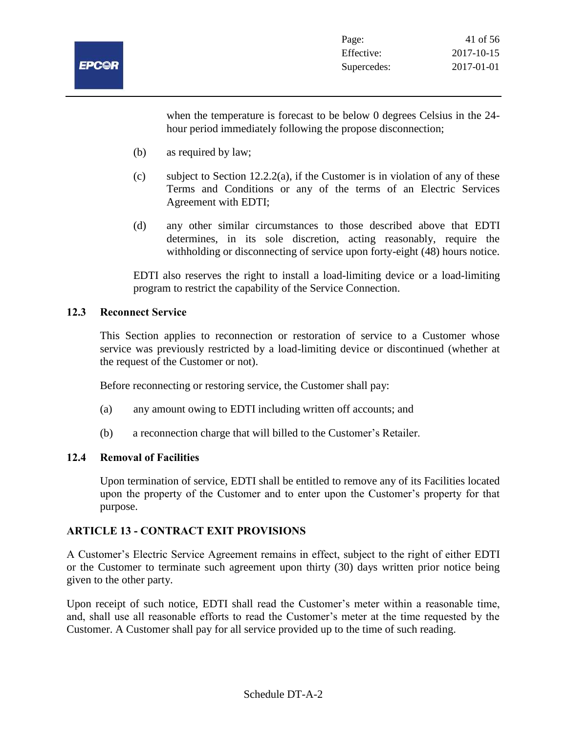when the temperature is forecast to be below 0 degrees Celsius in the 24-hour period immediately following the propose disconnection;

(b) as required by law;

(c) subject to Section 12.2.2(a), if the Customer is in violation of any of these Terms and Conditions or any of the terms of an Electric Services Agreement with EDTI;

(d) any other similar circumstances to those described above that EDTI determines, in its sole discretion, acting reasonably, require the withholding or disconnecting of service upon forty-eight (48) hours notice.

EDTI also reserves the right to install a load-limiting device or a load-limiting program to restrict the capability of the Service Connection.

### 12.3 Reconnect Service

This Section applies to reconnection or restoration of service to a Customer whose service was previously restricted by a load-limiting device or discontinued (whether at the request of the Customer or not).

Before reconnecting or restoring service, the Customer shall pay:

(a) any amount owing to EDTI including written off accounts; and

(b) a reconnection charge that will billed to the Customer's Retailer.

### 12.4 Removal of Facilities

Upon termination of service, EDTI shall be entitled to remove any of its Facilities located upon the property of the Customer and to enter upon the Customer's property for that purpose.

## ARTICLE 13 - CONTRACT EXIT PROVISIONS

A Customer's Electric Service Agreement remains in effect, subject to the right of either EDTI or the Customer to terminate such agreement upon thirty (30) days written prior notice being given to the other party.

Upon receipt of such notice, EDTI shall read the Customer's meter within a reasonable time, and, shall use all reasonable efforts to read the Customer's meter at the time requested by the Customer. A Customer shall pay for all service provided up to the time of such reading.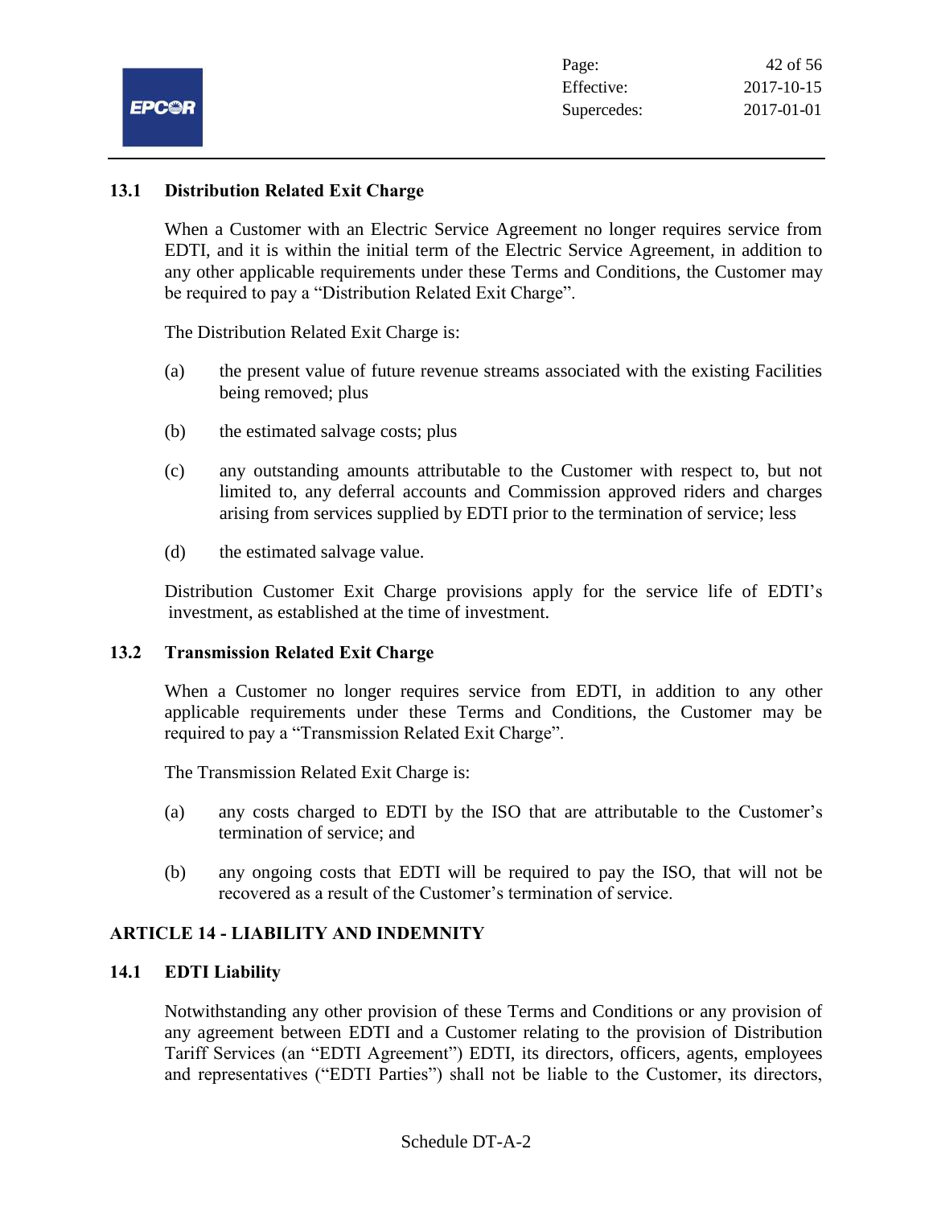### 13.1 Distribution Related Exit Charge

When a Customer with an Electric Service Agreement no longer requires service from EDTI, and it is within the initial term of the Electric Service Agreement, in addition to any other applicable requirements under these Terms and Conditions, the Customer may be required to pay a "Distribution Related Exit Charge".

The Distribution Related Exit Charge is:

(a) the present value of future revenue streams associated with the existing Facilities being removed; plus

(b) the estimated salvage costs; plus

(c) any outstanding amounts attributable to the Customer with respect to, but not limited to, any deferral accounts and Commission approved riders and charges arising from services supplied by EDTI prior to the termination of service; less

(d) the estimated salvage value.

Distribution Customer Exit Charge provisions apply for the service life of EDTI's investment, as established at the time of investment.

### 13.2 Transmission Related Exit Charge

When a Customer no longer requires service from EDTI, in addition to any other applicable requirements under these Terms and Conditions, the Customer may be required to pay a "Transmission Related Exit Charge".

The Transmission Related Exit Charge is:

(a) any costs charged to EDTI by the ISO that are attributable to the Customer's termination of service; and

(b) any ongoing costs that EDTI will be required to pay the ISO, that will not be recovered as a result of the Customer's termination of service.

## ARTICLE 14 - LIABILITY AND INDEMNITY

### 14.1 EDTI Liability

Notwithstanding any other provision of these Terms and Conditions or any provision of any agreement between EDTI and a Customer relating to the provision of Distribution Tariff Services (an "EDTI Agreement") EDTI, its directors, officers, agents, employees and representatives ("EDTI Parties") shall not be liable to the Customer, its directors,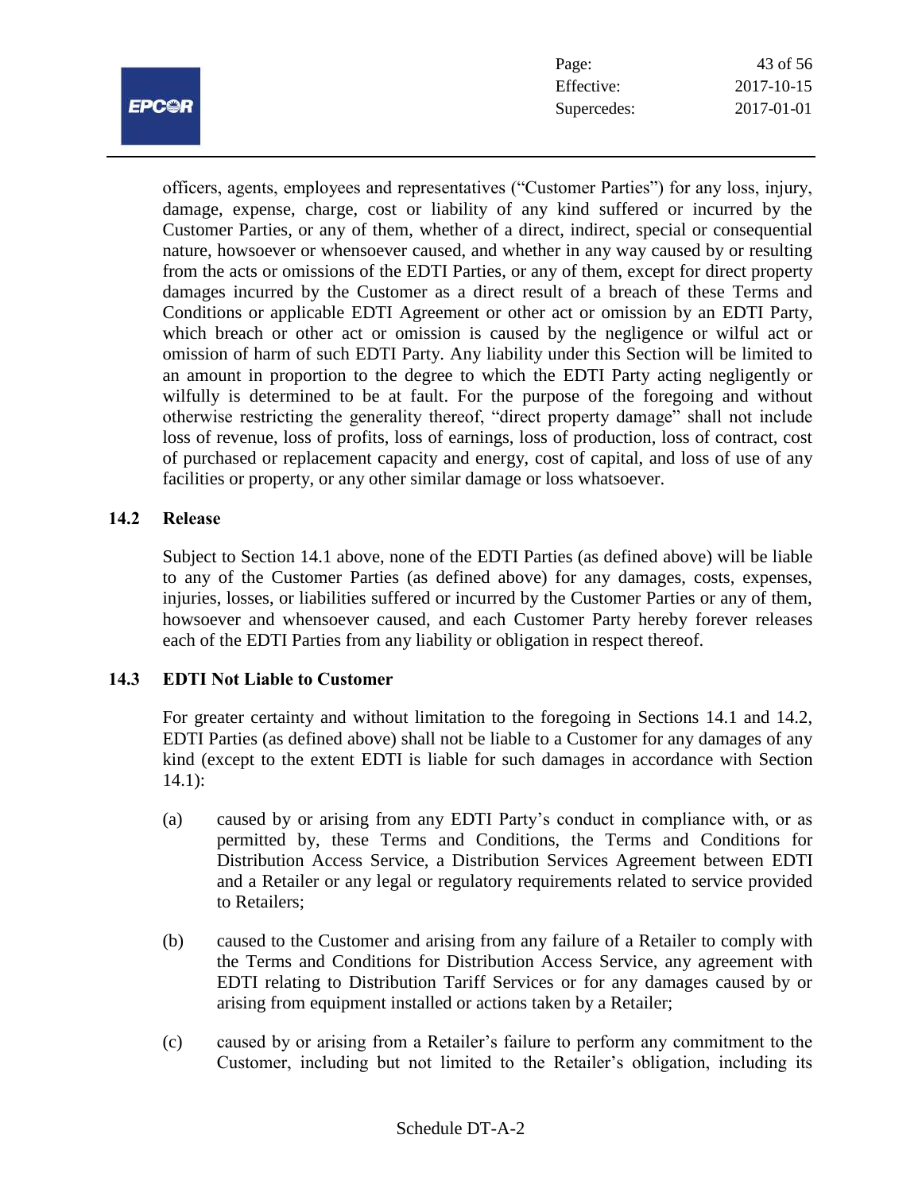officers, agents, employees and representatives ("Customer Parties") for any loss, injury, damage, expense, charge, cost or liability of any kind suffered or incurred by the Customer Parties, or any of them, whether of a direct, indirect, special or consequential nature, howsoever or whensoever caused, and whether in any way caused by or resulting from the acts or omissions of the EDTI Parties, or any of them, except for direct property damages incurred by the Customer as a direct result of a breach of these Terms and Conditions or applicable EDTI Agreement or other act or omission by an EDTI Party, which breach or other act or omission is caused by the negligence or wilful act or omission of harm of such EDTI Party. Any liability under this Section will be limited to an amount in proportion to the degree to which the EDTI Party acting negligently or wilfully is determined to be at fault. For the purpose of the foregoing and without otherwise restricting the generality thereof, "direct property damage" shall not include loss of revenue, loss of profits, loss of earnings, loss of production, loss of contract, cost of purchased or replacement capacity and energy, cost of capital, and loss of use of any facilities or property, or any other similar damage or loss whatsoever.

### 14.2 Release

Subject to Section 14.1 above, none of the EDTI Parties (as defined above) will be liable to any of the Customer Parties (as defined above) for any damages, costs, expenses, injuries, losses, or liabilities suffered or incurred by the Customer Parties or any of them, howsoever and whensoever caused, and each Customer Party hereby forever releases each of the EDTI Parties from any liability or obligation in respect thereof.

### 14.3 EDTI Not Liable to Customer

For greater certainty and without limitation to the foregoing in Sections 14.1 and 14.2, EDTI Parties (as defined above) shall not be liable to a Customer for any damages of any kind (except to the extent EDTI is liable for such damages in accordance with Section 14.1):

(a) caused by or arising from any EDTI Party's conduct in compliance with, or as permitted by, these Terms and Conditions, the Terms and Conditions for Distribution Access Service, a Distribution Services Agreement between EDTI and a Retailer or any legal or regulatory requirements related to service provided to Retailers;

(b) caused to the Customer and arising from any failure of a Retailer to comply with the Terms and Conditions for Distribution Access Service, any agreement with EDTI relating to Distribution Tariff Services or for any damages caused by or arising from equipment installed or actions taken by a Retailer;

(c) caused by or arising from a Retailer's failure to perform any commitment to the Customer, including but not limited to the Retailer's obligation, including its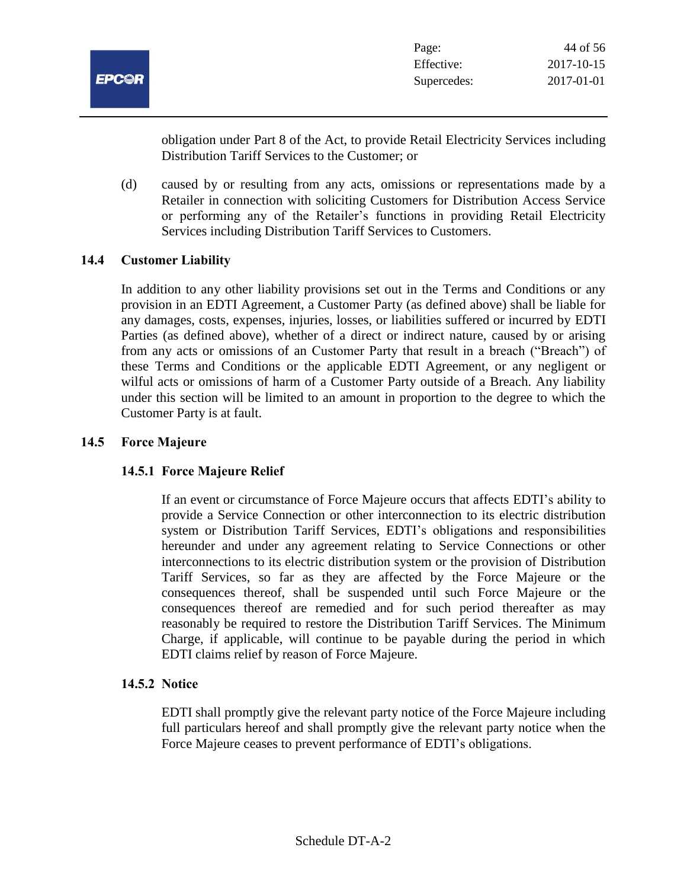obligation under Part 8 of the Act, to provide Retail Electricity Services including Distribution Tariff Services to the Customer; or

(d) caused by or resulting from any acts, omissions or representations made by a Retailer in connection with soliciting Customers for Distribution Access Service or performing any of the Retailer's functions in providing Retail Electricity Services including Distribution Tariff Services to Customers.

### 14.4 Customer Liability

In addition to any other liability provisions set out in the Terms and Conditions or any provision in an EDTI Agreement, a Customer Party (as defined above) shall be liable for any damages, costs, expenses, injuries, losses, or liabilities suffered or incurred by EDTI Parties (as defined above), whether of a direct or indirect nature, caused by or arising from any acts or omissions of an Customer Party that result in a breach ("Breach") of these Terms and Conditions or the applicable EDTI Agreement, or any negligent or wilful acts or omissions of harm of a Customer Party outside of a Breach. Any liability under this section will be limited to an amount in proportion to the degree to which the Customer Party is at fault.

### 14.5 Force Majeure

#### 14.5.1 Force Majeure Relief

If an event or circumstance of Force Majeure occurs that affects EDTI's ability to provide a Service Connection or other interconnection to its electric distribution system or Distribution Tariff Services, EDTI's obligations and responsibilities hereunder and under any agreement relating to Service Connections or other interconnections to its electric distribution system or the provision of Distribution Tariff Services, so far as they are affected by the Force Majeure or the consequences thereof, shall be suspended until such Force Majeure or the consequences thereof are remedied and for such period thereafter as may reasonably be required to restore the Distribution Tariff Services. The Minimum Charge, if applicable, will continue to be payable during the period in which EDTI claims relief by reason of Force Majeure.

#### 14.5.2 Notice

EDTI shall promptly give the relevant party notice of the Force Majeure including full particulars hereof and shall promptly give the relevant party notice when the Force Majeure ceases to prevent performance of EDTI's obligations.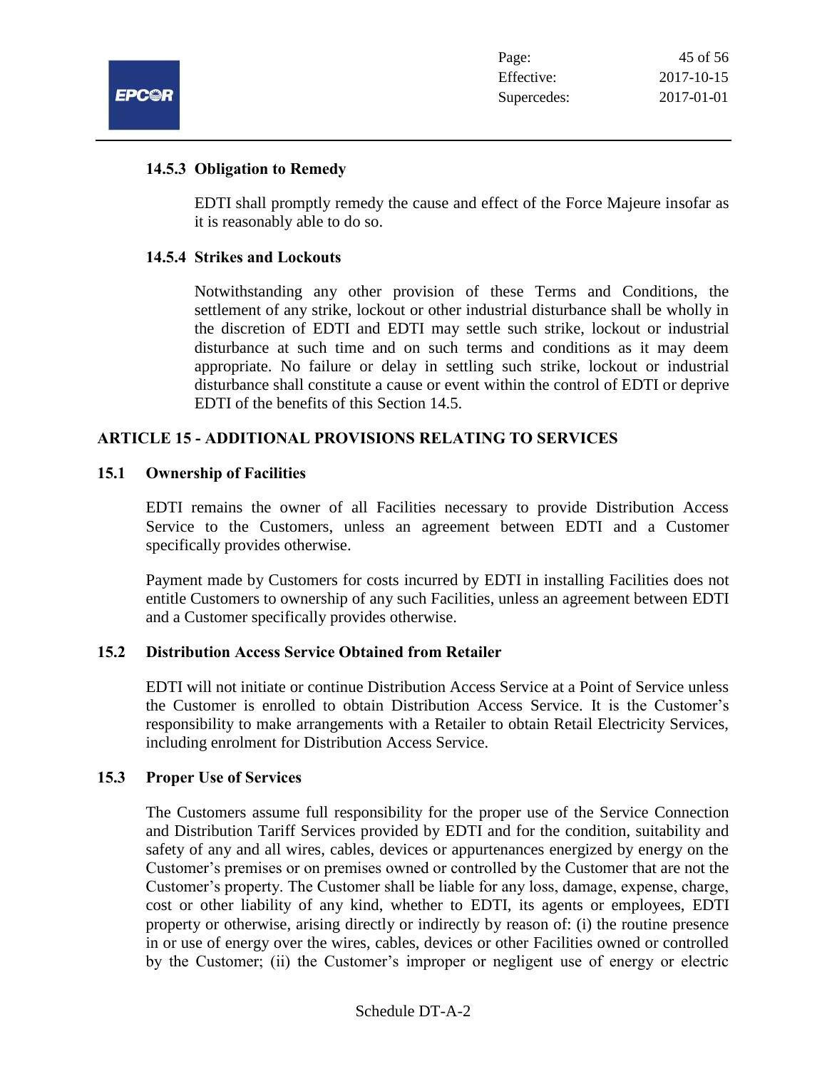#### 14.5.3 Obligation to Remedy

EDTI shall promptly remedy the cause and effect of the Force Majeure insofar as it is reasonably able to do so.

#### 14.5.4 Strikes and Lockouts

Notwithstanding any other provision of these Terms and Conditions, the settlement of any strike, lockout or other industrial disturbance shall be wholly in the discretion of EDTI and EDTI may settle such strike, lockout or industrial disturbance at such time and on such terms and conditions as it may deem appropriate. No failure or delay in settling such strike, lockout or industrial disturbance shall constitute a cause or event within the control of EDTI or deprive EDTI of the benefits of this Section 14.5.

## ARTICLE 15 - ADDITIONAL PROVISIONS RELATING TO SERVICES

### 15.1 Ownership of Facilities

EDTI remains the owner of all Facilities necessary to provide Distribution Access Service to the Customers, unless an agreement between EDTI and a Customer specifically provides otherwise.

Payment made by Customers for costs incurred by EDTI in installing Facilities does not entitle Customers to ownership of any such Facilities, unless an agreement between EDTI and a Customer specifically provides otherwise.

### 15.2 Distribution Access Service Obtained from Retailer

EDTI will not initiate or continue Distribution Access Service at a Point of Service unless the Customer is enrolled to obtain Distribution Access Service. It is the Customer's responsibility to make arrangements with a Retailer to obtain Retail Electricity Services, including enrolment for Distribution Access Service.

### 15.3 Proper Use of Services

The Customers assume full responsibility for the proper use of the Service Connection and Distribution Tariff Services provided by EDTI and for the condition, suitability and safety of any and all wires, cables, devices or appurtenances energized by energy on the Customer's premises or on premises owned or controlled by the Customer that are not the Customer's property. The Customer shall be liable for any loss, damage, expense, charge, cost or other liability of any kind, whether to EDTI, its agents or employees, EDTI property or otherwise, arising directly or indirectly by reason of: (i) the routine presence in or use of energy over the wires, cables, devices or other Facilities owned or controlled by the Customer; (ii) the Customer's improper or negligent use of energy or electric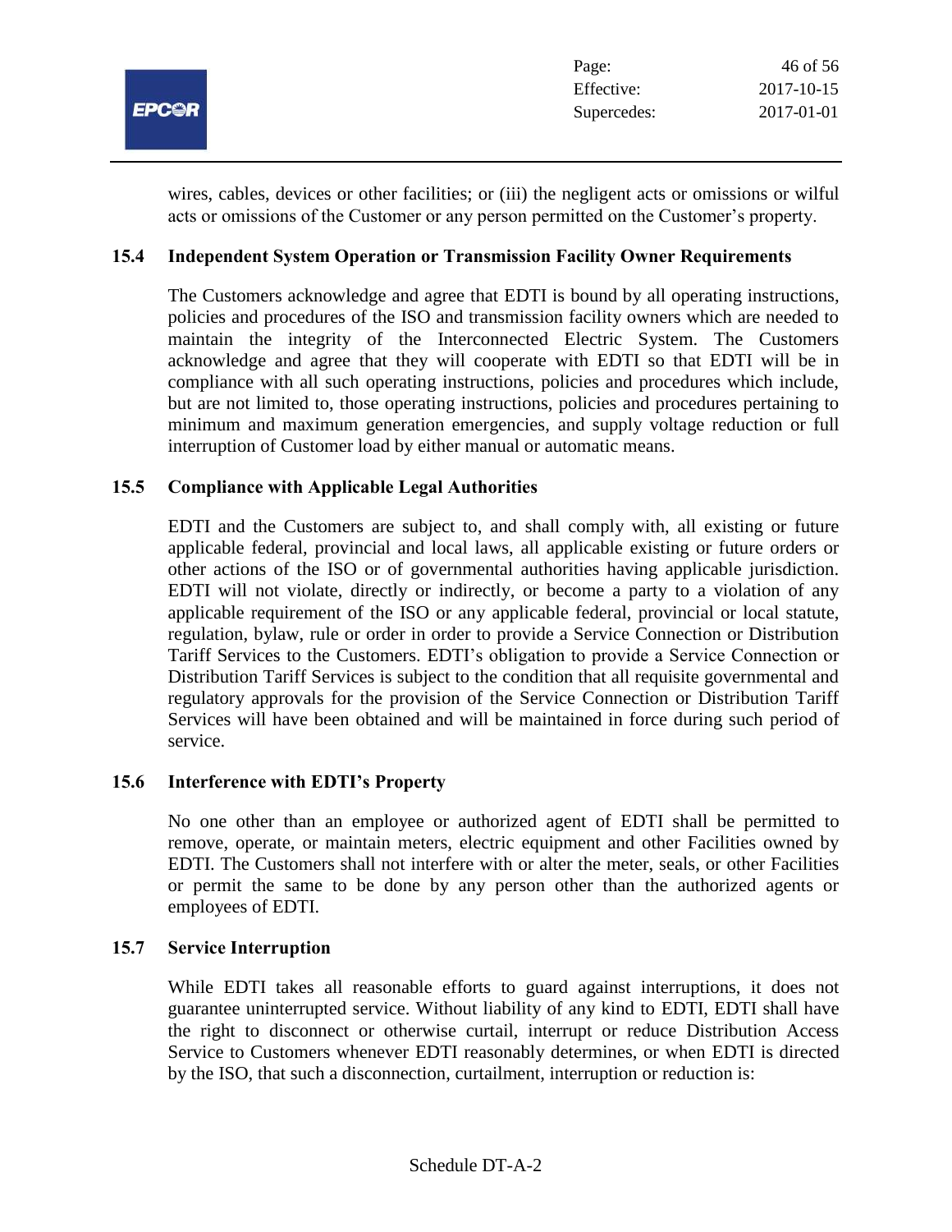wires, cables, devices or other facilities; or (iii) the negligent acts or omissions or wilful acts or omissions of the Customer or any person permitted on the Customer's property.

### 15.4 Independent System Operation or Transmission Facility Owner Requirements

The Customers acknowledge and agree that EDTI is bound by all operating instructions, policies and procedures of the ISO and transmission facility owners which are needed to maintain the integrity of the Interconnected Electric System. The Customers acknowledge and agree that they will cooperate with EDTI so that EDTI will be in compliance with all such operating instructions, policies and procedures which include, but are not limited to, those operating instructions, policies and procedures pertaining to minimum and maximum generation emergencies, and supply voltage reduction or full interruption of Customer load by either manual or automatic means.

### 15.5 Compliance with Applicable Legal Authorities

EDTI and the Customers are subject to, and shall comply with, all existing or future applicable federal, provincial and local laws, all applicable existing or future orders or other actions of the ISO or of governmental authorities having applicable jurisdiction. EDTI will not violate, directly or indirectly, or become a party to a violation of any applicable requirement of the ISO or any applicable federal, provincial or local statute, regulation, bylaw, rule or order in order to provide a Service Connection or Distribution Tariff Services to the Customers. EDTI's obligation to provide a Service Connection or Distribution Tariff Services is subject to the condition that all requisite governmental and regulatory approvals for the provision of the Service Connection or Distribution Tariff Services will have been obtained and will be maintained in force during such period of service.

### 15.6 Interference with EDTI's Property

No one other than an employee or authorized agent of EDTI shall be permitted to remove, operate, or maintain meters, electric equipment and other Facilities owned by EDTI. The Customers shall not interfere with or alter the meter, seals, or other Facilities or permit the same to be done by any person other than the authorized agents or employees of EDTI.

### 15.7 Service Interruption

While EDTI takes all reasonable efforts to guard against interruptions, it does not guarantee uninterrupted service. Without liability of any kind to EDTI, EDTI shall have the right to disconnect or otherwise curtail, interrupt or reduce Distribution Access Service to Customers whenever EDTI reasonably determines, or when EDTI is directed by the ISO, that such a disconnection, curtailment, interruption or reduction is: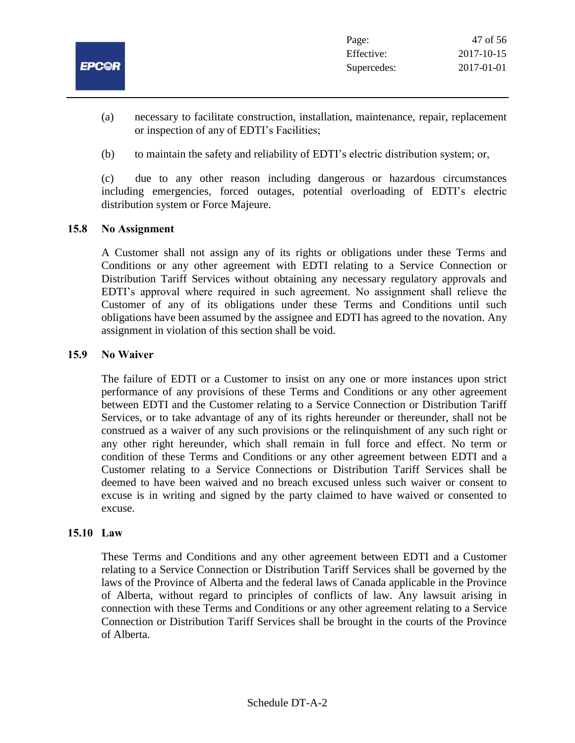(a) necessary to facilitate construction, installation, maintenance, repair, replacement or inspection of any of EDTI's Facilities;

(b) to maintain the safety and reliability of EDTI's electric distribution system; or,

(c) due to any other reason including dangerous or hazardous circumstances including emergencies, forced outages, potential overloading of EDTI's electric distribution system or Force Majeure.

### 15.8 No Assignment

A Customer shall not assign any of its rights or obligations under these Terms and Conditions or any other agreement with EDTI relating to a Service Connection or Distribution Tariff Services without obtaining any necessary regulatory approvals and EDTI's approval where required in such agreement. No assignment shall relieve the Customer of any of its obligations under these Terms and Conditions until such obligations have been assumed by the assignee and EDTI has agreed to the novation. Any assignment in violation of this section shall be void.

### 15.9 No Waiver

The failure of EDTI or a Customer to insist on any one or more instances upon strict performance of any provisions of these Terms and Conditions or any other agreement between EDTI and the Customer relating to a Service Connection or Distribution Tariff Services, or to take advantage of any of its rights hereunder or thereunder, shall not be construed as a waiver of any such provisions or the relinquishment of any such right or any other right hereunder, which shall remain in full force and effect. No term or condition of these Terms and Conditions or any other agreement between EDTI and a Customer relating to a Service Connections or Distribution Tariff Services shall be deemed to have been waived and no breach excused unless such waiver or consent to excuse is in writing and signed by the party claimed to have waived or consented to excuse.

### 15.10 Law

These Terms and Conditions and any other agreement between EDTI and a Customer relating to a Service Connection or Distribution Tariff Services shall be governed by the laws of the Province of Alberta and the federal laws of Canada applicable in the Province of Alberta, without regard to principles of conflicts of law. Any lawsuit arising in connection with these Terms and Conditions or any other agreement relating to a Service Connection or Distribution Tariff Services shall be brought in the courts of the Province of Alberta.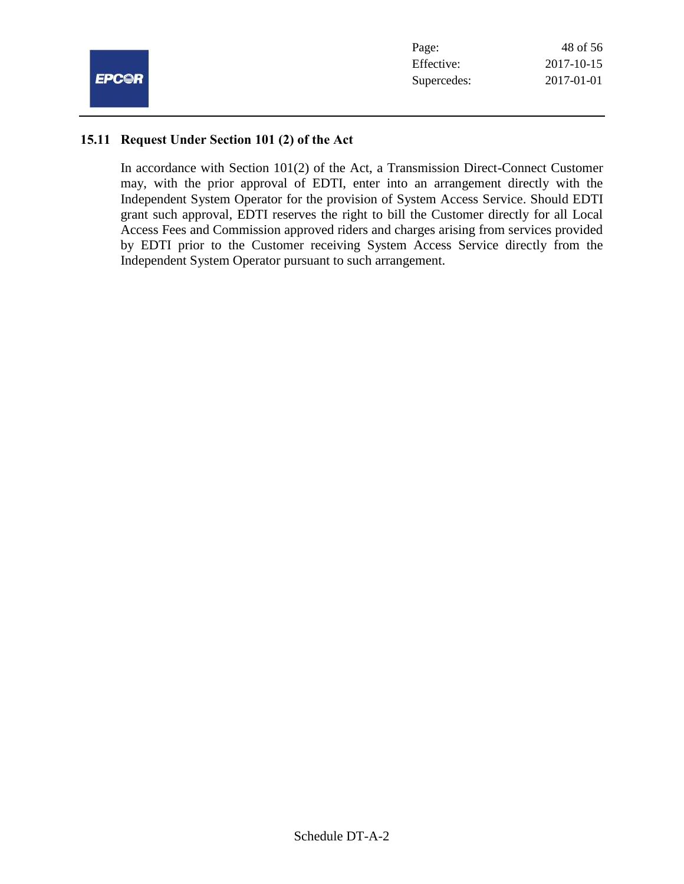### 15.11 Request Under Section 101 (2) of the Act

In accordance with Section 101(2) of the Act, a Transmission Direct-Connect Customer may, with the prior approval of EDTI, enter into an arrangement directly with the Independent System Operator for the provision of System Access Service. Should EDTI grant such approval, EDTI reserves the right to bill the Customer directly for all Local Access Fees and Commission approved riders and charges arising from services provided by EDTI prior to the Customer receiving System Access Service directly from the Independent System Operator pursuant to such arrangement.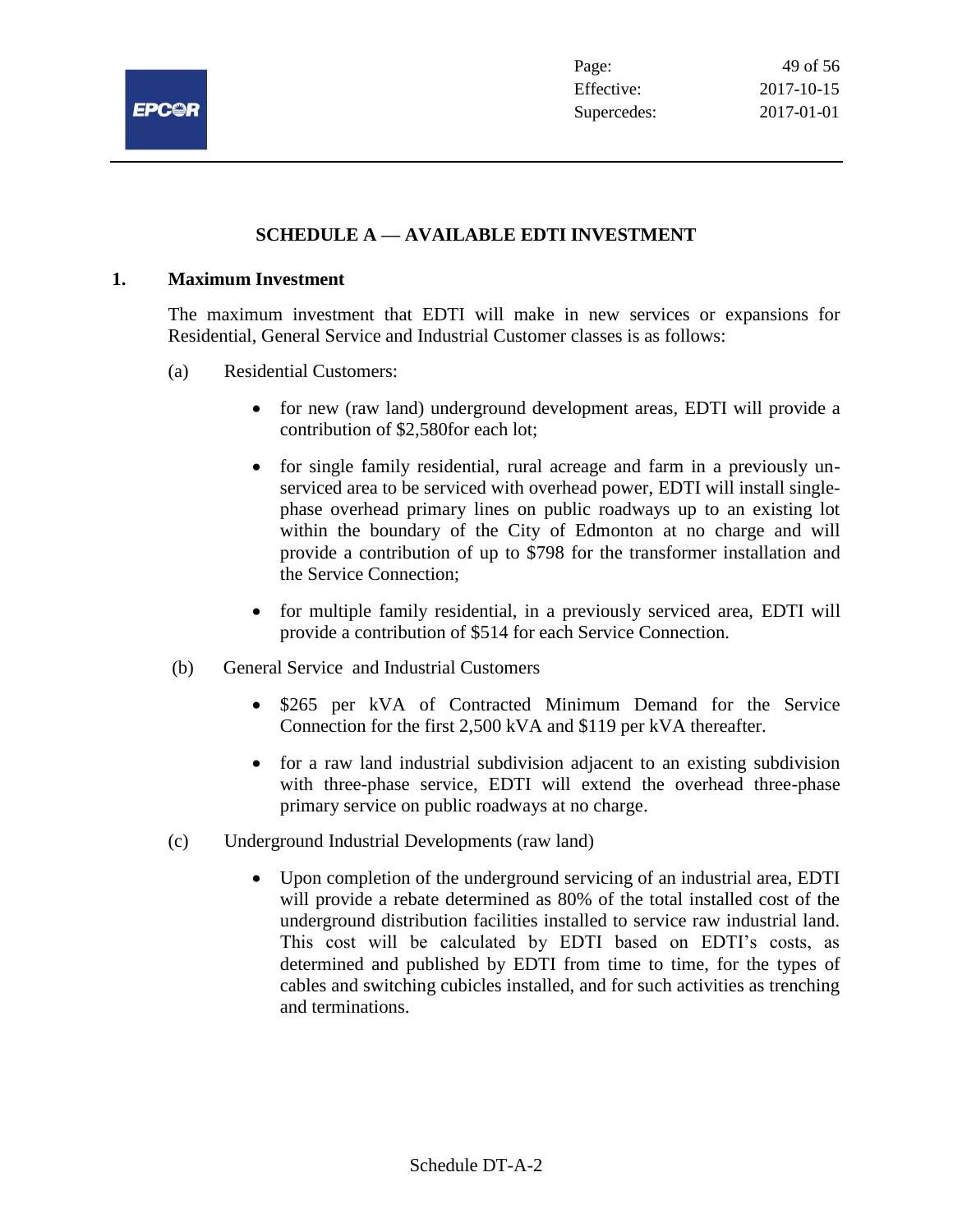## SCHEDULE A — AVAILABLE EDTI INVESTMENT

### 1. Maximum Investment

The maximum investment that EDTI will make in new services or expansions for Residential, General Service and Industrial Customer classes is as follows:

(a) Residential Customers:

- for new (raw land) underground development areas, EDTI will provide a contribution of $2,580for each lot;
- for single family residential, rural acreage and farm in a previously un-serviced area to be serviced with overhead power, EDTI will install single-phase overhead primary lines on public roadways up to an existing lot within the boundary of the City of Edmonton at no charge and will provide a contribution of up to $798 for the transformer installation and the Service Connection;
- for multiple family residential, in a previously serviced area, EDTI will provide a contribution of $514 for each Service Connection.

(b) General Service and Industrial Customers

- $265 per kVA of Contracted Minimum Demand for the Service Connection for the first 2,500 kVA and $119 per kVA thereafter.
- for a raw land industrial subdivision adjacent to an existing subdivision with three-phase service, EDTI will extend the overhead three-phase primary service on public roadways at no charge.

(c) Underground Industrial Developments (raw land)

- Upon completion of the underground servicing of an industrial area, EDTI will provide a rebate determined as 80% of the total installed cost of the underground distribution facilities installed to service raw industrial land. This cost will be calculated by EDTI based on EDTI's costs, as determined and published by EDTI from time to time, for the types of cables and switching cubicles installed, and for such activities as trenching and terminations.

Schedule DT-A-2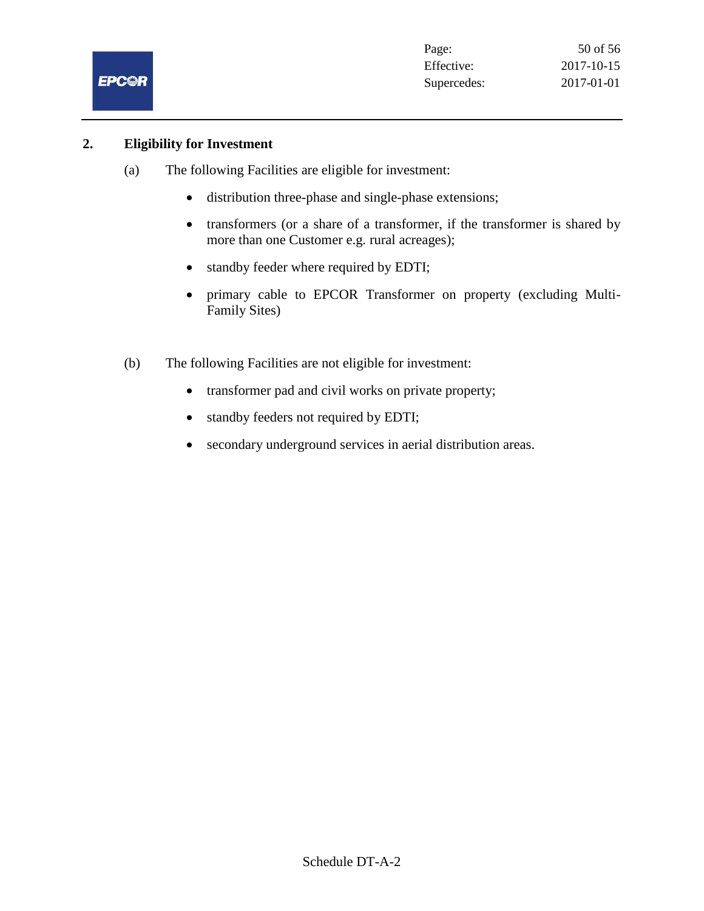## 2. Eligibility for Investment

(a) The following Facilities are eligible for investment:

- distribution three-phase and single-phase extensions;
- transformers (or a share of a transformer, if the transformer is shared by more than one Customer e.g. rural acreages);
- standby feeder where required by EDTI;
- primary cable to EPCOR Transformer on property (excluding Multi-Family Sites)

(b) The following Facilities are not eligible for investment:

- transformer pad and civil works on private property;
- standby feeders not required by EDTI;
- secondary underground services in aerial distribution areas.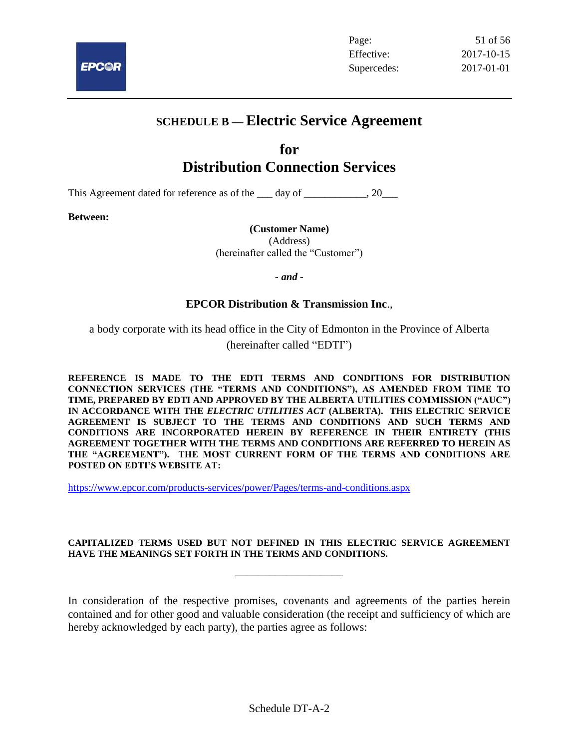# SCHEDULE B — Electric Service Agreement

# for Distribution Connection Services

This Agreement dated for reference as of the ___ day of ____________, 20___

**Between:**

**(Customer Name)**
(Address)
(hereinafter called the "Customer")

***- and -***

**EPCOR Distribution & Transmission Inc.**,

a body corporate with its head office in the City of Edmonton in the Province of Alberta (hereinafter called "EDTI")

**REFERENCE IS MADE TO THE EDTI TERMS AND CONDITIONS FOR DISTRIBUTION CONNECTION SERVICES (THE "TERMS AND CONDITIONS"), AS AMENDED FROM TIME TO TIME, PREPARED BY EDTI AND APPROVED BY THE ALBERTA UTILITIES COMMISSION ("AUC") IN ACCORDANCE WITH THE *ELECTRIC UTILITIES ACT* (ALBERTA). THIS ELECTRIC SERVICE AGREEMENT IS SUBJECT TO THE TERMS AND CONDITIONS AND SUCH TERMS AND CONDITIONS ARE INCORPORATED HEREIN BY REFERENCE IN THEIR ENTIRETY (THIS AGREEMENT TOGETHER WITH THE TERMS AND CONDITIONS ARE REFERRED TO HEREIN AS THE "AGREEMENT"). THE MOST CURRENT FORM OF THE TERMS AND CONDITIONS ARE POSTED ON EDTI'S WEBSITE AT:**

https://www.epcor.com/products-services/power/Pages/terms-and-conditions.aspx

**CAPITALIZED TERMS USED BUT NOT DEFINED IN THIS ELECTRIC SERVICE AGREEMENT HAVE THE MEANINGS SET FORTH IN THE TERMS AND CONDITIONS.**

---

In consideration of the respective promises, covenants and agreements of the parties herein contained and for other good and valuable consideration (the receipt and sufficiency of which are hereby acknowledged by each party), the parties agree as follows:

Schedule DT-A-2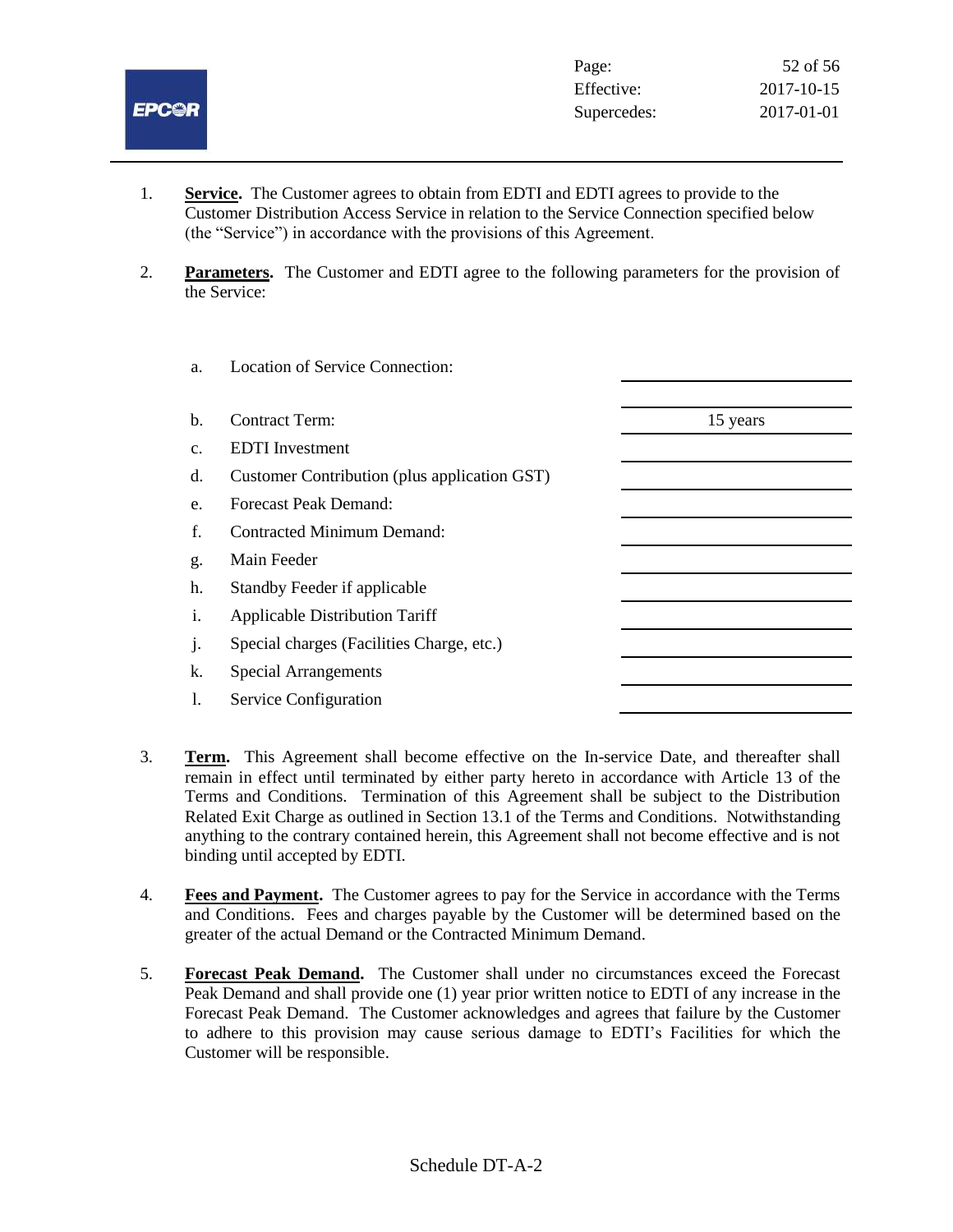1. **Service.** The Customer agrees to obtain from EDTI and EDTI agrees to provide to the Customer Distribution Access Service in relation to the Service Connection specified below (the "Service") in accordance with the provisions of this Agreement.

2. **Parameters.** The Customer and EDTI agree to the following parameters for the provision of the Service:

| | | |
|---|---|---|
| a. | Location of Service Connection: | |
| b. | Contract Term: | 15 years |
| c. | EDTI Investment | |
| d. | Customer Contribution (plus application GST) | |
| e. | Forecast Peak Demand: | |
| f. | Contracted Minimum Demand: | |
| g. | Main Feeder | |
| h. | Standby Feeder if applicable | |
| i. | Applicable Distribution Tariff | |
| j. | Special charges (Facilities Charge, etc.) | |
| k. | Special Arrangements | |
| l. | Service Configuration | |

3. **Term.** This Agreement shall become effective on the In-service Date, and thereafter shall remain in effect until terminated by either party hereto in accordance with Article 13 of the Terms and Conditions. Termination of this Agreement shall be subject to the Distribution Related Exit Charge as outlined in Section 13.1 of the Terms and Conditions. Notwithstanding anything to the contrary contained herein, this Agreement shall not become effective and is not binding until accepted by EDTI.

4. **Fees and Payment.** The Customer agrees to pay for the Service in accordance with the Terms and Conditions. Fees and charges payable by the Customer will be determined based on the greater of the actual Demand or the Contracted Minimum Demand.

5. **Forecast Peak Demand.** The Customer shall under no circumstances exceed the Forecast Peak Demand and shall provide one (1) year prior written notice to EDTI of any increase in the Forecast Peak Demand. The Customer acknowledges and agrees that failure by the Customer to adhere to this provision may cause serious damage to EDTI's Facilities for which the Customer will be responsible.

Schedule DT-A-2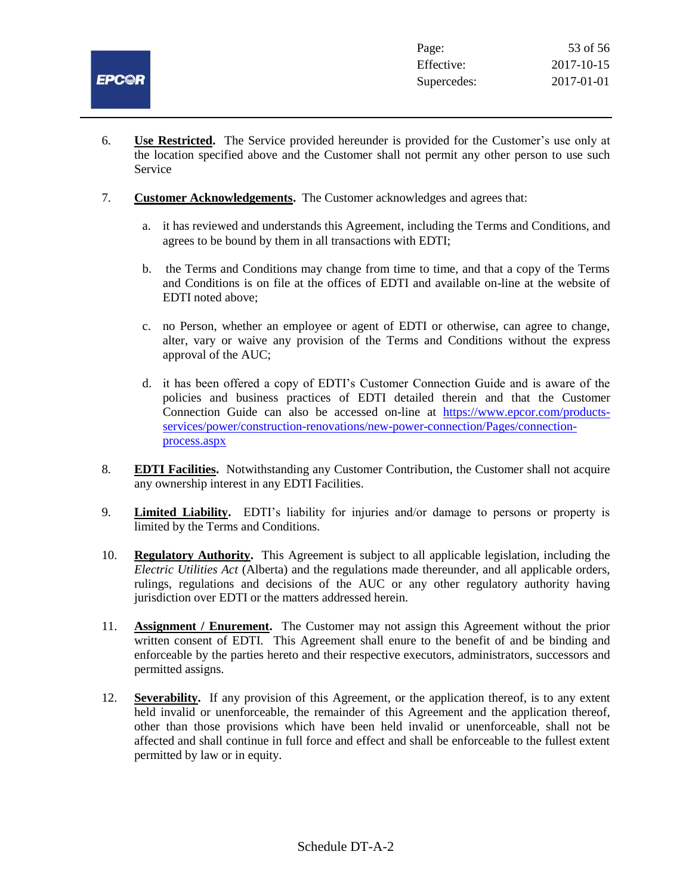6. **Use Restricted.** The Service provided hereunder is provided for the Customer's use only at the location specified above and the Customer shall not permit any other person to use such Service

7. **Customer Acknowledgements.** The Customer acknowledges and agrees that:

   a. it has reviewed and understands this Agreement, including the Terms and Conditions, and agrees to be bound by them in all transactions with EDTI;

   b. the Terms and Conditions may change from time to time, and that a copy of the Terms and Conditions is on file at the offices of EDTI and available on-line at the website of EDTI noted above;

   c. no Person, whether an employee or agent of EDTI or otherwise, can agree to change, alter, vary or waive any provision of the Terms and Conditions without the express approval of the AUC;

   d. it has been offered a copy of EDTI's Customer Connection Guide and is aware of the policies and business practices of EDTI detailed therein and that the Customer Connection Guide can also be accessed on-line at https://www.epcor.com/products-services/power/construction-renovations/new-power-connection/Pages/connection-process.aspx

8. **EDTI Facilities.** Notwithstanding any Customer Contribution, the Customer shall not acquire any ownership interest in any EDTI Facilities.

9. **Limited Liability.** EDTI's liability for injuries and/or damage to persons or property is limited by the Terms and Conditions.

10. **Regulatory Authority.** This Agreement is subject to all applicable legislation, including the *Electric Utilities Act* (Alberta) and the regulations made thereunder, and all applicable orders, rulings, regulations and decisions of the AUC or any other regulatory authority having jurisdiction over EDTI or the matters addressed herein.

11. **Assignment / Enurement.** The Customer may not assign this Agreement without the prior written consent of EDTI. This Agreement shall enure to the benefit of and be binding and enforceable by the parties hereto and their respective executors, administrators, successors and permitted assigns.

12. **Severability.** If any provision of this Agreement, or the application thereof, is to any extent held invalid or unenforceable, the remainder of this Agreement and the application thereof, other than those provisions which have been held invalid or unenforceable, shall not be affected and shall continue in full force and effect and shall be enforceable to the fullest extent permitted by law or in equity.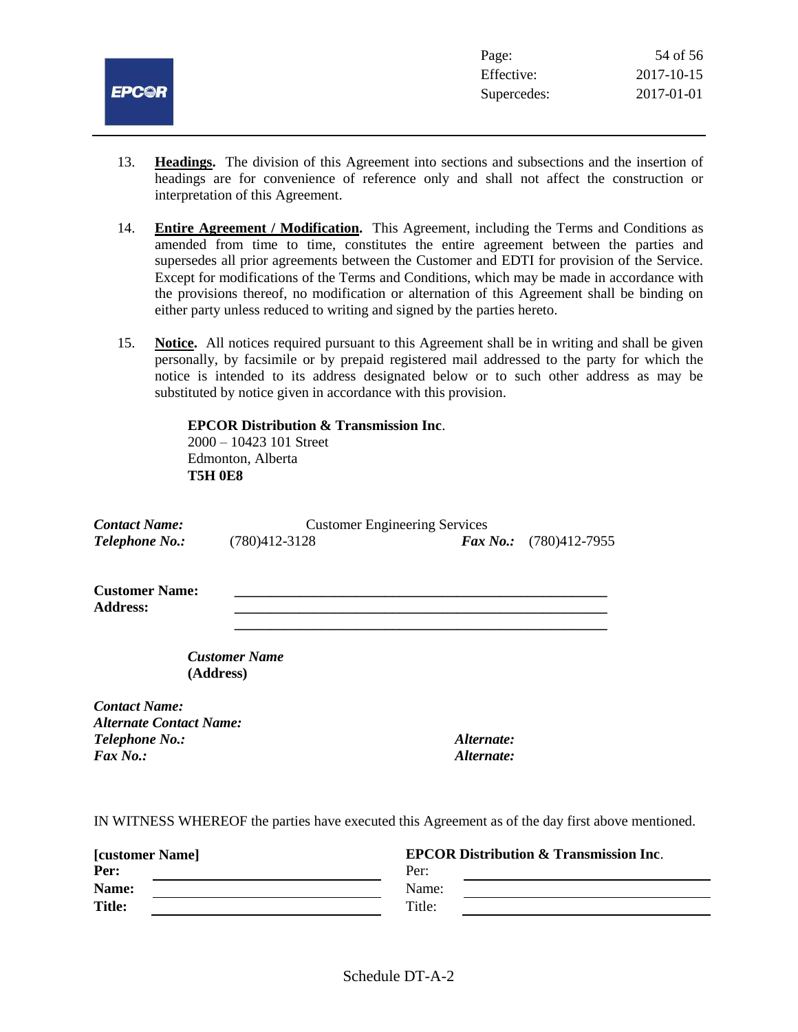13. **Headings.** The division of this Agreement into sections and subsections and the insertion of headings are for convenience of reference only and shall not affect the construction or interpretation of this Agreement.

14. **Entire Agreement / Modification.** This Agreement, including the Terms and Conditions as amended from time to time, constitutes the entire agreement between the parties and supersedes all prior agreements between the Customer and EDTI for provision of the Service. Except for modifications of the Terms and Conditions, which may be made in accordance with the provisions thereof, no modification or alternation of this Agreement shall be binding on either party unless reduced to writing and signed by the parties hereto.

15. **Notice.** All notices required pursuant to this Agreement shall be in writing and shall be given personally, by facsimile or by prepaid registered mail addressed to the party for which the notice is intended to its address designated below or to such other address as may be substituted by notice given in accordance with this provision.

    **EPCOR Distribution & Transmission Inc**.
    2000 – 10423 101 Street
    Edmonton, Alberta
    **T5H 0E8**

***Contact Name:*** Customer Engineering Services
***Telephone No.:*** (780)412-3128 ***Fax No.:*** (780)412-7955

**Customer Name:** ______________________________
**Address:** ______________________________
______________________________

***Customer Name***
**(Address)**

***Contact Name:***
***Alternate Contact Name:***
***Telephone No.:*** ***Alternate:***
***Fax No.:*** ***Alternate:***

IN WITNESS WHEREOF the parties have executed this Agreement as of the day first above mentioned.

| **[customer Name]** | | **EPCOR Distribution & Transmission Inc**. | |
|---|---|---|---|
| **Per:** | ______________________ | Per: | ______________________ |
| **Name:** | ______________________ | Name: | ______________________ |
| **Title:** | ______________________ | Title: | ______________________ |

Schedule DT-A-2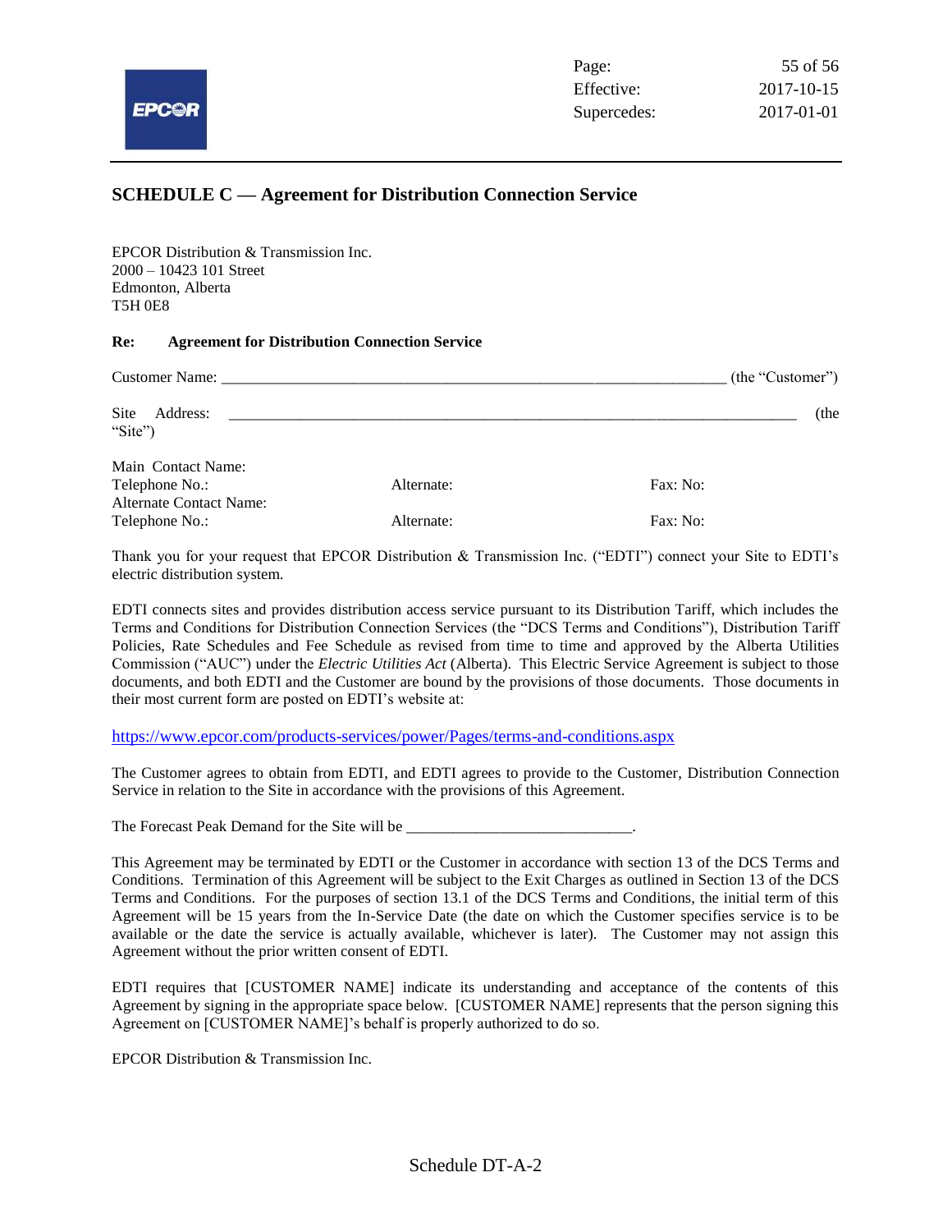## SCHEDULE C — Agreement for Distribution Connection Service

EPCOR Distribution & Transmission Inc.
2000 – 10423 101 Street
Edmonton, Alberta
T5H 0E8

**Re: Agreement for Distribution Connection Service**

Customer Name: ______________________________________________________________ (the "Customer")

Site Address: ______________________________________________________________ (the "Site")

| | | |
|---|---|---|
| Main Contact Name: | | |
| Telephone No.: | Alternate: | Fax: No: |
| Alternate Contact Name: | | |
| Telephone No.: | Alternate: | Fax: No: |

Thank you for your request that EPCOR Distribution & Transmission Inc. ("EDTI") connect your Site to EDTI's electric distribution system.

EDTI connects sites and provides distribution access service pursuant to its Distribution Tariff, which includes the Terms and Conditions for Distribution Connection Services (the "DCS Terms and Conditions"), Distribution Tariff Policies, Rate Schedules and Fee Schedule as revised from time to time and approved by the Alberta Utilities Commission ("AUC") under the *Electric Utilities Act* (Alberta). This Electric Service Agreement is subject to those documents, and both EDTI and the Customer are bound by the provisions of those documents. Those documents in their most current form are posted on EDTI's website at:

https://www.epcor.com/products-services/power/Pages/terms-and-conditions.aspx

The Customer agrees to obtain from EDTI, and EDTI agrees to provide to the Customer, Distribution Connection Service in relation to the Site in accordance with the provisions of this Agreement.

The Forecast Peak Demand for the Site will be ____________________________.

This Agreement may be terminated by EDTI or the Customer in accordance with section 13 of the DCS Terms and Conditions. Termination of this Agreement will be subject to the Exit Charges as outlined in Section 13 of the DCS Terms and Conditions. For the purposes of section 13.1 of the DCS Terms and Conditions, the initial term of this Agreement will be 15 years from the In-Service Date (the date on which the Customer specifies service is to be available or the date the service is actually available, whichever is later). The Customer may not assign this Agreement without the prior written consent of EDTI.

EDTI requires that [CUSTOMER NAME] indicate its understanding and acceptance of the contents of this Agreement by signing in the appropriate space below. [CUSTOMER NAME] represents that the person signing this Agreement on [CUSTOMER NAME]'s behalf is properly authorized to do so.

EPCOR Distribution & Transmission Inc.

Schedule DT-A-2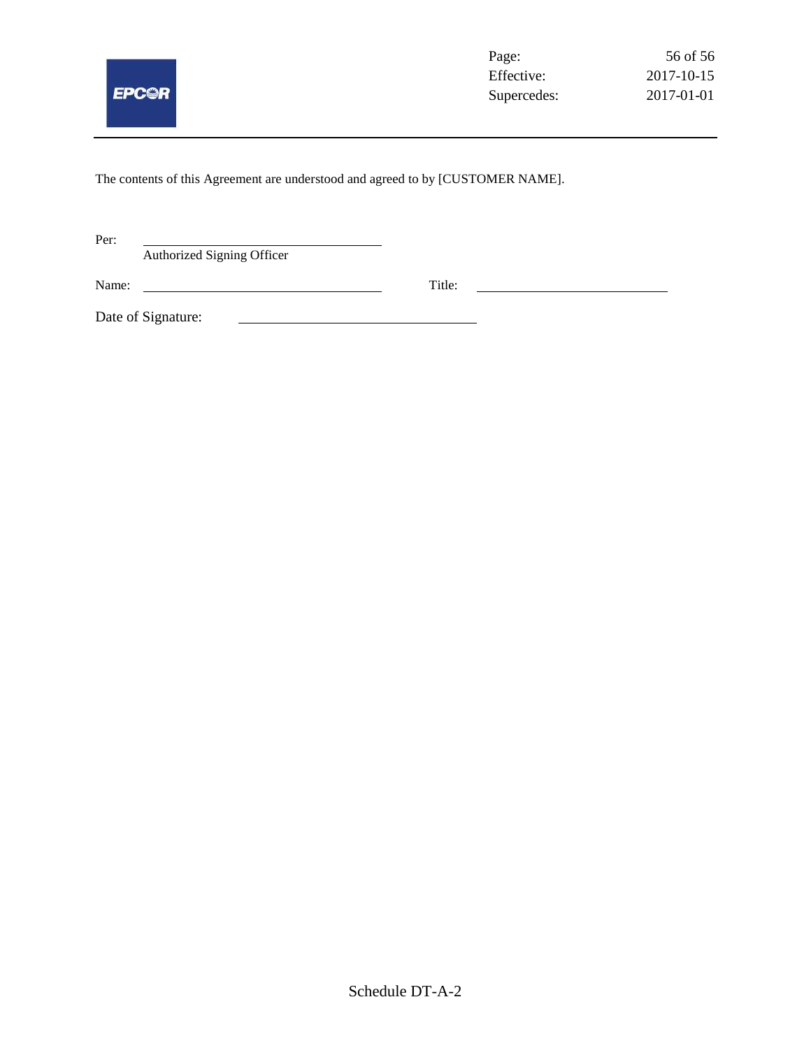The contents of this Agreement are understood and agreed to by [CUSTOMER NAME].

Per: ______________________________
Authorized Signing Officer

Name: ______________________________ Title: ______________________________

Date of Signature: ______________________________

Schedule DT-A-2